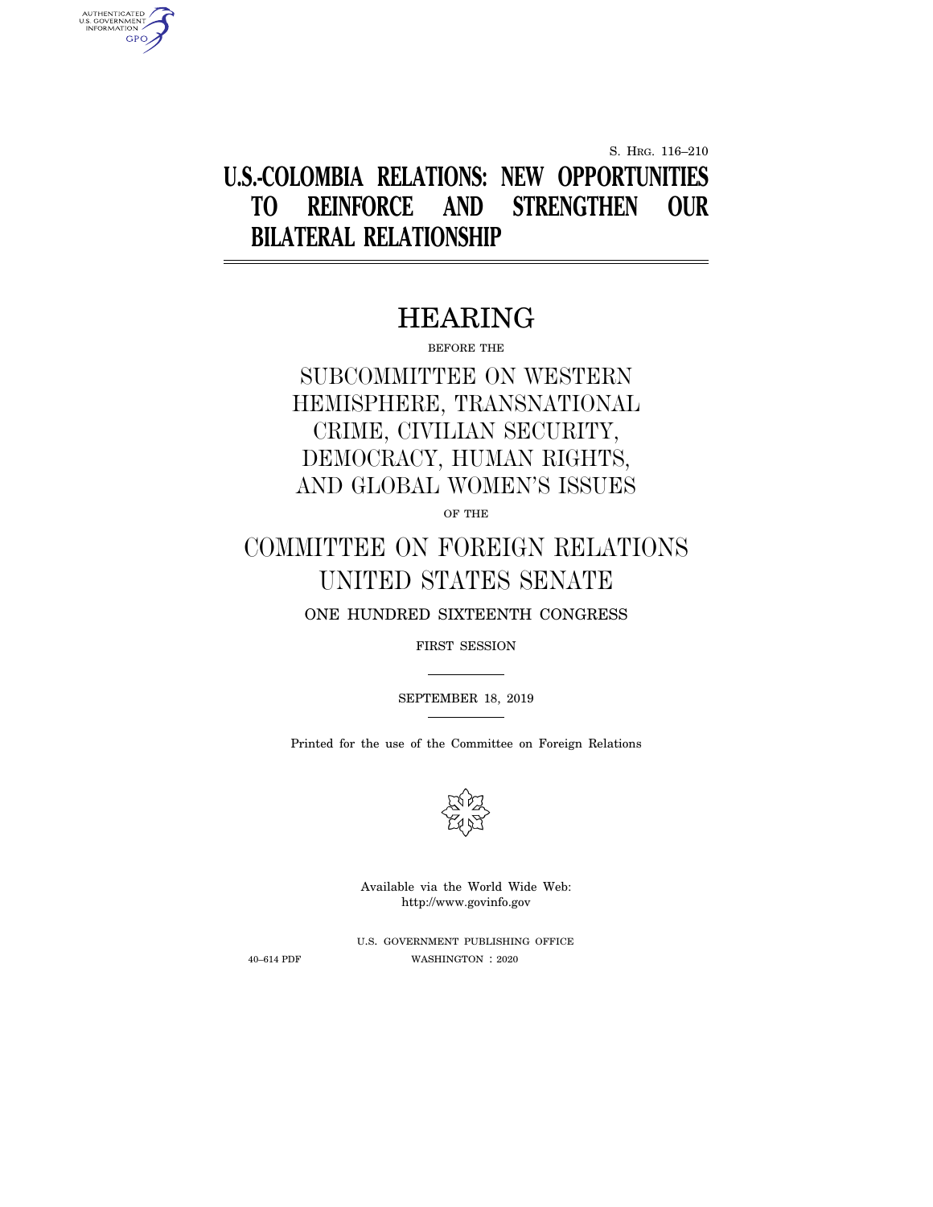S. Hrg. 116–210

# U.S.-COLOMBIA RELATIONS: NEW OPPORTUNITIES TO REINFORCE AND STRENGTHEN OUR BILATERAL RELATIONSHIP

## HEARING

BEFORE THE

SUBCOMMITTEE ON WESTERN HEMISPHERE, TRANSNATIONAL CRIME, CIVILIAN SECURITY, DEMOCRACY, HUMAN RIGHTS, AND GLOBAL WOMEN'S ISSUES

OF THE

COMMITTEE ON FOREIGN RELATIONS
UNITED STATES SENATE

ONE HUNDRED SIXTEENTH CONGRESS

FIRST SESSION

SEPTEMBER 18, 2019

Printed for the use of the Committee on Foreign Relations

Available via the World Wide Web:
http://www.govinfo.gov

U.S. GOVERNMENT PUBLISHING OFFICE

40–614 PDF WASHINGTON : 2020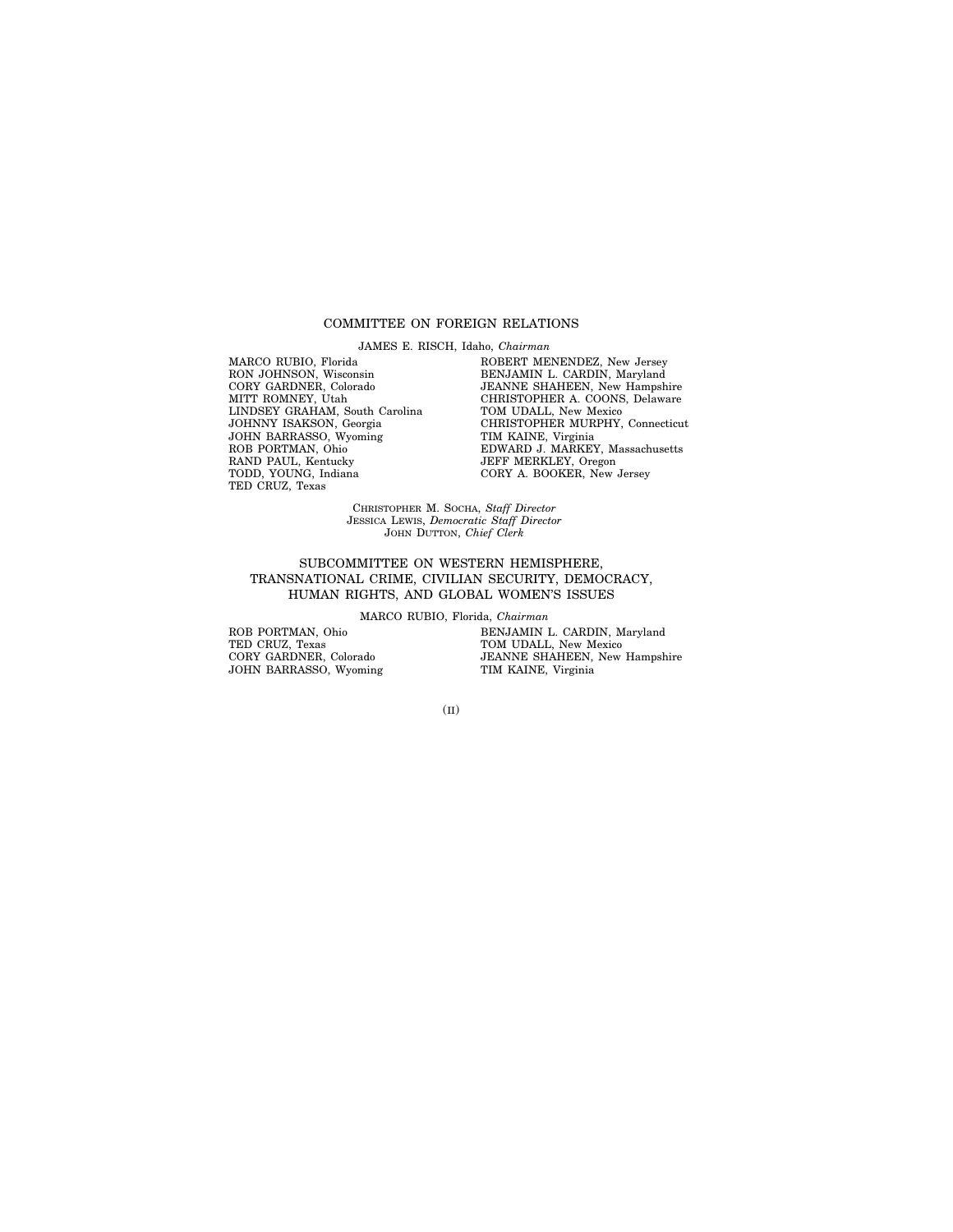## COMMITTEE ON FOREIGN RELATIONS

JAMES E. RISCH, Idaho, *Chairman*

MARCO RUBIO, Florida
RON JOHNSON, Wisconsin
CORY GARDNER, Colorado
MITT ROMNEY, Utah
LINDSEY GRAHAM, South Carolina
JOHNNY ISAKSON, Georgia
JOHN BARRASSO, Wyoming
ROB PORTMAN, Ohio
RAND PAUL, Kentucky
TODD, YOUNG, Indiana
TED CRUZ, Texas

ROBERT MENENDEZ, New Jersey
BENJAMIN L. CARDIN, Maryland
JEANNE SHAHEEN, New Hampshire
CHRISTOPHER A. COONS, Delaware
TOM UDALL, New Mexico
CHRISTOPHER MURPHY, Connecticut
TIM KAINE, Virginia
EDWARD J. MARKEY, Massachusetts
JEFF MERKLEY, Oregon
CORY A. BOOKER, New Jersey

CHRISTOPHER M. SOCHA, *Staff Director*
JESSICA LEWIS, *Democratic Staff Director*
JOHN DUTTON, *Chief Clerk*

## SUBCOMMITTEE ON WESTERN HEMISPHERE, TRANSNATIONAL CRIME, CIVILIAN SECURITY, DEMOCRACY, HUMAN RIGHTS, AND GLOBAL WOMEN'S ISSUES

MARCO RUBIO, Florida, *Chairman*

ROB PORTMAN, Ohio
TED CRUZ, Texas
CORY GARDNER, Colorado
JOHN BARRASSO, Wyoming

BENJAMIN L. CARDIN, Maryland
TOM UDALL, New Mexico
JEANNE SHAHEEN, New Hampshire
TIM KAINE, Virginia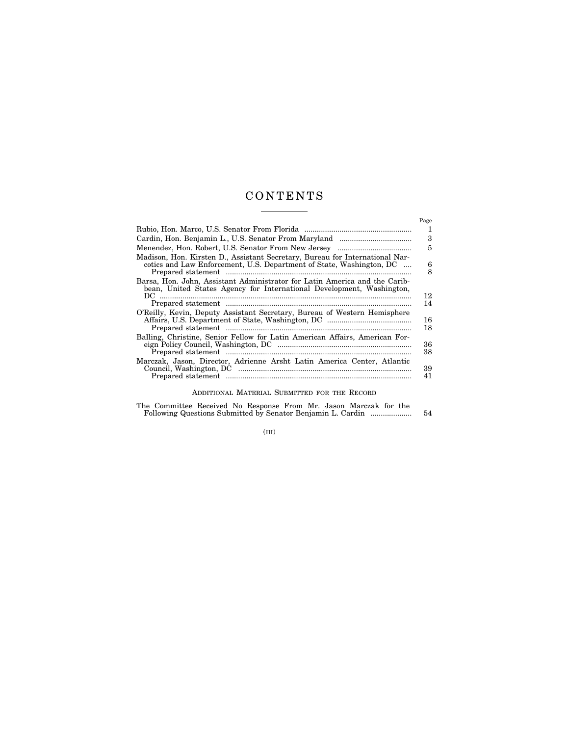# CONTENTS

| | Page |
|---|---|
| Rubio, Hon. Marco, U.S. Senator From Florida | 1 |
| Cardin, Hon. Benjamin L., U.S. Senator From Maryland | 3 |
| Menendez, Hon. Robert, U.S. Senator From New Jersey | 5 |
| Madison, Hon. Kirsten D., Assistant Secretary, Bureau for International Narcotics and Law Enforcement, U.S. Department of State, Washington, DC | 6 |
| Prepared statement | 8 |
| Barsa, Hon. John, Assistant Administrator for Latin America and the Caribbean, United States Agency for International Development, Washington, DC | 12 |
| Prepared statement | 14 |
| O'Reilly, Kevin, Deputy Assistant Secretary, Bureau of Western Hemisphere Affairs, U.S. Department of State, Washington, DC | 16 |
| Prepared statement | 18 |
| Balling, Christine, Senior Fellow for Latin American Affairs, American Foreign Policy Council, Washington, DC | 36 |
| Prepared statement | 38 |
| Marczak, Jason, Director, Adrienne Arsht Latin America Center, Atlantic Council, Washington, DC | 39 |
| Prepared statement | 41 |

## Additional Material Submitted for the Record

| | |
|---|---|
| The Committee Received No Response From Mr. Jason Marczak for the Following Questions Submitted by Senator Benjamin L. Cardin | 54 |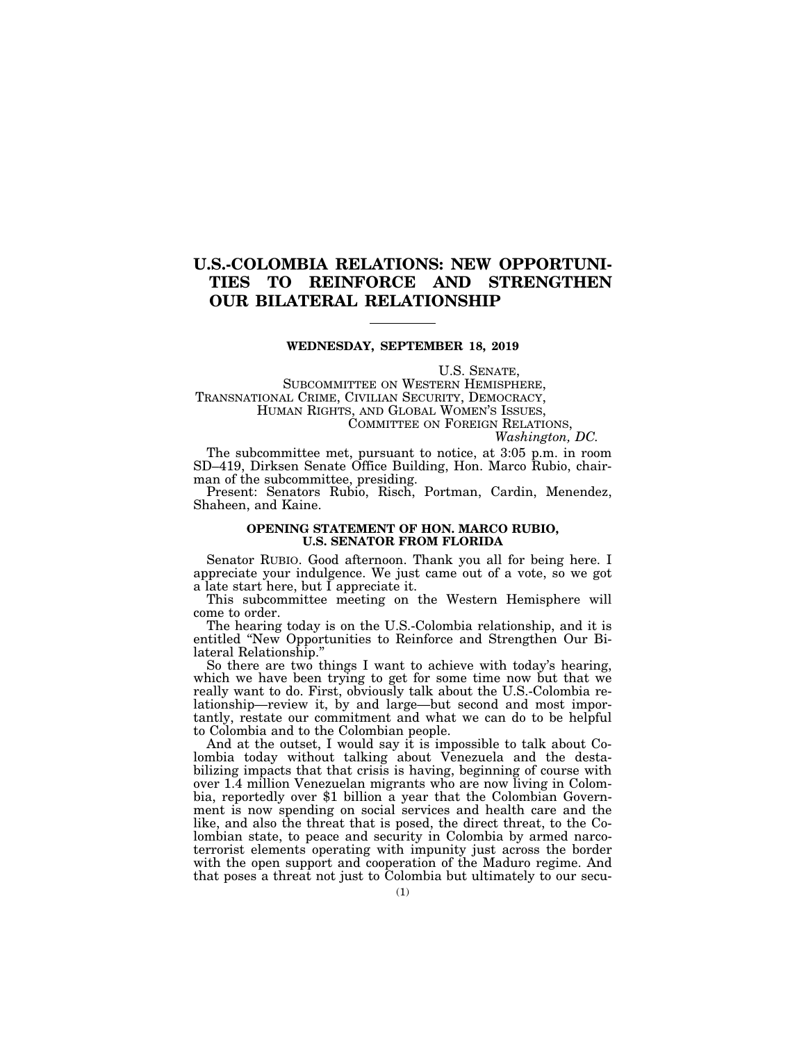# U.S.-COLOMBIA RELATIONS: NEW OPPORTUNITIES TO REINFORCE AND STRENGTHEN OUR BILATERAL RELATIONSHIP

---

**WEDNESDAY, SEPTEMBER 18, 2019**

U.S. SENATE,
SUBCOMMITTEE ON WESTERN HEMISPHERE,
TRANSNATIONAL CRIME, CIVILIAN SECURITY, DEMOCRACY,
HUMAN RIGHTS, AND GLOBAL WOMEN'S ISSUES,
COMMITTEE ON FOREIGN RELATIONS,
*Washington, DC.*

The subcommittee met, pursuant to notice, at 3:05 p.m. in room SD–419, Dirksen Senate Office Building, Hon. Marco Rubio, chairman of the subcommittee, presiding.

Present: Senators Rubio, Risch, Portman, Cardin, Menendez, Shaheen, and Kaine.

## OPENING STATEMENT OF HON. MARCO RUBIO, U.S. SENATOR FROM FLORIDA

Senator RUBIO. Good afternoon. Thank you all for being here. I appreciate your indulgence. We just came out of a vote, so we got a late start here, but I appreciate it.

This subcommittee meeting on the Western Hemisphere will come to order.

The hearing today is on the U.S.-Colombia relationship, and it is entitled "New Opportunities to Reinforce and Strengthen Our Bilateral Relationship."

So there are two things I want to achieve with today's hearing, which we have been trying to get for some time now but that we really want to do. First, obviously talk about the U.S.-Colombia relationship—review it, by and large—but second and most importantly, restate our commitment and what we can do to be helpful to Colombia and to the Colombian people.

And at the outset, I would say it is impossible to talk about Colombia today without talking about Venezuela and the destabilizing impacts that that crisis is having, beginning of course with over 1.4 million Venezuelan migrants who are now living in Colombia, reportedly over $1 billion a year that the Colombian Government is now spending on social services and health care and the like, and also the threat that is posed, the direct threat, to the Colombian state, to peace and security in Colombia by armed narcoterrorist elements operating with impunity just across the border with the open support and cooperation of the Maduro regime. And that poses a threat not just to Colombia but ultimately to our secu-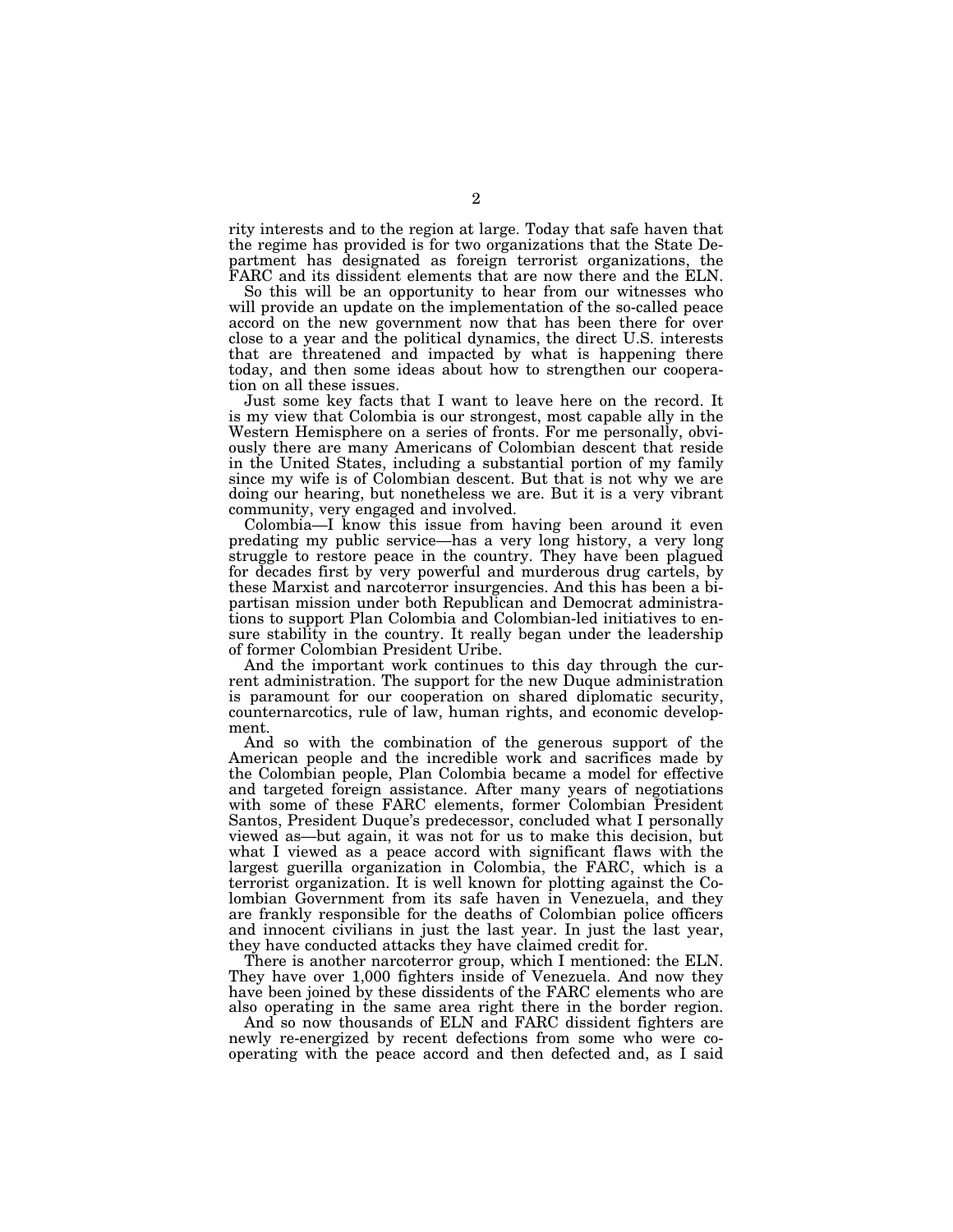rity interests and to the region at large. Today that safe haven that the regime has provided is for two organizations that the State Department has designated as foreign terrorist organizations, the FARC and its dissident elements that are now there and the ELN.

So this will be an opportunity to hear from our witnesses who will provide an update on the implementation of the so-called peace accord on the new government now that has been there for over close to a year and the political dynamics, the direct U.S. interests that are threatened and impacted by what is happening there today, and then some ideas about how to strengthen our cooperation on all these issues.

Just some key facts that I want to leave here on the record. It is my view that Colombia is our strongest, most capable ally in the Western Hemisphere on a series of fronts. For me personally, obviously there are many Americans of Colombian descent that reside in the United States, including a substantial portion of my family since my wife is of Colombian descent. But that is not why we are doing our hearing, but nonetheless we are. But it is a very vibrant community, very engaged and involved.

Colombia—I know this issue from having been around it even predating my public service—has a very long history, a very long struggle to restore peace in the country. They have been plagued for decades first by very powerful and murderous drug cartels, by these Marxist and narcoterror insurgencies. And this has been a bipartisan mission under both Republican and Democrat administrations to support Plan Colombia and Colombian-led initiatives to ensure stability in the country. It really began under the leadership of former Colombian President Uribe.

And the important work continues to this day through the current administration. The support for the new Duque administration is paramount for our cooperation on shared diplomatic security, counternarcotics, rule of law, human rights, and economic development.

And so with the combination of the generous support of the American people and the incredible work and sacrifices made by the Colombian people, Plan Colombia became a model for effective and targeted foreign assistance. After many years of negotiations with some of these FARC elements, former Colombian President Santos, President Duque's predecessor, concluded what I personally viewed as—but again, it was not for us to make this decision, but what I viewed as a peace accord with significant flaws with the largest guerilla organization in Colombia, the FARC, which is a terrorist organization. It is well known for plotting against the Colombian Government from its safe haven in Venezuela, and they are frankly responsible for the deaths of Colombian police officers and innocent civilians in just the last year. In just the last year, they have conducted attacks they have claimed credit for.

There is another narcoterror group, which I mentioned: the ELN. They have over 1,000 fighters inside of Venezuela. And now they have been joined by these dissidents of the FARC elements who are also operating in the same area right there in the border region.

And so now thousands of ELN and FARC dissident fighters are newly re-energized by recent defections from some who were cooperating with the peace accord and then defected and, as I said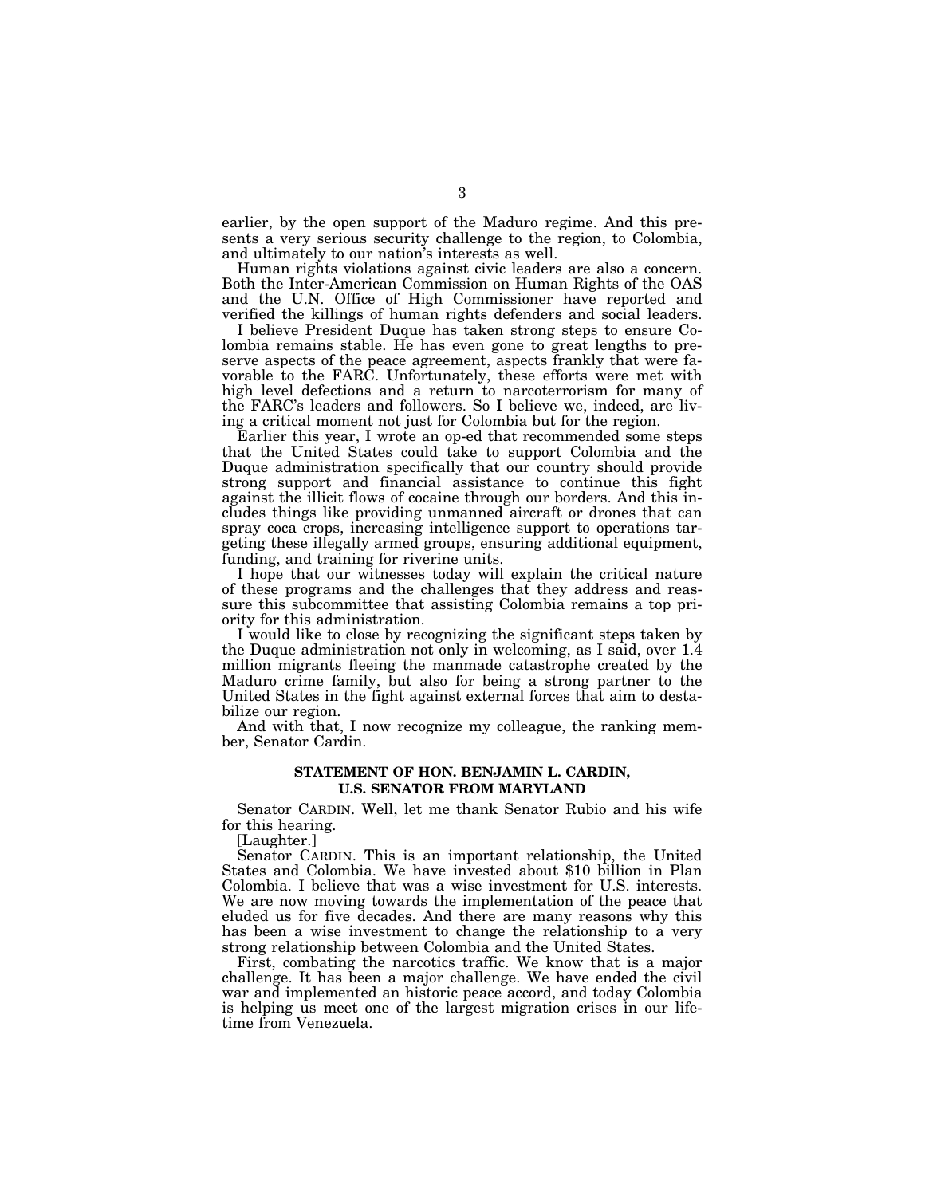earlier, by the open support of the Maduro regime. And this presents a very serious security challenge to the region, to Colombia, and ultimately to our nation's interests as well.

Human rights violations against civic leaders are also a concern. Both the Inter-American Commission on Human Rights of the OAS and the U.N. Office of High Commissioner have reported and verified the killings of human rights defenders and social leaders.

I believe President Duque has taken strong steps to ensure Colombia remains stable. He has even gone to great lengths to preserve aspects of the peace agreement, aspects frankly that were favorable to the FARC. Unfortunately, these efforts were met with high level defections and a return to narcoterrorism for many of the FARC's leaders and followers. So I believe we, indeed, are living a critical moment not just for Colombia but for the region.

Earlier this year, I wrote an op-ed that recommended some steps that the United States could take to support Colombia and the Duque administration specifically that our country should provide strong support and financial assistance to continue this fight against the illicit flows of cocaine through our borders. And this includes things like providing unmanned aircraft or drones that can spray coca crops, increasing intelligence support to operations targeting these illegally armed groups, ensuring additional equipment, funding, and training for riverine units.

I hope that our witnesses today will explain the critical nature of these programs and the challenges that they address and reassure this subcommittee that assisting Colombia remains a top priority for this administration.

I would like to close by recognizing the significant steps taken by the Duque administration not only in welcoming, as I said, over 1.4 million migrants fleeing the manmade catastrophe created by the Maduro crime family, but also for being a strong partner to the United States in the fight against external forces that aim to destabilize our region.

And with that, I now recognize my colleague, the ranking member, Senator Cardin.

## STATEMENT OF HON. BENJAMIN L. CARDIN, U.S. SENATOR FROM MARYLAND

Senator CARDIN. Well, let me thank Senator Rubio and his wife for this hearing.

[Laughter.]

Senator CARDIN. This is an important relationship, the United States and Colombia. We have invested about $10 billion in Plan Colombia. I believe that was a wise investment for U.S. interests. We are now moving towards the implementation of the peace that eluded us for five decades. And there are many reasons why this has been a wise investment to change the relationship to a very strong relationship between Colombia and the United States.

First, combating the narcotics traffic. We know that is a major challenge. It has been a major challenge. We have ended the civil war and implemented an historic peace accord, and today Colombia is helping us meet one of the largest migration crises in our lifetime from Venezuela.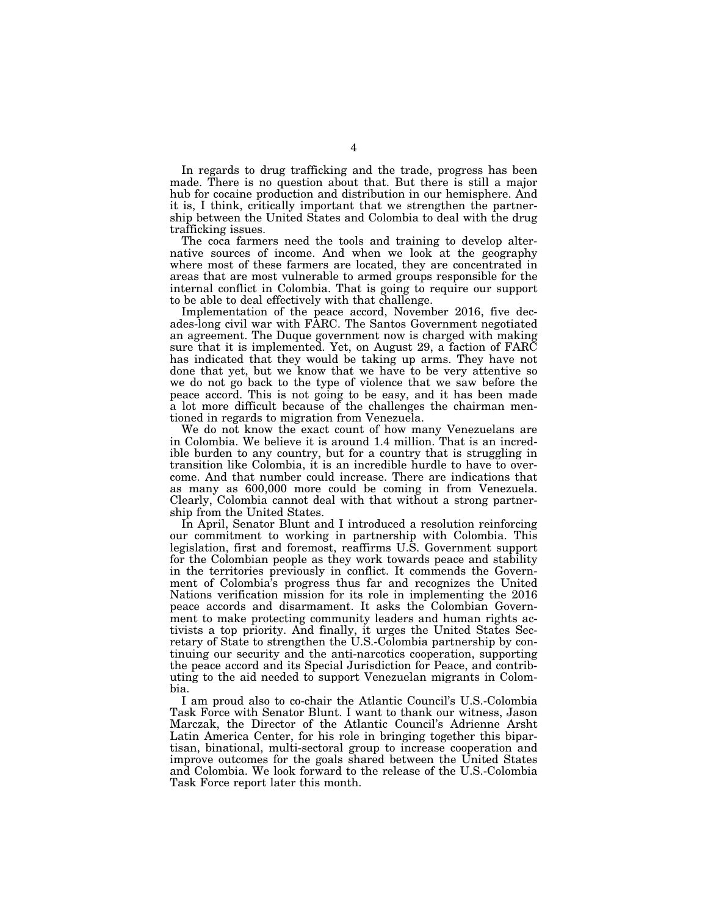In regards to drug trafficking and the trade, progress has been made. There is no question about that. But there is still a major hub for cocaine production and distribution in our hemisphere. And it is, I think, critically important that we strengthen the partnership between the United States and Colombia to deal with the drug trafficking issues.

The coca farmers need the tools and training to develop alternative sources of income. And when we look at the geography where most of these farmers are located, they are concentrated in areas that are most vulnerable to armed groups responsible for the internal conflict in Colombia. That is going to require our support to be able to deal effectively with that challenge.

Implementation of the peace accord, November 2016, five decades-long civil war with FARC. The Santos Government negotiated an agreement. The Duque government now is charged with making sure that it is implemented. Yet, on August 29, a faction of FARC has indicated that they would be taking up arms. They have not done that yet, but we know that we have to be very attentive so we do not go back to the type of violence that we saw before the peace accord. This is not going to be easy, and it has been made a lot more difficult because of the challenges the chairman mentioned in regards to migration from Venezuela.

We do not know the exact count of how many Venezuelans are in Colombia. We believe it is around 1.4 million. That is an incredible burden to any country, but for a country that is struggling in transition like Colombia, it is an incredible hurdle to have to overcome. And that number could increase. There are indications that as many as 600,000 more could be coming in from Venezuela. Clearly, Colombia cannot deal with that without a strong partnership from the United States.

In April, Senator Blunt and I introduced a resolution reinforcing our commitment to working in partnership with Colombia. This legislation, first and foremost, reaffirms U.S. Government support for the Colombian people as they work towards peace and stability in the territories previously in conflict. It commends the Government of Colombia's progress thus far and recognizes the United Nations verification mission for its role in implementing the 2016 peace accords and disarmament. It asks the Colombian Government to make protecting community leaders and human rights activists a top priority. And finally, it urges the United States Secretary of State to strengthen the U.S.-Colombia partnership by continuing our security and the anti-narcotics cooperation, supporting the peace accord and its Special Jurisdiction for Peace, and contributing to the aid needed to support Venezuelan migrants in Colombia.

I am proud also to co-chair the Atlantic Council's U.S.-Colombia Task Force with Senator Blunt. I want to thank our witness, Jason Marczak, the Director of the Atlantic Council's Adrienne Arsht Latin America Center, for his role in bringing together this bipartisan, binational, multi-sectoral group to increase cooperation and improve outcomes for the goals shared between the United States and Colombia. We look forward to the release of the U.S.-Colombia Task Force report later this month.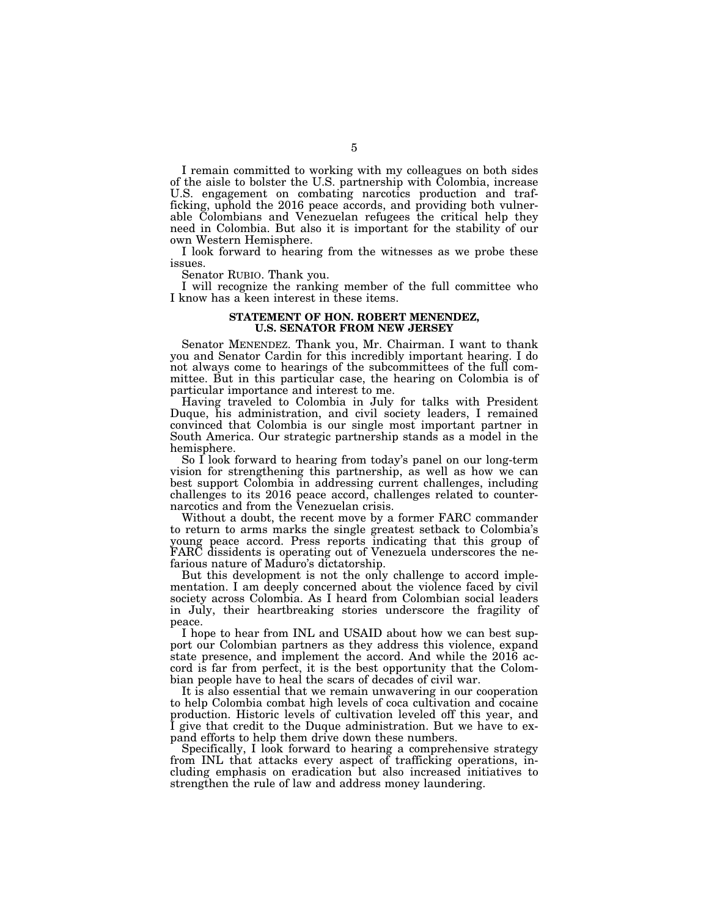I remain committed to working with my colleagues on both sides of the aisle to bolster the U.S. partnership with Colombia, increase U.S. engagement on combating narcotics production and trafficking, uphold the 2016 peace accords, and providing both vulnerable Colombians and Venezuelan refugees the critical help they need in Colombia. But also it is important for the stability of our own Western Hemisphere.

I look forward to hearing from the witnesses as we probe these issues.

Senator RUBIO. Thank you.

I will recognize the ranking member of the full committee who I know has a keen interest in these items.

## STATEMENT OF HON. ROBERT MENENDEZ, U.S. SENATOR FROM NEW JERSEY

Senator MENENDEZ. Thank you, Mr. Chairman. I want to thank you and Senator Cardin for this incredibly important hearing. I do not always come to hearings of the subcommittees of the full committee. But in this particular case, the hearing on Colombia is of particular importance and interest to me.

Having traveled to Colombia in July for talks with President Duque, his administration, and civil society leaders, I remained convinced that Colombia is our single most important partner in South America. Our strategic partnership stands as a model in the hemisphere.

So I look forward to hearing from today's panel on our long-term vision for strengthening this partnership, as well as how we can best support Colombia in addressing current challenges, including challenges to its 2016 peace accord, challenges related to counternarcotics and from the Venezuelan crisis.

Without a doubt, the recent move by a former FARC commander to return to arms marks the single greatest setback to Colombia's young peace accord. Press reports indicating that this group of FARC dissidents is operating out of Venezuela underscores the nefarious nature of Maduro's dictatorship.

But this development is not the only challenge to accord implementation. I am deeply concerned about the violence faced by civil society across Colombia. As I heard from Colombian social leaders in July, their heartbreaking stories underscore the fragility of peace.

I hope to hear from INL and USAID about how we can best support our Colombian partners as they address this violence, expand state presence, and implement the accord. And while the 2016 accord is far from perfect, it is the best opportunity that the Colombian people have to heal the scars of decades of civil war.

It is also essential that we remain unwavering in our cooperation to help Colombia combat high levels of coca cultivation and cocaine production. Historic levels of cultivation leveled off this year, and I give that credit to the Duque administration. But we have to expand efforts to help them drive down these numbers.

Specifically, I look forward to hearing a comprehensive strategy from INL that attacks every aspect of trafficking operations, including emphasis on eradication but also increased initiatives to strengthen the rule of law and address money laundering.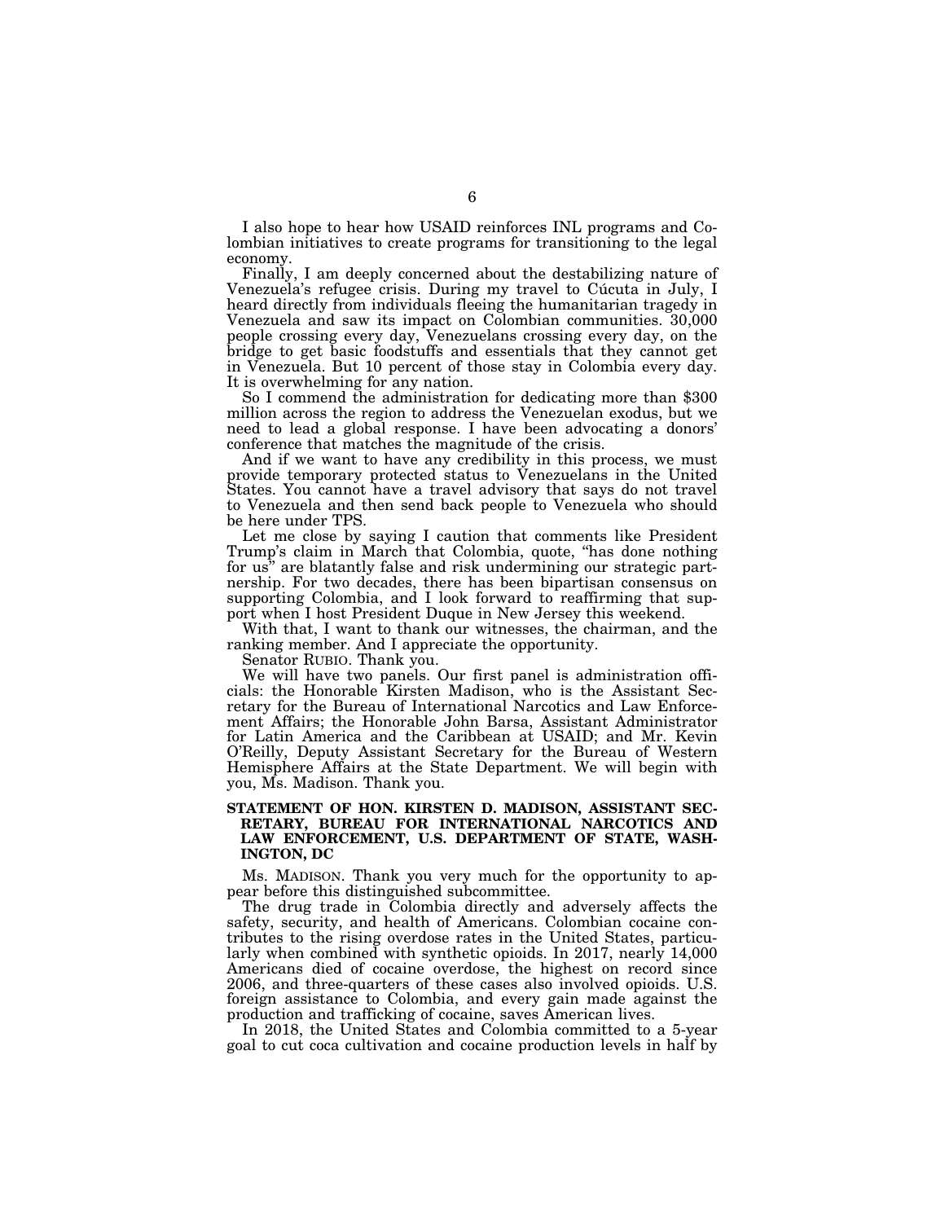I also hope to hear how USAID reinforces INL programs and Colombian initiatives to create programs for transitioning to the legal economy.

Finally, I am deeply concerned about the destabilizing nature of Venezuela's refugee crisis. During my travel to Cúcuta in July, I heard directly from individuals fleeing the humanitarian tragedy in Venezuela and saw its impact on Colombian communities. 30,000 people crossing every day, Venezuelans crossing every day, on the bridge to get basic foodstuffs and essentials that they cannot get in Venezuela. But 10 percent of those stay in Colombia every day. It is overwhelming for any nation.

So I commend the administration for dedicating more than $300 million across the region to address the Venezuelan exodus, but we need to lead a global response. I have been advocating a donors' conference that matches the magnitude of the crisis.

And if we want to have any credibility in this process, we must provide temporary protected status to Venezuelans in the United States. You cannot have a travel advisory that says do not travel to Venezuela and then send back people to Venezuela who should be here under TPS.

Let me close by saying I caution that comments like President Trump's claim in March that Colombia, quote, "has done nothing for us" are blatantly false and risk undermining our strategic partnership. For two decades, there has been bipartisan consensus on supporting Colombia, and I look forward to reaffirming that support when I host President Duque in New Jersey this weekend.

With that, I want to thank our witnesses, the chairman, and the ranking member. And I appreciate the opportunity.

Senator RUBIO. Thank you.

We will have two panels. Our first panel is administration officials: the Honorable Kirsten Madison, who is the Assistant Secretary for the Bureau of International Narcotics and Law Enforcement Affairs; the Honorable John Barsa, Assistant Administrator for Latin America and the Caribbean at USAID; and Mr. Kevin O'Reilly, Deputy Assistant Secretary for the Bureau of Western Hemisphere Affairs at the State Department. We will begin with you, Ms. Madison. Thank you.

## STATEMENT OF HON. KIRSTEN D. MADISON, ASSISTANT SECRETARY, BUREAU FOR INTERNATIONAL NARCOTICS AND LAW ENFORCEMENT, U.S. DEPARTMENT OF STATE, WASHINGTON, DC

Ms. MADISON. Thank you very much for the opportunity to appear before this distinguished subcommittee.

The drug trade in Colombia directly and adversely affects the safety, security, and health of Americans. Colombian cocaine contributes to the rising overdose rates in the United States, particularly when combined with synthetic opioids. In 2017, nearly 14,000 Americans died of cocaine overdose, the highest on record since 2006, and three-quarters of these cases also involved opioids. U.S. foreign assistance to Colombia, and every gain made against the production and trafficking of cocaine, saves American lives.

In 2018, the United States and Colombia committed to a 5-year goal to cut coca cultivation and cocaine production levels in half by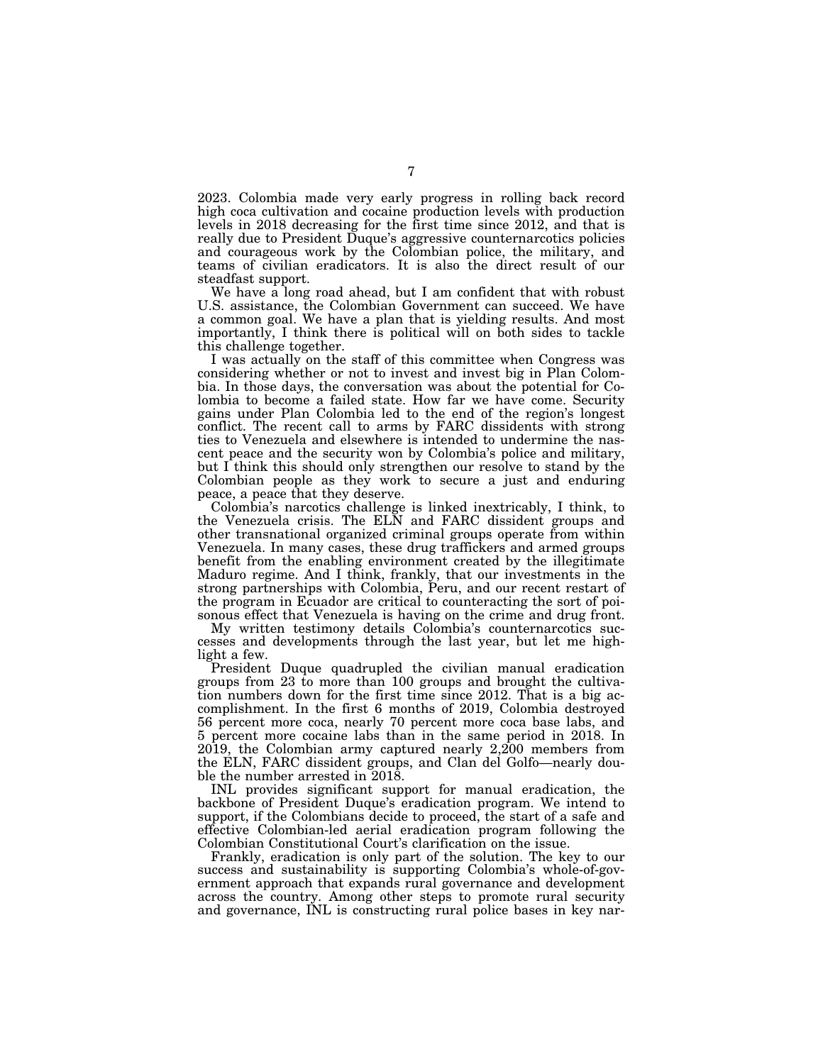2023. Colombia made very early progress in rolling back record high coca cultivation and cocaine production levels with production levels in 2018 decreasing for the first time since 2012, and that is really due to President Duque's aggressive counternarcotics policies and courageous work by the Colombian police, the military, and teams of civilian eradicators. It is also the direct result of our steadfast support.

We have a long road ahead, but I am confident that with robust U.S. assistance, the Colombian Government can succeed. We have a common goal. We have a plan that is yielding results. And most importantly, I think there is political will on both sides to tackle this challenge together.

I was actually on the staff of this committee when Congress was considering whether or not to invest and invest big in Plan Colombia. In those days, the conversation was about the potential for Colombia to become a failed state. How far we have come. Security gains under Plan Colombia led to the end of the region's longest conflict. The recent call to arms by FARC dissidents with strong ties to Venezuela and elsewhere is intended to undermine the nascent peace and the security won by Colombia's police and military, but I think this should only strengthen our resolve to stand by the Colombian people as they work to secure a just and enduring peace, a peace that they deserve.

Colombia's narcotics challenge is linked inextricably, I think, to the Venezuela crisis. The ELN and FARC dissident groups and other transnational organized criminal groups operate from within Venezuela. In many cases, these drug traffickers and armed groups benefit from the enabling environment created by the illegitimate Maduro regime. And I think, frankly, that our investments in the strong partnerships with Colombia, Peru, and our recent restart of the program in Ecuador are critical to counteracting the sort of poisonous effect that Venezuela is having on the crime and drug front.

My written testimony details Colombia's counternarcotics successes and developments through the last year, but let me highlight a few.

President Duque quadrupled the civilian manual eradication groups from 23 to more than 100 groups and brought the cultivation numbers down for the first time since 2012. That is a big accomplishment. In the first 6 months of 2019, Colombia destroyed 56 percent more coca, nearly 70 percent more coca base labs, and 5 percent more cocaine labs than in the same period in 2018. In 2019, the Colombian army captured nearly 2,200 members from the ELN, FARC dissident groups, and Clan del Golfo—nearly double the number arrested in 2018.

INL provides significant support for manual eradication, the backbone of President Duque's eradication program. We intend to support, if the Colombians decide to proceed, the start of a safe and effective Colombian-led aerial eradication program following the Colombian Constitutional Court's clarification on the issue.

Frankly, eradication is only part of the solution. The key to our success and sustainability is supporting Colombia's whole-of-government approach that expands rural governance and development across the country. Among other steps to promote rural security and governance, INL is constructing rural police bases in key nar-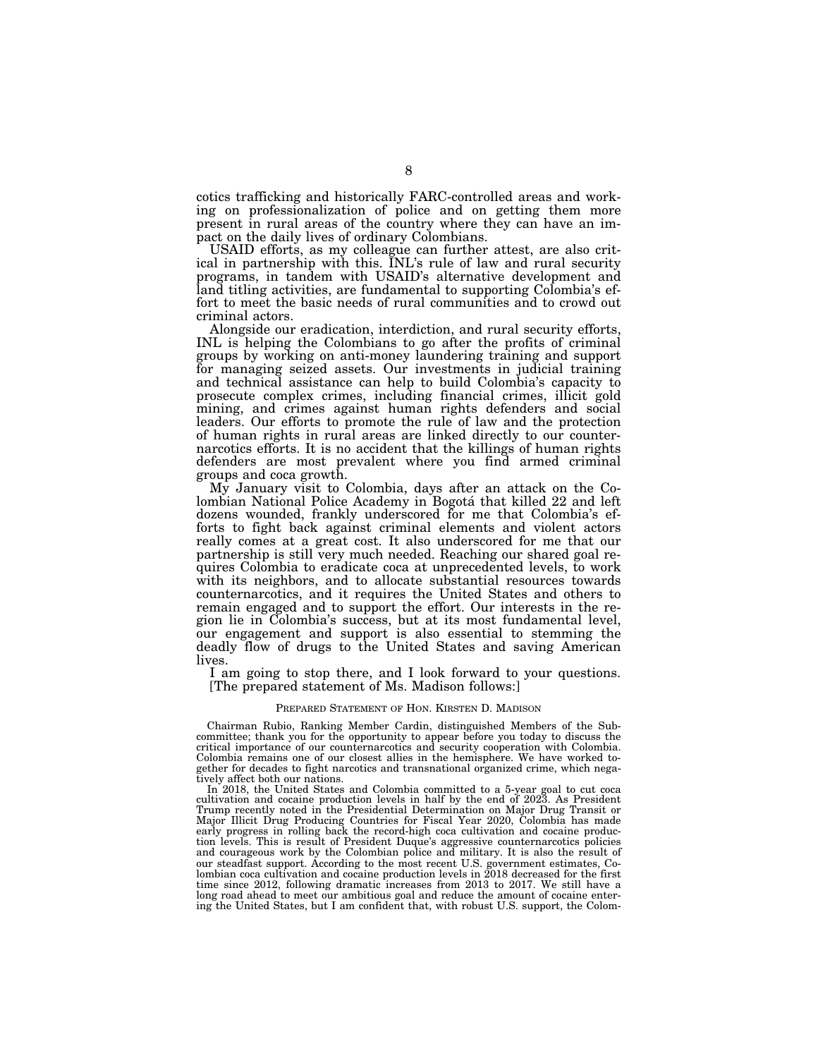cotics trafficking and historically FARC-controlled areas and working on professionalization of police and on getting them more present in rural areas of the country where they can have an impact on the daily lives of ordinary Colombians.

USAID efforts, as my colleague can further attest, are also critical in partnership with this. INL's rule of law and rural security programs, in tandem with USAID's alternative development and land titling activities, are fundamental to supporting Colombia's effort to meet the basic needs of rural communities and to crowd out criminal actors.

Alongside our eradication, interdiction, and rural security efforts, INL is helping the Colombians to go after the profits of criminal groups by working on anti-money laundering training and support for managing seized assets. Our investments in judicial training and technical assistance can help to build Colombia's capacity to prosecute complex crimes, including financial crimes, illicit gold mining, and crimes against human rights defenders and social leaders. Our efforts to promote the rule of law and the protection of human rights in rural areas are linked directly to our counternarcotics efforts. It is no accident that the killings of human rights defenders are most prevalent where you find armed criminal groups and coca growth.

My January visit to Colombia, days after an attack on the Colombian National Police Academy in Bogotá that killed 22 and left dozens wounded, frankly underscored for me that Colombia's efforts to fight back against criminal elements and violent actors really comes at a great cost. It also underscored for me that our partnership is still very much needed. Reaching our shared goal requires Colombia to eradicate coca at unprecedented levels, to work with its neighbors, and to allocate substantial resources towards counternarcotics, and it requires the United States and others to remain engaged and to support the effort. Our interests in the region lie in Colombia's success, but at its most fundamental level, our engagement and support is also essential to stemming the deadly flow of drugs to the United States and saving American lives.

I am going to stop there, and I look forward to your questions.

[The prepared statement of Ms. Madison follows:]

PREPARED STATEMENT OF HON. KIRSTEN D. MADISON

Chairman Rubio, Ranking Member Cardin, distinguished Members of the Subcommittee; thank you for the opportunity to appear before you today to discuss the critical importance of our counternarcotics and security cooperation with Colombia. Colombia remains one of our closest allies in the hemisphere. We have worked together for decades to fight narcotics and transnational organized crime, which negatively affect both our nations.

In 2018, the United States and Colombia committed to a 5-year goal to cut coca cultivation and cocaine production levels in half by the end of 2023. As President Trump recently noted in the Presidential Determination on Major Drug Transit or Major Illicit Drug Producing Countries for Fiscal Year 2020, Colombia has made early progress in rolling back the record-high coca cultivation and cocaine production levels. This is result of President Duque's aggressive counternarcotics policies and courageous work by the Colombian police and military. It is also the result of our steadfast support. According to the most recent U.S. government estimates, Colombian coca cultivation and cocaine production levels in 2018 decreased for the first time since 2012, following dramatic increases from 2013 to 2017. We still have a long road ahead to meet our ambitious goal and reduce the amount of cocaine entering the United States, but I am confident that, with robust U.S. support, the Colom-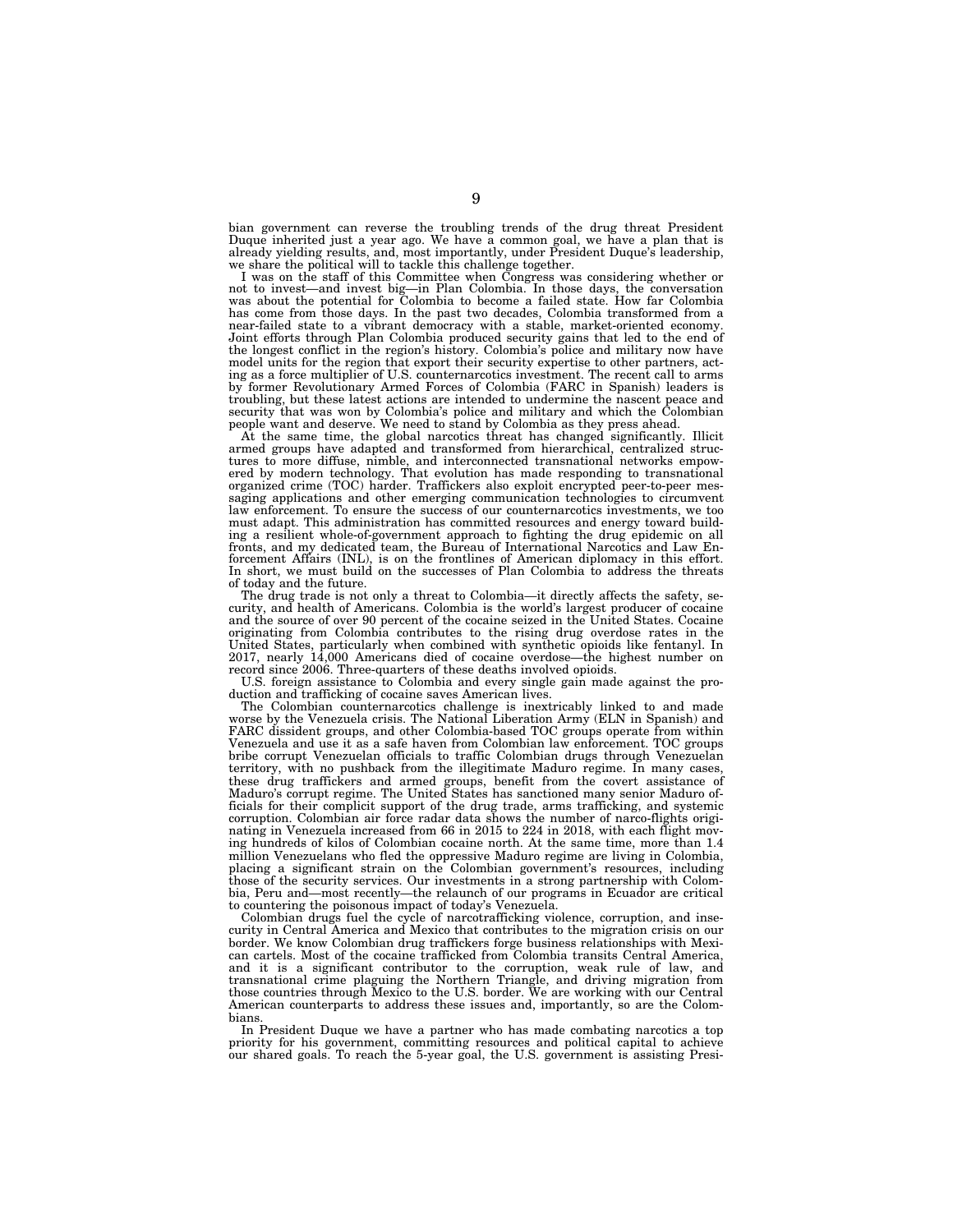bian government can reverse the troubling trends of the drug threat President Duque inherited just a year ago. We have a common goal, we have a plan that is already yielding results, and, most importantly, under President Duque's leadership, we share the political will to tackle this challenge together.

I was on the staff of this Committee when Congress was considering whether or not to invest—and invest big—in Plan Colombia. In those days, the conversation was about the potential for Colombia to become a failed state. How far Colombia has come from those days. In the past two decades, Colombia transformed from a near-failed state to a vibrant democracy with a stable, market-oriented economy. Joint efforts through Plan Colombia produced security gains that led to the end of the longest conflict in the region's history. Colombia's police and military now have model units for the region that export their security expertise to other partners, acting as a force multiplier of U.S. counternarcotics investment. The recent call to arms by former Revolutionary Armed Forces of Colombia (FARC in Spanish) leaders is troubling, but these latest actions are intended to undermine the nascent peace and security that was won by Colombia's police and military and which the Colombian people want and deserve. We need to stand by Colombia as they press ahead.

At the same time, the global narcotics threat has changed significantly. Illicit armed groups have adapted and transformed from hierarchical, centralized structures to more diffuse, nimble, and interconnected transnational networks empowered by modern technology. That evolution has made responding to transnational organized crime (TOC) harder. Traffickers also exploit encrypted peer-to-peer messaging applications and other emerging communication technologies to circumvent law enforcement. To ensure the success of our counternarcotics investments, we too must adapt. This administration has committed resources and energy toward building a resilient whole-of-government approach to fighting the drug epidemic on all fronts, and my dedicated team, the Bureau of International Narcotics and Law Enforcement Affairs (INL), is on the frontlines of American diplomacy in this effort. In short, we must build on the successes of Plan Colombia to address the threats of today and the future.

The drug trade is not only a threat to Colombia—it directly affects the safety, security, and health of Americans. Colombia is the world's largest producer of cocaine and the source of over 90 percent of the cocaine seized in the United States. Cocaine originating from Colombia contributes to the rising drug overdose rates in the United States, particularly when combined with synthetic opioids like fentanyl. In 2017, nearly 14,000 Americans died of cocaine overdose—the highest number on record since 2006. Three-quarters of these deaths involved opioids.

U.S. foreign assistance to Colombia and every single gain made against the production and trafficking of cocaine saves American lives.

The Colombian counternarcotics challenge is inextricably linked to and made worse by the Venezuela crisis. The National Liberation Army (ELN in Spanish) and FARC dissident groups, and other Colombia-based TOC groups operate from within Venezuela and use it as a safe haven from Colombian law enforcement. TOC groups bribe corrupt Venezuelan officials to traffic Colombian drugs through Venezuelan territory, with no pushback from the illegitimate Maduro regime. In many cases, these drug traffickers and armed groups, benefit from the covert assistance of Maduro's corrupt regime. The United States has sanctioned many senior Maduro officials for their complicit support of the drug trade, arms trafficking, and systemic corruption. Colombian air force radar data shows the number of narco-flights originating in Venezuela increased from 66 in 2015 to 224 in 2018, with each flight moving hundreds of kilos of Colombian cocaine north. At the same time, more than 1.4 million Venezuelans who fled the oppressive Maduro regime are living in Colombia, placing a significant strain on the Colombian government's resources, including those of the security services. Our investments in a strong partnership with Colombia, Peru and—most recently—the relaunch of our programs in Ecuador are critical to countering the poisonous impact of today's Venezuela.

Colombian drugs fuel the cycle of narcotrafficking violence, corruption, and insecurity in Central America and Mexico that contributes to the migration crisis on our border. We know Colombian drug traffickers forge business relationships with Mexican cartels. Most of the cocaine trafficked from Colombia transits Central America, and it is a significant contributor to the corruption, weak rule of law, and transnational crime plaguing the Northern Triangle, and driving migration from those countries through Mexico to the U.S. border. We are working with our Central American counterparts to address these issues and, importantly, so are the Colombians.

In President Duque we have a partner who has made combating narcotics a top priority for his government, committing resources and political capital to achieve our shared goals. To reach the 5-year goal, the U.S. government is assisting Presi-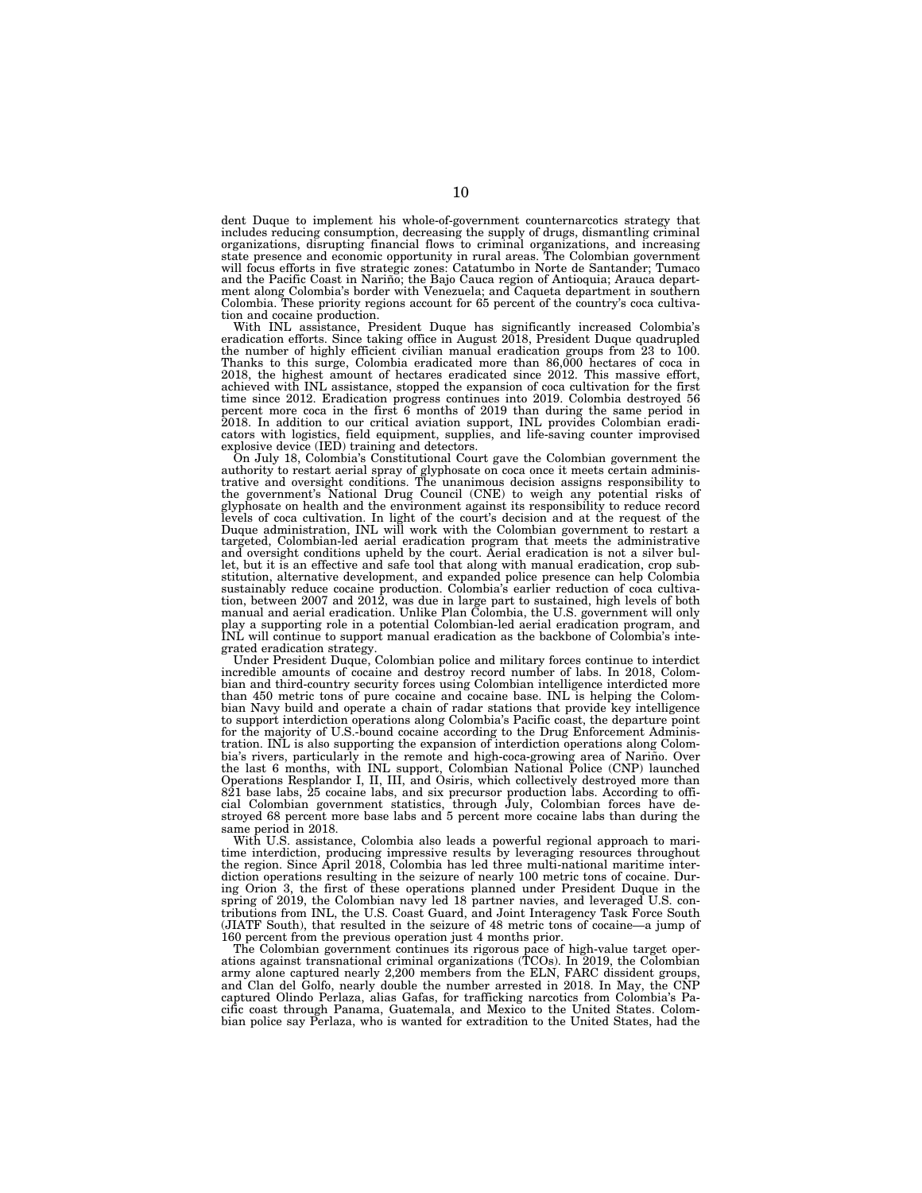dent Duque to implement his whole-of-government counternarcotics strategy that includes reducing consumption, decreasing the supply of drugs, dismantling criminal organizations, disrupting financial flows to criminal organizations, and increasing state presence and economic opportunity in rural areas. The Colombian government will focus efforts in five strategic zones: Catatumbo in Norte de Santander; Tumaco and the Pacific Coast in Nariño; the Bajo Cauca region of Antioquia; Arauca department along Colombia's border with Venezuela; and Caqueta department in southern Colombia. These priority regions account for 65 percent of the country's coca cultivation and cocaine production.

With INL assistance, President Duque has significantly increased Colombia's eradication efforts. Since taking office in August 2018, President Duque quadrupled the number of highly efficient civilian manual eradication groups from 23 to 100. Thanks to this surge, Colombia eradicated more than 86,000 hectares of coca in 2018, the highest amount of hectares eradicated since 2012. This massive effort, achieved with INL assistance, stopped the expansion of coca cultivation for the first time since 2012. Eradication progress continues into 2019. Colombia destroyed 56 percent more coca in the first 6 months of 2019 than during the same period in 2018. In addition to our critical aviation support, INL provides Colombian eradicators with logistics, field equipment, supplies, and life-saving counter improvised explosive device (IED) training and detectors.

On July 18, Colombia's Constitutional Court gave the Colombian government the authority to restart aerial spray of glyphosate on coca once it meets certain administrative and oversight conditions. The unanimous decision assigns responsibility to the government's National Drug Council (CNE) to weigh any potential risks of glyphosate on health and the environment against its responsibility to reduce record levels of coca cultivation. In light of the court's decision and at the request of the Duque administration, INL will work with the Colombian government to restart a targeted, Colombian-led aerial eradication program that meets the administrative and oversight conditions upheld by the court. Aerial eradication is not a silver bullet, but it is an effective and safe tool that along with manual eradication, crop substitution, alternative development, and expanded police presence can help Colombia sustainably reduce cocaine production. Colombia's earlier reduction of coca cultivation, between 2007 and 2012, was due in large part to sustained, high levels of both manual and aerial eradication. Unlike Plan Colombia, the U.S. government will only play a supporting role in a potential Colombian-led aerial eradication program, and INL will continue to support manual eradication as the backbone of Colombia's integrated eradication strategy.

Under President Duque, Colombian police and military forces continue to interdict incredible amounts of cocaine and destroy record number of labs. In 2018, Colombian and third-country security forces using Colombian intelligence interdicted more than 450 metric tons of pure cocaine and cocaine base. INL is helping the Colombian Navy build and operate a chain of radar stations that provide key intelligence to support interdiction operations along Colombia's Pacific coast, the departure point for the majority of U.S.-bound cocaine according to the Drug Enforcement Administration. INL is also supporting the expansion of interdiction operations along Colombia's rivers, particularly in the remote and high-coca-growing area of Nariño. Over the last 6 months, with INL support, Colombian National Police (CNP) launched Operations Resplandor I, II, III, and Osiris, which collectively destroyed more than 821 base labs, 25 cocaine labs, and six precursor production labs. According to official Colombian government statistics, through July, Colombian forces have destroyed 68 percent more base labs and 5 percent more cocaine labs than during the same period in 2018.

With U.S. assistance, Colombia also leads a powerful regional approach to maritime interdiction, producing impressive results by leveraging resources throughout the region. Since April 2018, Colombia has led three multi-national maritime interdiction operations resulting in the seizure of nearly 100 metric tons of cocaine. During Orion 3, the first of these operations planned under President Duque in the spring of 2019, the Colombian navy led 18 partner navies, and leveraged U.S. contributions from INL, the U.S. Coast Guard, and Joint Interagency Task Force South (JIATF South), that resulted in the seizure of 48 metric tons of cocaine—a jump of 160 percent from the previous operation just 4 months prior.

The Colombian government continues its rigorous pace of high-value target operations against transnational criminal organizations (TCOs). In 2019, the Colombian army alone captured nearly 2,200 members from the ELN, FARC dissident groups, and Clan del Golfo, nearly double the number arrested in 2018. In May, the CNP captured Olindo Perlaza, alias Gafas, for trafficking narcotics from Colombia's Pacific coast through Panama, Guatemala, and Mexico to the United States. Colombian police say Perlaza, who is wanted for extradition to the United States, had the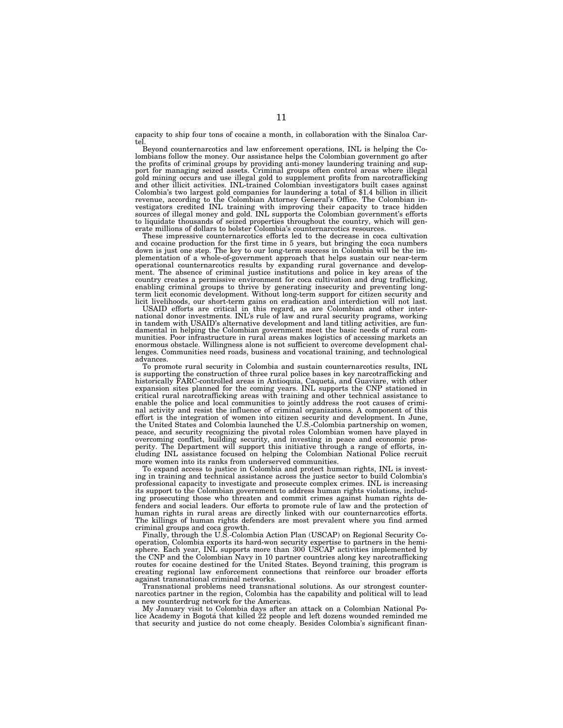capacity to ship four tons of cocaine a month, in collaboration with the Sinaloa Cartel.

Beyond counternarcotics and law enforcement operations, INL is helping the Colombians follow the money. Our assistance helps the Colombian government go after the profits of criminal groups by providing anti-money laundering training and support for managing seized assets. Criminal groups often control areas where illegal gold mining occurs and use illegal gold to supplement profits from narcotrafficking and other illicit activities. INL-trained Colombian investigators built cases against Colombia's two largest gold companies for laundering a total of $1.4 billion in illicit revenue, according to the Colombian Attorney General's Office. The Colombian investigators credited INL training with improving their capacity to trace hidden sources of illegal money and gold. INL supports the Colombian government's efforts to liquidate thousands of seized properties throughout the country, which will generate millions of dollars to bolster Colombia's counternarcotics resources.

These impressive counternarcotics efforts led to the decrease in coca cultivation and cocaine production for the first time in 5 years, but bringing the coca numbers down is just one step. The key to our long-term success in Colombia will be the implementation of a whole-of-government approach that helps sustain our near-term operational counternarcotics results by expanding rural governance and development. The absence of criminal justice institutions and police in key areas of the country creates a permissive environment for coca cultivation and drug trafficking, enabling criminal groups to thrive by generating insecurity and preventing long-term licit economic development. Without long-term support for citizen security and licit livelihoods, our short-term gains on eradication and interdiction will not last.

USAID efforts are critical in this regard, as are Colombian and other international donor investments. INL's rule of law and rural security programs, working in tandem with USAID's alternative development and land titling activities, are fundamental in helping the Colombian government meet the basic needs of rural communities. Poor infrastructure in rural areas makes logistics of accessing markets an enormous obstacle. Willingness alone is not sufficient to overcome development challenges. Communities need roads, business and vocational training, and technological advances.

To promote rural security in Colombia and sustain counternarcotics results, INL is supporting the construction of three rural police bases in key narcotrafficking and historically FARC-controlled areas in Antioquia, Caquetá, and Guaviare, with other expansion sites planned for the coming years. INL supports the CNP stationed in critical rural narcotrafficking areas with training and other technical assistance to enable the police and local communities to jointly address the root causes of criminal activity and resist the influence of criminal organizations. A component of this effort is the integration of women into citizen security and development. In June, the United States and Colombia launched the U.S.-Colombia partnership on women, peace, and security recognizing the pivotal roles Colombian women have played in overcoming conflict, building security, and investing in peace and economic prosperity. The Department will support this initiative through a range of efforts, including INL assistance focused on helping the Colombian National Police recruit more women into its ranks from underserved communities.

To expand access to justice in Colombia and protect human rights, INL is investing in training and technical assistance across the justice sector to build Colombia's professional capacity to investigate and prosecute complex crimes. INL is increasing its support to the Colombian government to address human rights violations, including prosecuting those who threaten and commit crimes against human rights defenders and social leaders. Our efforts to promote rule of law and the protection of human rights in rural areas are directly linked with our counternarcotics efforts. The killings of human rights defenders are most prevalent where you find armed criminal groups and coca growth.

Finally, through the U.S.-Colombia Action Plan (USCAP) on Regional Security Cooperation, Colombia exports its hard-won security expertise to partners in the hemisphere. Each year, INL supports more than 300 USCAP activities implemented by the CNP and the Colombian Navy in 10 partner countries along key narcotrafficking routes for cocaine destined for the United States. Beyond training, this program is creating regional law enforcement connections that reinforce our broader efforts against transnational criminal networks.

Transnational problems need transnational solutions. As our strongest counternarcotics partner in the region, Colombia has the capability and political will to lead a new counterdrug network for the Americas.

My January visit to Colombia days after an attack on a Colombian National Police Academy in Bogotá that killed 22 people and left dozens wounded reminded me that security and justice do not come cheaply. Besides Colombia's significant finan-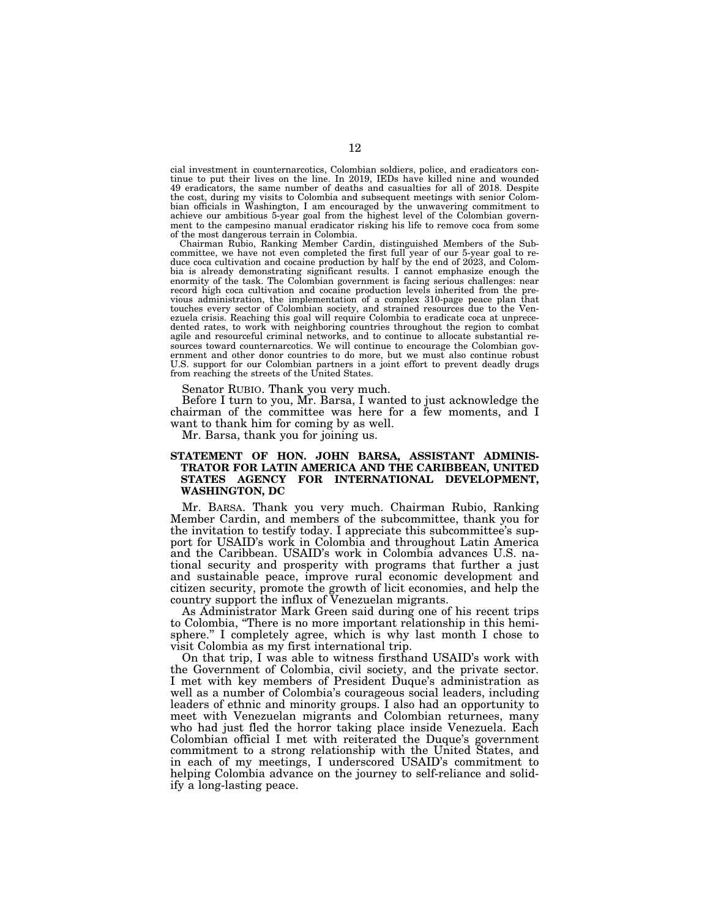cial investment in counternarcotics, Colombian soldiers, police, and eradicators continue to put their lives on the line. In 2019, IEDs have killed nine and wounded 49 eradicators, the same number of deaths and casualties for all of 2018. Despite the cost, during my visits to Colombia and subsequent meetings with senior Colombian officials in Washington, I am encouraged by the unwavering commitment to achieve our ambitious 5-year goal from the highest level of the Colombian government to the campesino manual eradicator risking his life to remove coca from some of the most dangerous terrain in Colombia.

Chairman Rubio, Ranking Member Cardin, distinguished Members of the Subcommittee, we have not even completed the first full year of our 5-year goal to reduce coca cultivation and cocaine production by half by the end of 2023, and Colombia is already demonstrating significant results. I cannot emphasize enough the enormity of the task. The Colombian government is facing serious challenges: near record high coca cultivation and cocaine production levels inherited from the previous administration, the implementation of a complex 310-page peace plan that touches every sector of Colombian society, and strained resources due to the Venezuela crisis. Reaching this goal will require Colombia to eradicate coca at unprecedented rates, to work with neighboring countries throughout the region to combat agile and resourceful criminal networks, and to continue to allocate substantial resources toward counternarcotics. We will continue to encourage the Colombian government and other donor countries to do more, but we must also continue robust U.S. support for our Colombian partners in a joint effort to prevent deadly drugs from reaching the streets of the United States.

Senator RUBIO. Thank you very much.

Before I turn to you, Mr. Barsa, I wanted to just acknowledge the chairman of the committee was here for a few moments, and I want to thank him for coming by as well.

Mr. Barsa, thank you for joining us.

## STATEMENT OF HON. JOHN BARSA, ASSISTANT ADMINISTRATOR FOR LATIN AMERICA AND THE CARIBBEAN, UNITED STATES AGENCY FOR INTERNATIONAL DEVELOPMENT, WASHINGTON, DC

Mr. BARSA. Thank you very much. Chairman Rubio, Ranking Member Cardin, and members of the subcommittee, thank you for the invitation to testify today. I appreciate this subcommittee's support for USAID's work in Colombia and throughout Latin America and the Caribbean. USAID's work in Colombia advances U.S. national security and prosperity with programs that further a just and sustainable peace, improve rural economic development and citizen security, promote the growth of licit economies, and help the country support the influx of Venezuelan migrants.

As Administrator Mark Green said during one of his recent trips to Colombia, "There is no more important relationship in this hemisphere." I completely agree, which is why last month I chose to visit Colombia as my first international trip.

On that trip, I was able to witness firsthand USAID's work with the Government of Colombia, civil society, and the private sector. I met with key members of President Duque's administration as well as a number of Colombia's courageous social leaders, including leaders of ethnic and minority groups. I also had an opportunity to meet with Venezuelan migrants and Colombian returnees, many who had just fled the horror taking place inside Venezuela. Each Colombian official I met with reiterated the Duque's government commitment to a strong relationship with the United States, and in each of my meetings, I underscored USAID's commitment to helping Colombia advance on the journey to self-reliance and solidify a long-lasting peace.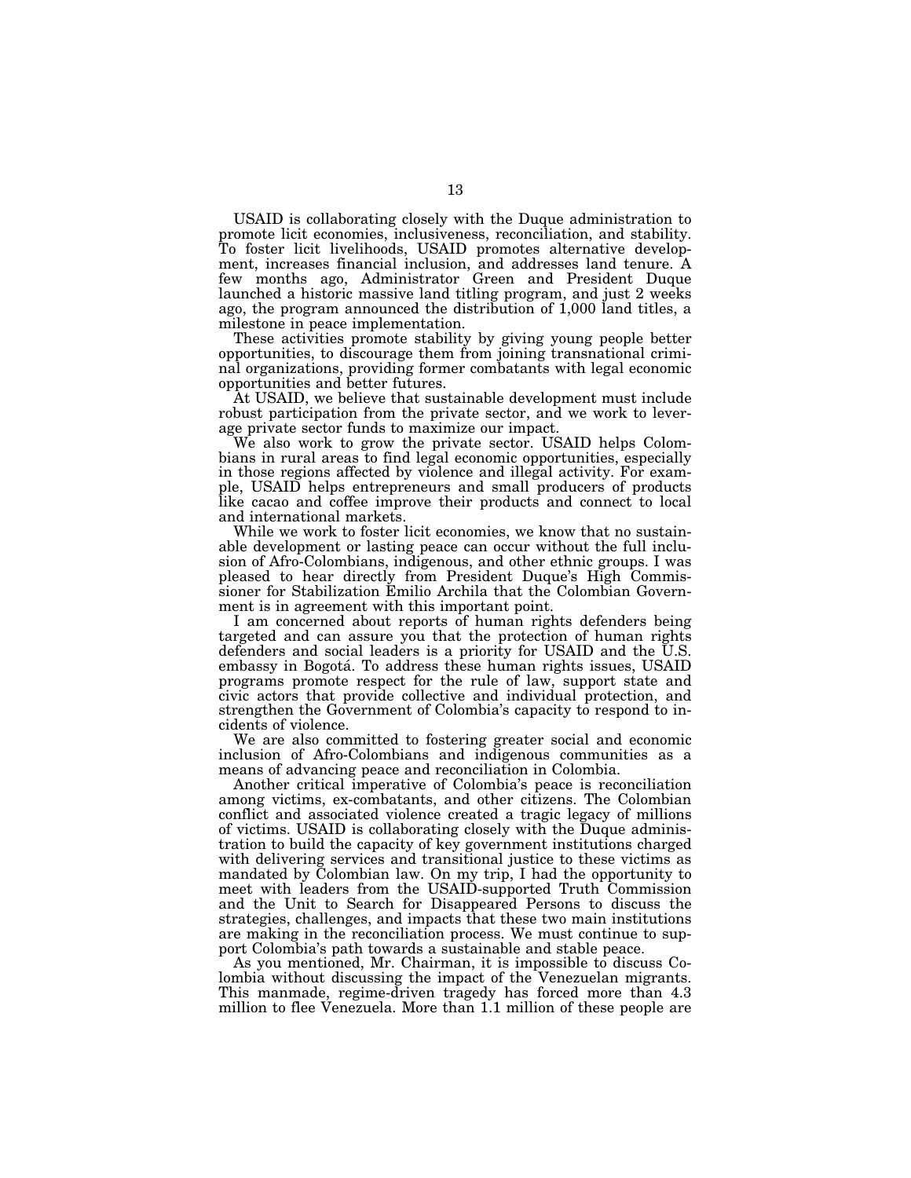USAID is collaborating closely with the Duque administration to promote licit economies, inclusiveness, reconciliation, and stability. To foster licit livelihoods, USAID promotes alternative development, increases financial inclusion, and addresses land tenure. A few months ago, Administrator Green and President Duque launched a historic massive land titling program, and just 2 weeks ago, the program announced the distribution of 1,000 land titles, a milestone in peace implementation.

These activities promote stability by giving young people better opportunities, to discourage them from joining transnational criminal organizations, providing former combatants with legal economic opportunities and better futures.

At USAID, we believe that sustainable development must include robust participation from the private sector, and we work to leverage private sector funds to maximize our impact.

We also work to grow the private sector. USAID helps Colombians in rural areas to find legal economic opportunities, especially in those regions affected by violence and illegal activity. For example, USAID helps entrepreneurs and small producers of products like cacao and coffee improve their products and connect to local and international markets.

While we work to foster licit economies, we know that no sustainable development or lasting peace can occur without the full inclusion of Afro-Colombians, indigenous, and other ethnic groups. I was pleased to hear directly from President Duque's High Commissioner for Stabilization Emilio Archila that the Colombian Government is in agreement with this important point.

I am concerned about reports of human rights defenders being targeted and can assure you that the protection of human rights defenders and social leaders is a priority for USAID and the U.S. embassy in Bogotá. To address these human rights issues, USAID programs promote respect for the rule of law, support state and civic actors that provide collective and individual protection, and strengthen the Government of Colombia's capacity to respond to incidents of violence.

We are also committed to fostering greater social and economic inclusion of Afro-Colombians and indigenous communities as a means of advancing peace and reconciliation in Colombia.

Another critical imperative of Colombia's peace is reconciliation among victims, ex-combatants, and other citizens. The Colombian conflict and associated violence created a tragic legacy of millions of victims. USAID is collaborating closely with the Duque administration to build the capacity of key government institutions charged with delivering services and transitional justice to these victims as mandated by Colombian law. On my trip, I had the opportunity to meet with leaders from the USAID-supported Truth Commission and the Unit to Search for Disappeared Persons to discuss the strategies, challenges, and impacts that these two main institutions are making in the reconciliation process. We must continue to support Colombia's path towards a sustainable and stable peace.

As you mentioned, Mr. Chairman, it is impossible to discuss Colombia without discussing the impact of the Venezuelan migrants. This manmade, regime-driven tragedy has forced more than 4.3 million to flee Venezuela. More than 1.1 million of these people are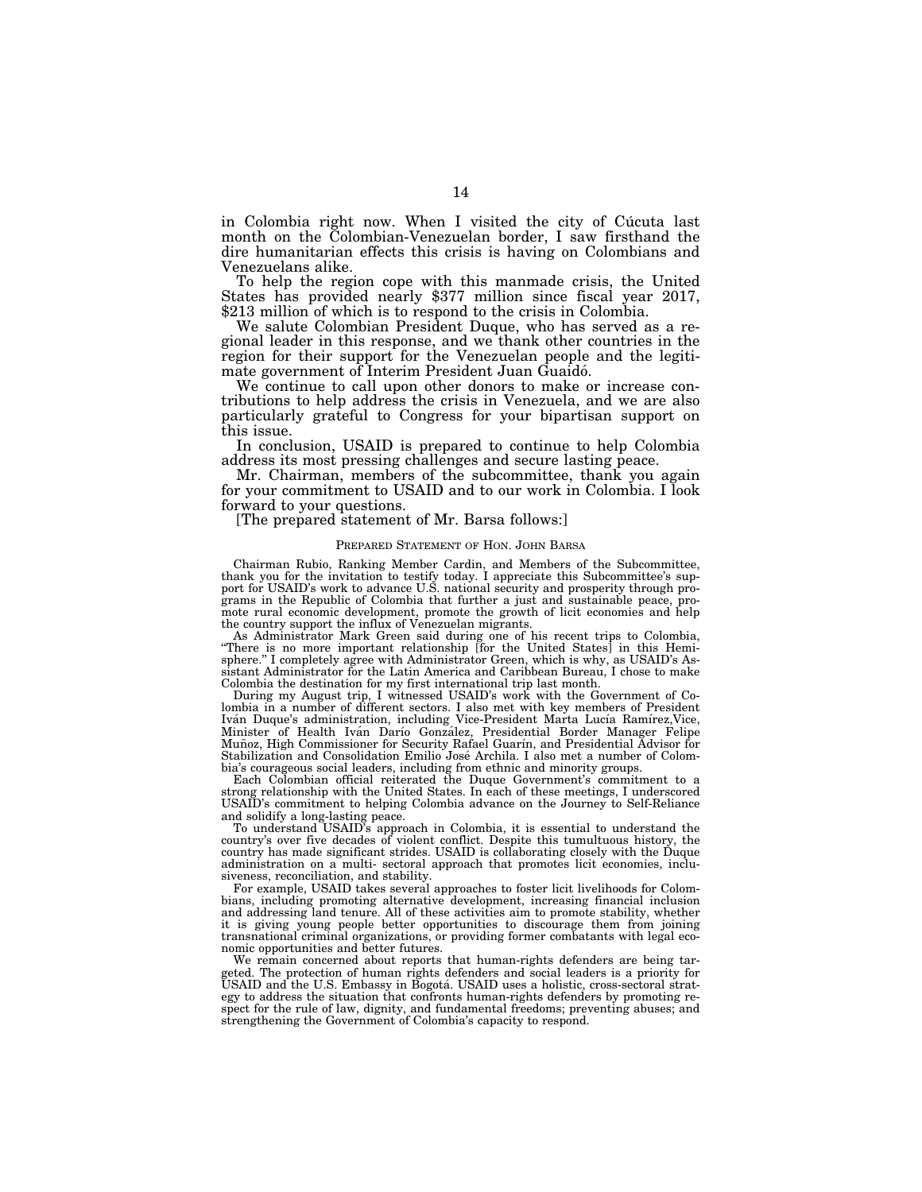in Colombia right now. When I visited the city of Cúcuta last month on the Colombian-Venezuelan border, I saw firsthand the dire humanitarian effects this crisis is having on Colombians and Venezuelans alike.

To help the region cope with this manmade crisis, the United States has provided nearly $377 million since fiscal year 2017, $213 million of which is to respond to the crisis in Colombia.

We salute Colombian President Duque, who has served as a regional leader in this response, and we thank other countries in the region for their support for the Venezuelan people and the legitimate government of Interim President Juan Guaidó.

We continue to call upon other donors to make or increase contributions to help address the crisis in Venezuela, and we are also particularly grateful to Congress for your bipartisan support on this issue.

In conclusion, USAID is prepared to continue to help Colombia address its most pressing challenges and secure lasting peace.

Mr. Chairman, members of the subcommittee, thank you again for your commitment to USAID and to our work in Colombia. I look forward to your questions.

[The prepared statement of Mr. Barsa follows:]

PREPARED STATEMENT OF HON. JOHN BARSA

Chairman Rubio, Ranking Member Cardin, and Members of the Subcommittee, thank you for the invitation to testify today. I appreciate this Subcommittee's support for USAID's work to advance U.S. national security and prosperity through programs in the Republic of Colombia that further a just and sustainable peace, promote rural economic development, promote the growth of licit economies and help the country support the influx of Venezuelan migrants.

As Administrator Mark Green said during one of his recent trips to Colombia, "There is no more important relationship [for the United States] in this Hemisphere." I completely agree with Administrator Green, which is why, as USAID's Assistant Administrator for the Latin America and Caribbean Bureau, I chose to make Colombia the destination for my first international trip last month.

During my August trip, I witnessed USAID's work with the Government of Colombia in a number of different sectors. I also met with key members of President Iván Duque's administration, including Vice-President Marta Lucía Ramírez,Vice, Minister of Health Iván Darío González, Presidential Border Manager Felipe Muñoz, High Commissioner for Security Rafael Guarín, and Presidential Advisor for Stabilization and Consolidation Emilio José Archila. I also met a number of Colombia's courageous social leaders, including from ethnic and minority groups.

Each Colombian official reiterated the Duque Government's commitment to a strong relationship with the United States. In each of these meetings, I underscored USAID's commitment to helping Colombia advance on the Journey to Self-Reliance and solidify a long-lasting peace.

To understand USAID's approach in Colombia, it is essential to understand the country's over five decades of violent conflict. Despite this tumultuous history, the country has made significant strides. USAID is collaborating closely with the Duque administration on a multi- sectoral approach that promotes licit economies, inclusiveness, reconciliation, and stability.

For example, USAID takes several approaches to foster licit livelihoods for Colombians, including promoting alternative development, increasing financial inclusion and addressing land tenure. All of these activities aim to promote stability, whether it is giving young people better opportunities to discourage them from joining transnational criminal organizations, or providing former combatants with legal economic opportunities and better futures.

We remain concerned about reports that human-rights defenders are being targeted. The protection of human rights defenders and social leaders is a priority for USAID and the U.S. Embassy in Bogotá. USAID uses a holistic, cross-sectoral strategy to address the situation that confronts human-rights defenders by promoting respect for the rule of law, dignity, and fundamental freedoms; preventing abuses; and strengthening the Government of Colombia's capacity to respond.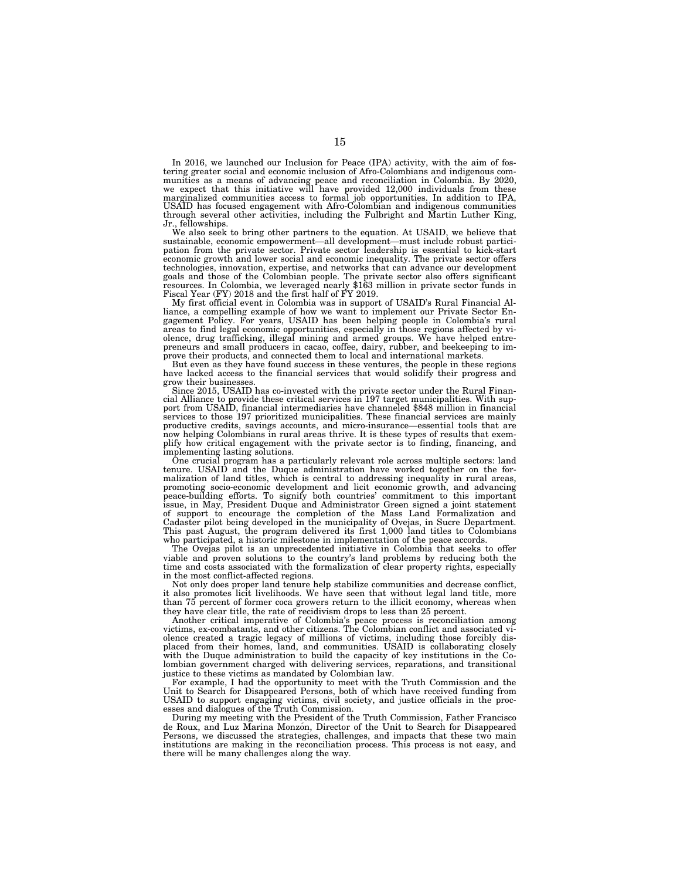In 2016, we launched our Inclusion for Peace (IPA) activity, with the aim of fostering greater social and economic inclusion of Afro-Colombians and indigenous communities as a means of advancing peace and reconciliation in Colombia. By 2020, we expect that this initiative will have provided 12,000 individuals from these marginalized communities access to formal job opportunities. In addition to IPA, USAID has focused engagement with Afro-Colombian and indigenous communities through several other activities, including the Fulbright and Martin Luther King, Jr., fellowships.

We also seek to bring other partners to the equation. At USAID, we believe that sustainable, economic empowerment—all development—must include robust participation from the private sector. Private sector leadership is essential to kick-start economic growth and lower social and economic inequality. The private sector offers technologies, innovation, expertise, and networks that can advance our development goals and those of the Colombian people. The private sector also offers significant resources. In Colombia, we leveraged nearly $163 million in private sector funds in Fiscal Year (FY) 2018 and the first half of FY 2019.

My first official event in Colombia was in support of USAID's Rural Financial Alliance, a compelling example of how we want to implement our Private Sector Engagement Policy. For years, USAID has been helping people in Colombia's rural areas to find legal economic opportunities, especially in those regions affected by violence, drug trafficking, illegal mining and armed groups. We have helped entrepreneurs and small producers in cacao, coffee, dairy, rubber, and beekeeping to improve their products, and connected them to local and international markets.

But even as they have found success in these ventures, the people in these regions have lacked access to the financial services that would solidify their progress and grow their businesses.

Since 2015, USAID has co-invested with the private sector under the Rural Financial Alliance to provide these critical services in 197 target municipalities. With support from USAID, financial intermediaries have channeled $848 million in financial services to those 197 prioritized municipalities. These financial services are mainly productive credits, savings accounts, and micro-insurance—essential tools that are now helping Colombians in rural areas thrive. It is these types of results that exemplify how critical engagement with the private sector is to finding, financing, and implementing lasting solutions.

One crucial program has a particularly relevant role across multiple sectors: land tenure. USAID and the Duque administration have worked together on the formalization of land titles, which is central to addressing inequality in rural areas, promoting socio-economic development and licit economic growth, and advancing peace-building efforts. To signify both countries' commitment to this important issue, in May, President Duque and Administrator Green signed a joint statement of support to encourage the completion of the Mass Land Formalization and Cadaster pilot being developed in the municipality of Ovejas, in Sucre Department. This past August, the program delivered its first 1,000 land titles to Colombians who participated, a historic milestone in implementation of the peace accords.

The Ovejas pilot is an unprecedented initiative in Colombia that seeks to offer viable and proven solutions to the country's land problems by reducing both the time and costs associated with the formalization of clear property rights, especially in the most conflict-affected regions.

Not only does proper land tenure help stabilize communities and decrease conflict, it also promotes licit livelihoods. We have seen that without legal land title, more than 75 percent of former coca growers return to the illicit economy, whereas when they have clear title, the rate of recidivism drops to less than 25 percent.

Another critical imperative of Colombia's peace process is reconciliation among victims, ex-combatants, and other citizens. The Colombian conflict and associated violence created a tragic legacy of millions of victims, including those forcibly displaced from their homes, land, and communities. USAID is collaborating closely with the Duque administration to build the capacity of key institutions in the Colombian government charged with delivering services, reparations, and transitional justice to these victims as mandated by Colombian law.

For example, I had the opportunity to meet with the Truth Commission and the Unit to Search for Disappeared Persons, both of which have received funding from USAID to support engaging victims, civil society, and justice officials in the processes and dialogues of the Truth Commission.

During my meeting with the President of the Truth Commission, Father Francisco de Roux, and Luz Marina Monzón, Director of the Unit to Search for Disappeared Persons, we discussed the strategies, challenges, and impacts that these two main institutions are making in the reconciliation process. This process is not easy, and there will be many challenges along the way.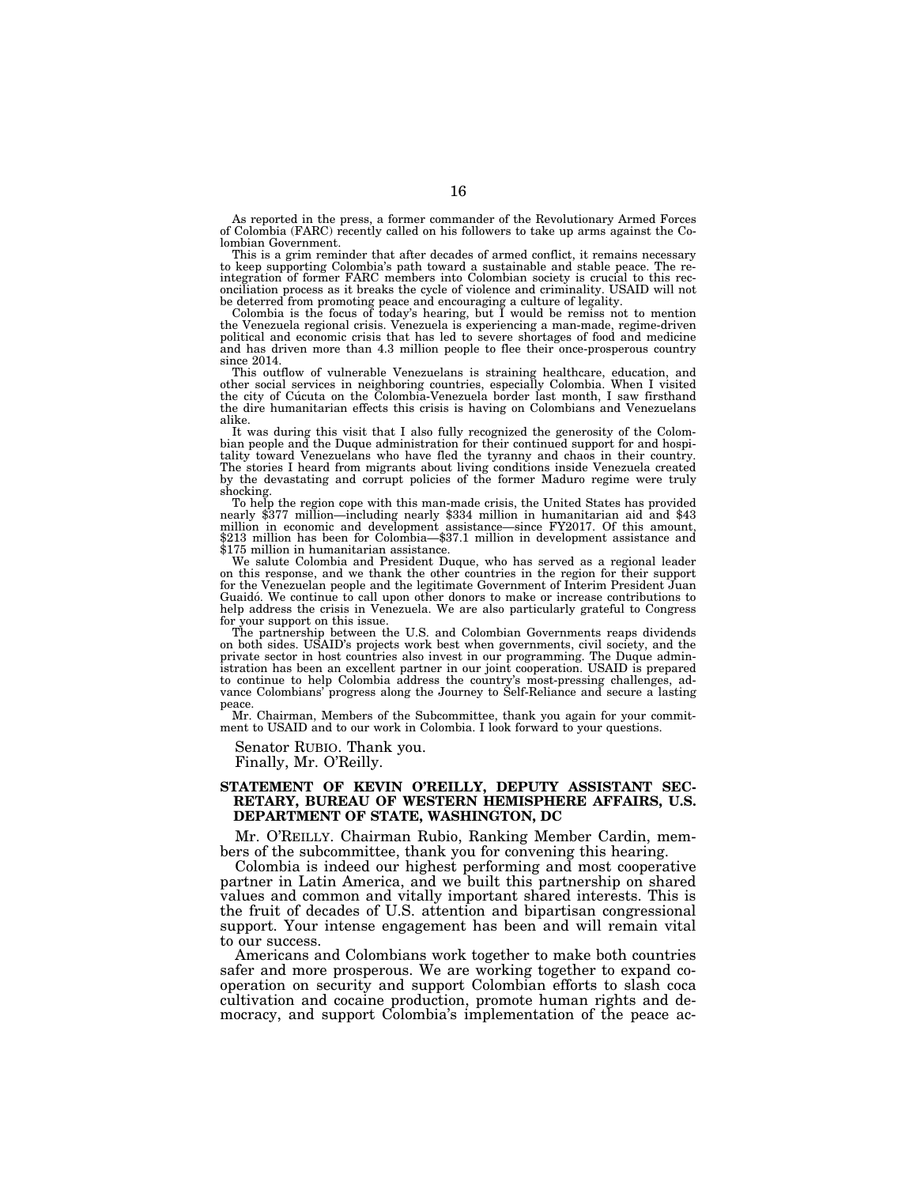As reported in the press, a former commander of the Revolutionary Armed Forces of Colombia (FARC) recently called on his followers to take up arms against the Colombian Government.

This is a grim reminder that after decades of armed conflict, it remains necessary to keep supporting Colombia's path toward a sustainable and stable peace. The reintegration of former FARC members into Colombian society is crucial to this reconciliation process as it breaks the cycle of violence and criminality. USAID will not be deterred from promoting peace and encouraging a culture of legality.

Colombia is the focus of today's hearing, but I would be remiss not to mention the Venezuela regional crisis. Venezuela is experiencing a man-made, regime-driven political and economic crisis that has led to severe shortages of food and medicine and has driven more than 4.3 million people to flee their once-prosperous country since 2014.

This outflow of vulnerable Venezuelans is straining healthcare, education, and other social services in neighboring countries, especially Colombia. When I visited the city of Cúcuta on the Colombia-Venezuela border last month, I saw firsthand the dire humanitarian effects this crisis is having on Colombians and Venezuelans alike.

It was during this visit that I also fully recognized the generosity of the Colombian people and the Duque administration for their continued support for and hospitality toward Venezuelans who have fled the tyranny and chaos in their country. The stories I heard from migrants about living conditions inside Venezuela created by the devastating and corrupt policies of the former Maduro regime were truly shocking.

To help the region cope with this man-made crisis, the United States has provided nearly $377 million—including nearly $334 million in humanitarian aid and $43 million in economic and development assistance—since FY2017. Of this amount, $213 million has been for Colombia—$37.1 million in development assistance and $175 million in humanitarian assistance.

We salute Colombia and President Duque, who has served as a regional leader on this response, and we thank the other countries in the region for their support for the Venezuelan people and the legitimate Government of Interim President Juan Guaidó. We continue to call upon other donors to make or increase contributions to help address the crisis in Venezuela. We are also particularly grateful to Congress for your support on this issue.

The partnership between the U.S. and Colombian Governments reaps dividends on both sides. USAID's projects work best when governments, civil society, and the private sector in host countries also invest in our programming. The Duque administration has been an excellent partner in our joint cooperation. USAID is prepared to continue to help Colombia address the country's most-pressing challenges, advance Colombians' progress along the Journey to Self-Reliance and secure a lasting peace.

Mr. Chairman, Members of the Subcommittee, thank you again for your commitment to USAID and to our work in Colombia. I look forward to your questions.

Senator RUBIO. Thank you.

Finally, Mr. O'Reilly.

### STATEMENT OF KEVIN O'REILLY, DEPUTY ASSISTANT SECRETARY, BUREAU OF WESTERN HEMISPHERE AFFAIRS, U.S. DEPARTMENT OF STATE, WASHINGTON, DC

Mr. O'REILLY. Chairman Rubio, Ranking Member Cardin, members of the subcommittee, thank you for convening this hearing.

Colombia is indeed our highest performing and most cooperative partner in Latin America, and we built this partnership on shared values and common and vitally important shared interests. This is the fruit of decades of U.S. attention and bipartisan congressional support. Your intense engagement has been and will remain vital to our success.

Americans and Colombians work together to make both countries safer and more prosperous. We are working together to expand cooperation on security and support Colombian efforts to slash coca cultivation and cocaine production, promote human rights and democracy, and support Colombia's implementation of the peace ac-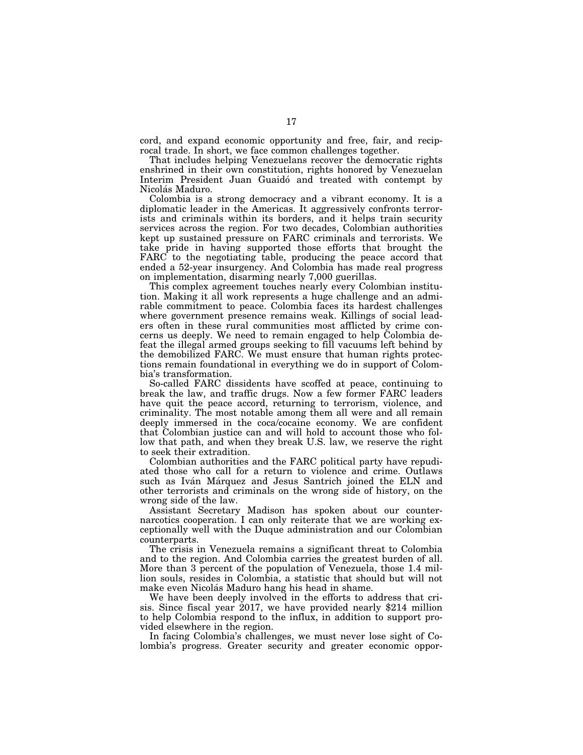cord, and expand economic opportunity and free, fair, and reciprocal trade. In short, we face common challenges together.

That includes helping Venezuelans recover the democratic rights enshrined in their own constitution, rights honored by Venezuelan Interim President Juan Guaidó and treated with contempt by Nicolás Maduro.

Colombia is a strong democracy and a vibrant economy. It is a diplomatic leader in the Americas. It aggressively confronts terrorists and criminals within its borders, and it helps train security services across the region. For two decades, Colombian authorities kept up sustained pressure on FARC criminals and terrorists. We take pride in having supported those efforts that brought the FARC to the negotiating table, producing the peace accord that ended a 52-year insurgency. And Colombia has made real progress on implementation, disarming nearly 7,000 guerillas.

This complex agreement touches nearly every Colombian institution. Making it all work represents a huge challenge and an admirable commitment to peace. Colombia faces its hardest challenges where government presence remains weak. Killings of social leaders often in these rural communities most afflicted by crime concerns us deeply. We need to remain engaged to help Colombia defeat the illegal armed groups seeking to fill vacuums left behind by the demobilized FARC. We must ensure that human rights protections remain foundational in everything we do in support of Colombia's transformation.

So-called FARC dissidents have scoffed at peace, continuing to break the law, and traffic drugs. Now a few former FARC leaders have quit the peace accord, returning to terrorism, violence, and criminality. The most notable among them all were and all remain deeply immersed in the coca/cocaine economy. We are confident that Colombian justice can and will hold to account those who follow that path, and when they break U.S. law, we reserve the right to seek their extradition.

Colombian authorities and the FARC political party have repudiated those who call for a return to violence and crime. Outlaws such as Iván Márquez and Jesus Santrich joined the ELN and other terrorists and criminals on the wrong side of history, on the wrong side of the law.

Assistant Secretary Madison has spoken about our counternarcotics cooperation. I can only reiterate that we are working exceptionally well with the Duque administration and our Colombian counterparts.

The crisis in Venezuela remains a significant threat to Colombia and to the region. And Colombia carries the greatest burden of all. More than 3 percent of the population of Venezuela, those 1.4 million souls, resides in Colombia, a statistic that should but will not make even Nicolás Maduro hang his head in shame.

We have been deeply involved in the efforts to address that crisis. Since fiscal year 2017, we have provided nearly $214 million to help Colombia respond to the influx, in addition to support provided elsewhere in the region.

In facing Colombia's challenges, we must never lose sight of Colombia's progress. Greater security and greater economic oppor-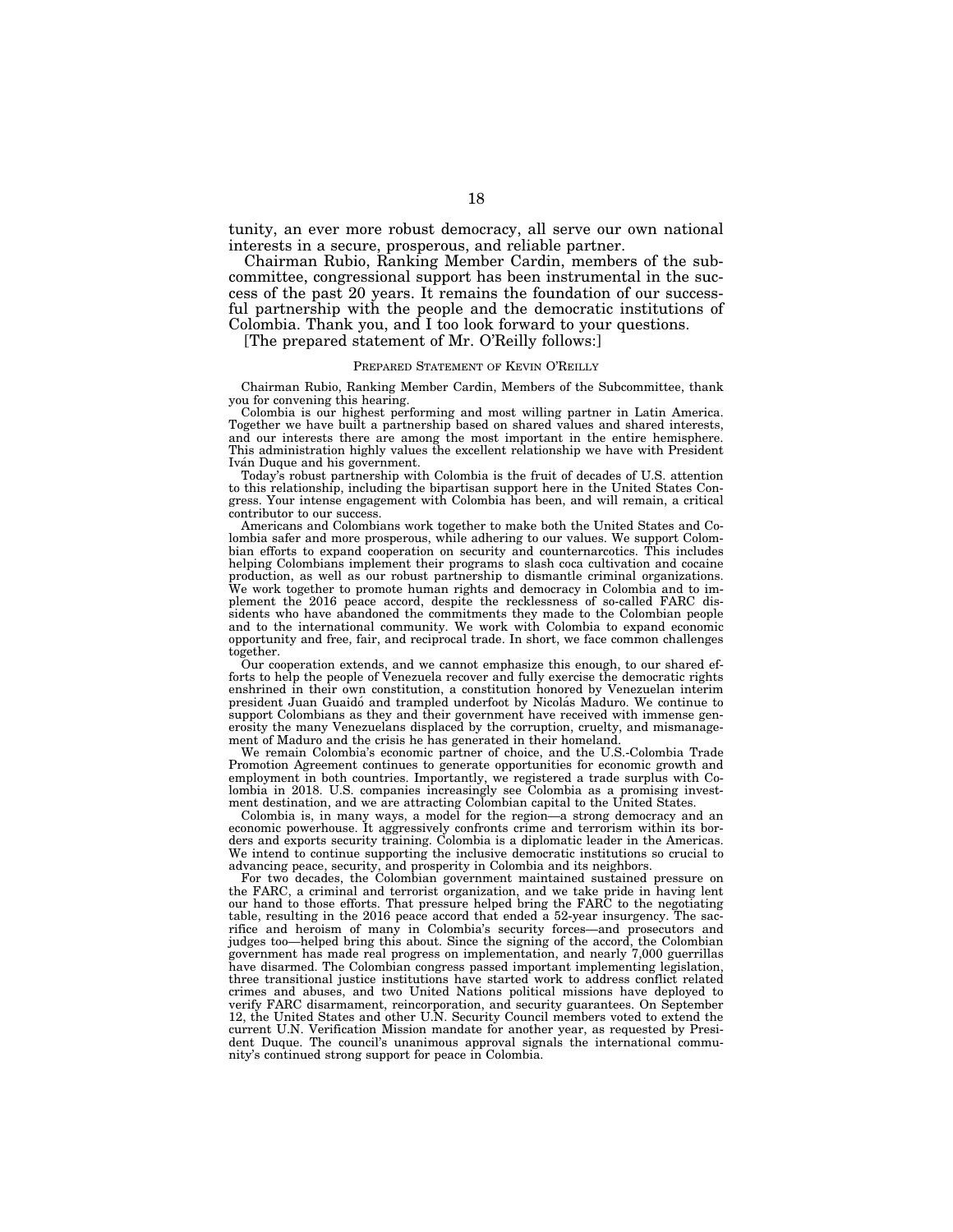tunity, an ever more robust democracy, all serve our own national interests in a secure, prosperous, and reliable partner.

Chairman Rubio, Ranking Member Cardin, members of the subcommittee, congressional support has been instrumental in the success of the past 20 years. It remains the foundation of our successful partnership with the people and the democratic institutions of Colombia. Thank you, and I too look forward to your questions.

[The prepared statement of Mr. O'Reilly follows:]

PREPARED STATEMENT OF KEVIN O'REILLY

Chairman Rubio, Ranking Member Cardin, Members of the Subcommittee, thank you for convening this hearing.

Colombia is our highest performing and most willing partner in Latin America. Together we have built a partnership based on shared values and shared interests, and our interests there are among the most important in the entire hemisphere. This administration highly values the excellent relationship we have with President Iván Duque and his government.

Today's robust partnership with Colombia is the fruit of decades of U.S. attention to this relationship, including the bipartisan support here in the United States Congress. Your intense engagement with Colombia has been, and will remain, a critical contributor to our success.

Americans and Colombians work together to make both the United States and Colombia safer and more prosperous, while adhering to our values. We support Colombian efforts to expand cooperation on security and counternarcotics. This includes helping Colombians implement their programs to slash coca cultivation and cocaine production, as well as our robust partnership to dismantle criminal organizations. We work together to promote human rights and democracy in Colombia and to implement the 2016 peace accord, despite the recklessness of so-called FARC dissidents who have abandoned the commitments they made to the Colombian people and to the international community. We work with Colombia to expand economic opportunity and free, fair, and reciprocal trade. In short, we face common challenges together.

Our cooperation extends, and we cannot emphasize this enough, to our shared efforts to help the people of Venezuela recover and fully exercise the democratic rights enshrined in their own constitution, a constitution honored by Venezuelan interim president Juan Guaidó and trampled underfoot by Nicolás Maduro. We continue to support Colombians as they and their government have received with immense generosity the many Venezuelans displaced by the corruption, cruelty, and mismanagement of Maduro and the crisis he has generated in their homeland.

We remain Colombia's economic partner of choice, and the U.S.-Colombia Trade Promotion Agreement continues to generate opportunities for economic growth and employment in both countries. Importantly, we registered a trade surplus with Colombia in 2018. U.S. companies increasingly see Colombia as a promising investment destination, and we are attracting Colombian capital to the United States.

Colombia is, in many ways, a model for the region—a strong democracy and an economic powerhouse. It aggressively confronts crime and terrorism within its borders and exports security training. Colombia is a diplomatic leader in the Americas. We intend to continue supporting the inclusive democratic institutions so crucial to advancing peace, security, and prosperity in Colombia and its neighbors.

For two decades, the Colombian government maintained sustained pressure on the FARC, a criminal and terrorist organization, and we take pride in having lent our hand to those efforts. That pressure helped bring the FARC to the negotiating table, resulting in the 2016 peace accord that ended a 52-year insurgency. The sacrifice and heroism of many in Colombia's security forces—and prosecutors and judges too—helped bring this about. Since the signing of the accord, the Colombian government has made real progress on implementation, and nearly 7,000 guerrillas have disarmed. The Colombian congress passed important implementing legislation, three transitional justice institutions have started work to address conflict related crimes and abuses, and two United Nations political missions have deployed to verify FARC disarmament, reincorporation, and security guarantees. On September 12, the United States and other U.N. Security Council members voted to extend the current U.N. Verification Mission mandate for another year, as requested by President Duque. The council's unanimous approval signals the international community's continued strong support for peace in Colombia.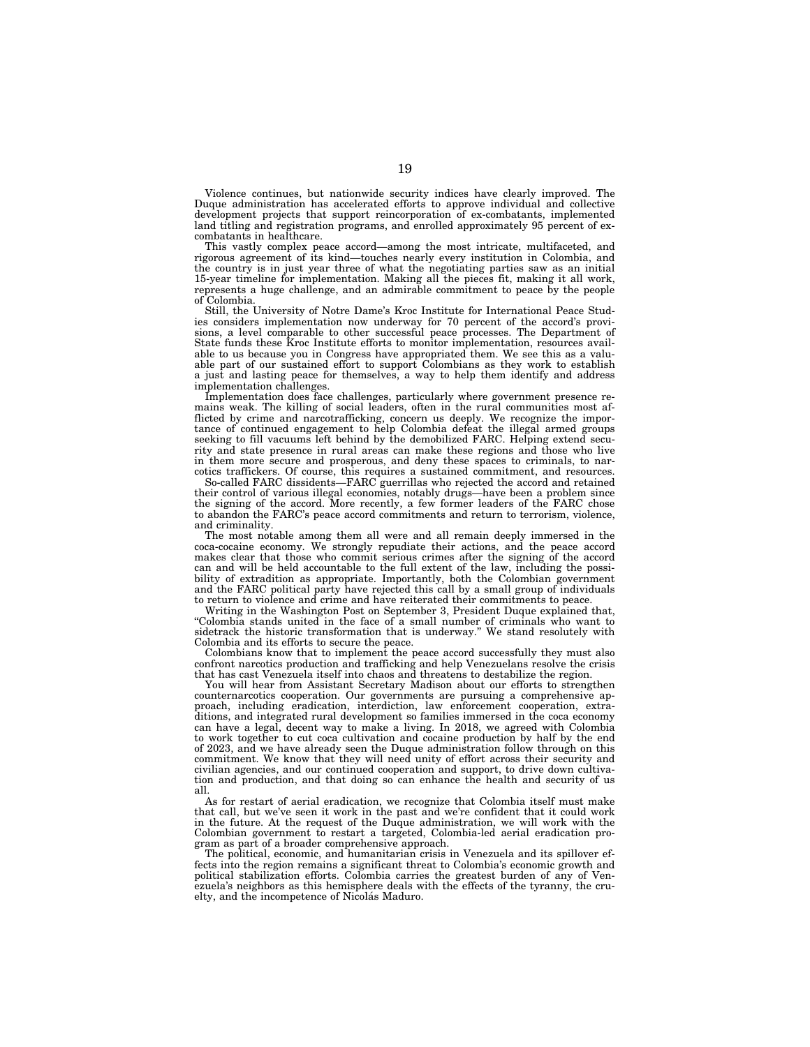Violence continues, but nationwide security indices have clearly improved. The Duque administration has accelerated efforts to approve individual and collective development projects that support reincorporation of ex-combatants, implemented land titling and registration programs, and enrolled approximately 95 percent of ex-combatants in healthcare.

This vastly complex peace accord—among the most intricate, multifaceted, and rigorous agreement of its kind—touches nearly every institution in Colombia, and the country is in just year three of what the negotiating parties saw as an initial 15-year timeline for implementation. Making all the pieces fit, making it all work, represents a huge challenge, and an admirable commitment to peace by the people of Colombia.

Still, the University of Notre Dame's Kroc Institute for International Peace Studies considers implementation now underway for 70 percent of the accord's provisions, a level comparable to other successful peace processes. The Department of State funds these Kroc Institute efforts to monitor implementation, resources available to us because you in Congress have appropriated them. We see this as a valuable part of our sustained effort to support Colombians as they work to establish a just and lasting peace for themselves, a way to help them identify and address implementation challenges.

Implementation does face challenges, particularly where government presence remains weak. The killing of social leaders, often in the rural communities most afflicted by crime and narcotrafficking, concern us deeply. We recognize the importance of continued engagement to help Colombia defeat the illegal armed groups seeking to fill vacuums left behind by the demobilized FARC. Helping extend security and state presence in rural areas can make these regions and those who live in them more secure and prosperous, and deny these spaces to criminals, to narcotics traffickers. Of course, this requires a sustained commitment, and resources.

So-called FARC dissidents—FARC guerrillas who rejected the accord and retained their control of various illegal economies, notably drugs—have been a problem since the signing of the accord. More recently, a few former leaders of the FARC chose to abandon the FARC's peace accord commitments and return to terrorism, violence, and criminality.

The most notable among them all were and all remain deeply immersed in the coca-cocaine economy. We strongly repudiate their actions, and the peace accord makes clear that those who commit serious crimes after the signing of the accord can and will be held accountable to the full extent of the law, including the possibility of extradition as appropriate. Importantly, both the Colombian government and the FARC political party have rejected this call by a small group of individuals to return to violence and crime and have reiterated their commitments to peace.

Writing in the Washington Post on September 3, President Duque explained that, "Colombia stands united in the face of a small number of criminals who want to sidetrack the historic transformation that is underway." We stand resolutely with Colombia and its efforts to secure the peace.

Colombians know that to implement the peace accord successfully they must also confront narcotics production and trafficking and help Venezuelans resolve the crisis that has cast Venezuela itself into chaos and threatens to destabilize the region.

You will hear from Assistant Secretary Madison about our efforts to strengthen counternarcotics cooperation. Our governments are pursuing a comprehensive approach, including eradication, interdiction, law enforcement cooperation, extraditions, and integrated rural development so families immersed in the coca economy can have a legal, decent way to make a living. In 2018, we agreed with Colombia to work together to cut coca cultivation and cocaine production by half by the end of 2023, and we have already seen the Duque administration follow through on this commitment. We know that they will need unity of effort across their security and civilian agencies, and our continued cooperation and support, to drive down cultivation and production, and that doing so can enhance the health and security of us all.

As for restart of aerial eradication, we recognize that Colombia itself must make that call, but we've seen it work in the past and we're confident that it could work in the future. At the request of the Duque administration, we will work with the Colombian government to restart a targeted, Colombia-led aerial eradication program as part of a broader comprehensive approach.

The political, economic, and humanitarian crisis in Venezuela and its spillover effects into the region remains a significant threat to Colombia's economic growth and political stabilization efforts. Colombia carries the greatest burden of any of Venezuela's neighbors as this hemisphere deals with the effects of the tyranny, the cruelty, and the incompetence of Nicolás Maduro.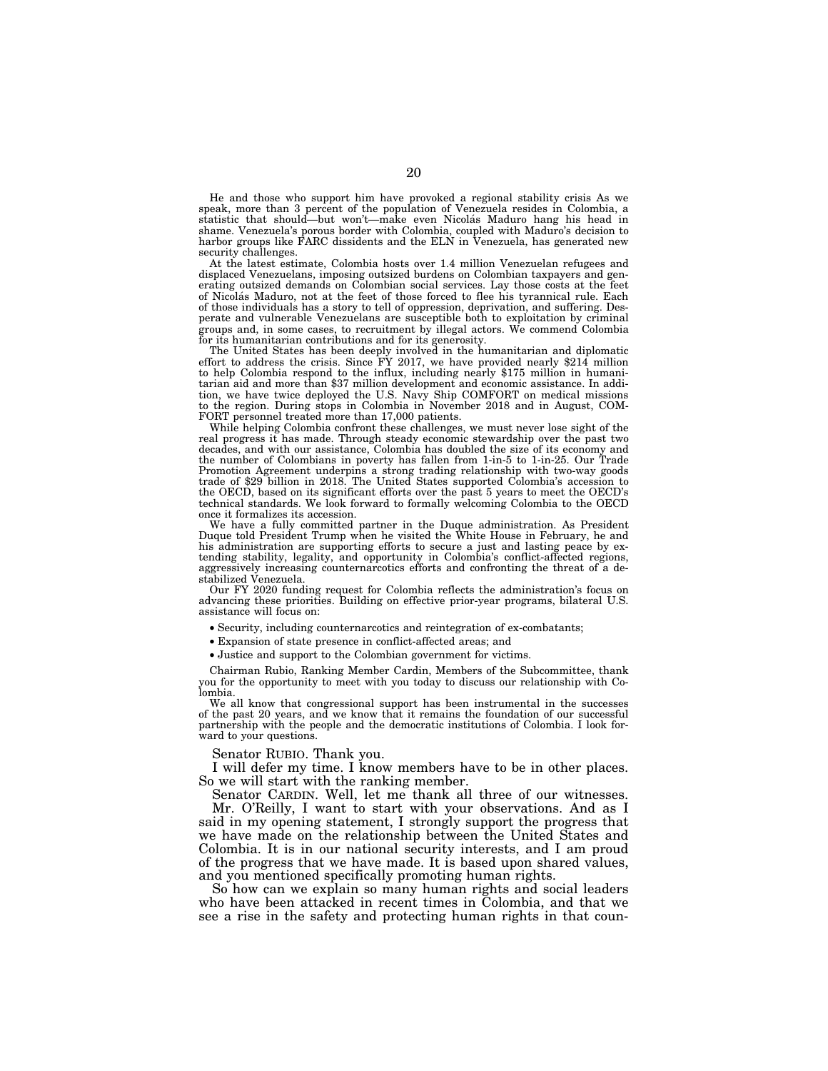He and those who support him have provoked a regional stability crisis As we speak, more than 3 percent of the population of Venezuela resides in Colombia, a statistic that should—but won't—make even Nicolás Maduro hang his head in shame. Venezuela's porous border with Colombia, coupled with Maduro's decision to harbor groups like FARC dissidents and the ELN in Venezuela, has generated new security challenges.

At the latest estimate, Colombia hosts over 1.4 million Venezuelan refugees and displaced Venezuelans, imposing outsized burdens on Colombian taxpayers and generating outsized demands on Colombian social services. Lay those costs at the feet of Nicolás Maduro, not at the feet of those forced to flee his tyrannical rule. Each of those individuals has a story to tell of oppression, deprivation, and suffering. Desperate and vulnerable Venezuelans are susceptible both to exploitation by criminal groups and, in some cases, to recruitment by illegal actors. We commend Colombia for its humanitarian contributions and for its generosity.

The United States has been deeply involved in the humanitarian and diplomatic effort to address the crisis. Since FY 2017, we have provided nearly $214 million to help Colombia respond to the influx, including nearly $175 million in humanitarian aid and more than $37 million development and economic assistance. In addition, we have twice deployed the U.S. Navy Ship COMFORT on medical missions to the region. During stops in Colombia in November 2018 and in August, COMFORT personnel treated more than 17,000 patients.

While helping Colombia confront these challenges, we must never lose sight of the real progress it has made. Through steady economic stewardship over the past two decades, and with our assistance, Colombia has doubled the size of its economy and the number of Colombians in poverty has fallen from 1-in-5 to 1-in-25. Our Trade Promotion Agreement underpins a strong trading relationship with two-way goods trade of $29 billion in 2018. The United States supported Colombia's accession to the OECD, based on its significant efforts over the past 5 years to meet the OECD's technical standards. We look forward to formally welcoming Colombia to the OECD once it formalizes its accession.

We have a fully committed partner in the Duque administration. As President Duque told President Trump when he visited the White House in February, he and his administration are supporting efforts to secure a just and lasting peace by extending stability, legality, and opportunity in Colombia's conflict-affected regions, aggressively increasing counternarcotics efforts and confronting the threat of a destabilized Venezuela.

Our FY 2020 funding request for Colombia reflects the administration's focus on advancing these priorities. Building on effective prior-year programs, bilateral U.S. assistance will focus on:

- Security, including counternarcotics and reintegration of ex-combatants;
- Expansion of state presence in conflict-affected areas; and
- Justice and support to the Colombian government for victims.

Chairman Rubio, Ranking Member Cardin, Members of the Subcommittee, thank you for the opportunity to meet with you today to discuss our relationship with Colombia.

We all know that congressional support has been instrumental in the successes of the past 20 years, and we know that it remains the foundation of our successful partnership with the people and the democratic institutions of Colombia. I look forward to your questions.

Senator RUBIO. Thank you.

I will defer my time. I know members have to be in other places. So we will start with the ranking member.

Senator CARDIN. Well, let me thank all three of our witnesses.

Mr. O'Reilly, I want to start with your observations. And as I said in my opening statement, I strongly support the progress that we have made on the relationship between the United States and Colombia. It is in our national security interests, and I am proud of the progress that we have made. It is based upon shared values, and you mentioned specifically promoting human rights.

So how can we explain so many human rights and social leaders who have been attacked in recent times in Colombia, and that we see a rise in the safety and protecting human rights in that coun-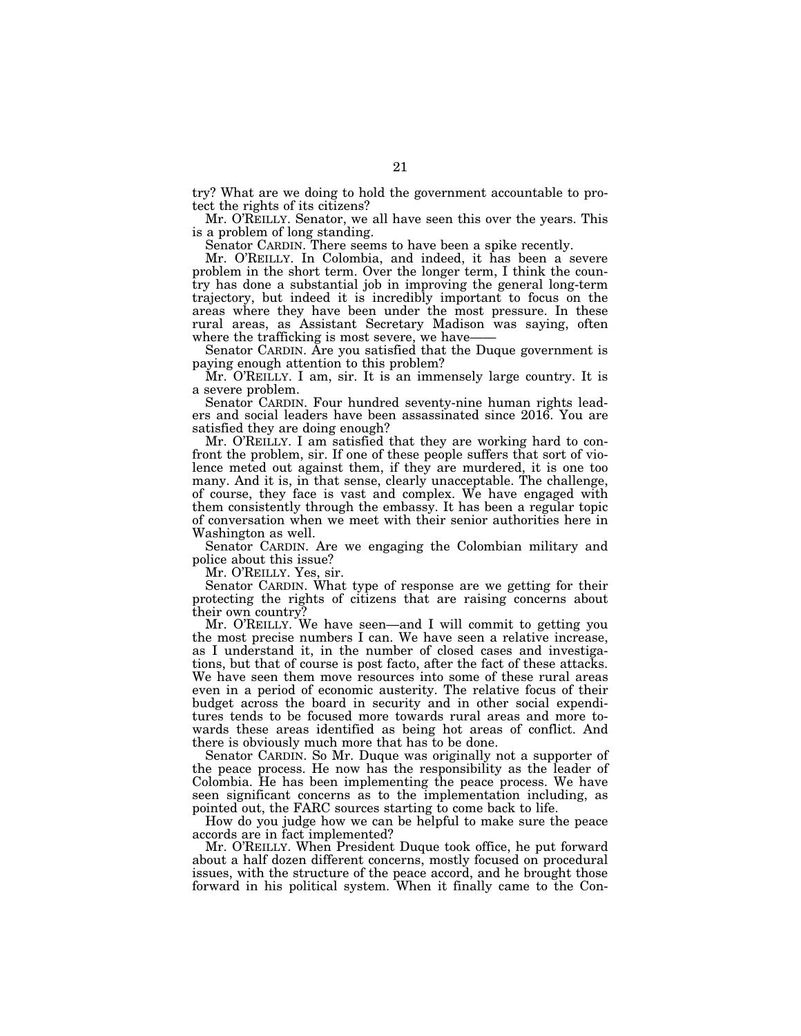try? What are we doing to hold the government accountable to protect the rights of its citizens?

Mr. O'REILLY. Senator, we all have seen this over the years. This is a problem of long standing.

Senator CARDIN. There seems to have been a spike recently.

Mr. O'REILLY. In Colombia, and indeed, it has been a severe problem in the short term. Over the longer term, I think the country has done a substantial job in improving the general long-term trajectory, but indeed it is incredibly important to focus on the areas where they have been under the most pressure. In these rural areas, as Assistant Secretary Madison was saying, often where the trafficking is most severe, we have——

Senator CARDIN. Are you satisfied that the Duque government is paying enough attention to this problem?

Mr. O'REILLY. I am, sir. It is an immensely large country. It is a severe problem.

Senator CARDIN. Four hundred seventy-nine human rights leaders and social leaders have been assassinated since 2016. You are satisfied they are doing enough?

Mr. O'REILLY. I am satisfied that they are working hard to confront the problem, sir. If one of these people suffers that sort of violence meted out against them, if they are murdered, it is one too many. And it is, in that sense, clearly unacceptable. The challenge, of course, they face is vast and complex. We have engaged with them consistently through the embassy. It has been a regular topic of conversation when we meet with their senior authorities here in Washington as well.

Senator CARDIN. Are we engaging the Colombian military and police about this issue?

Mr. O'REILLY. Yes, sir.

Senator CARDIN. What type of response are we getting for their protecting the rights of citizens that are raising concerns about their own country?

Mr. O'REILLY. We have seen—and I will commit to getting you the most precise numbers I can. We have seen a relative increase, as I understand it, in the number of closed cases and investigations, but that of course is post facto, after the fact of these attacks. We have seen them move resources into some of these rural areas even in a period of economic austerity. The relative focus of their budget across the board in security and in other social expenditures tends to be focused more towards rural areas and more towards these areas identified as being hot areas of conflict. And there is obviously much more that has to be done.

Senator CARDIN. So Mr. Duque was originally not a supporter of the peace process. He now has the responsibility as the leader of Colombia. He has been implementing the peace process. We have seen significant concerns as to the implementation including, as pointed out, the FARC sources starting to come back to life.

How do you judge how we can be helpful to make sure the peace accords are in fact implemented?

Mr. O'REILLY. When President Duque took office, he put forward about a half dozen different concerns, mostly focused on procedural issues, with the structure of the peace accord, and he brought those forward in his political system. When it finally came to the Con-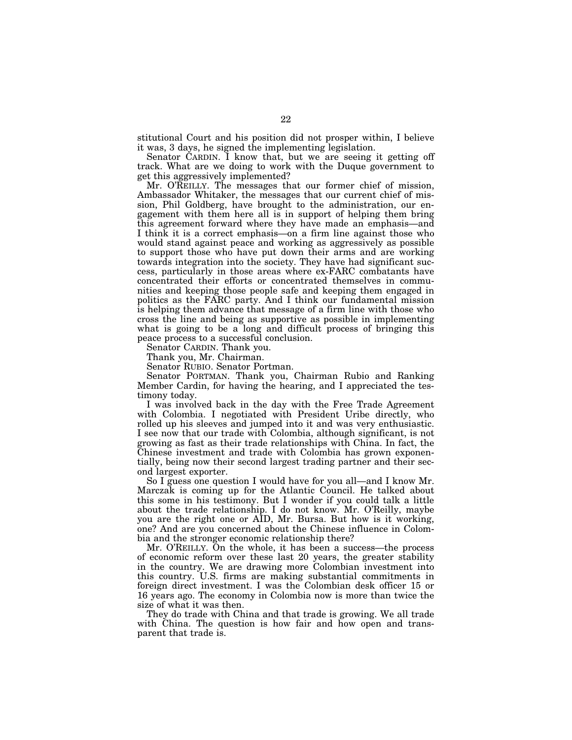stitutional Court and his position did not prosper within, I believe it was, 3 days, he signed the implementing legislation.

Senator CARDIN. I know that, but we are seeing it getting off track. What are we doing to work with the Duque government to get this aggressively implemented?

Mr. O'REILLY. The messages that our former chief of mission, Ambassador Whitaker, the messages that our current chief of mission, Phil Goldberg, have brought to the administration, our engagement with them here all is in support of helping them bring this agreement forward where they have made an emphasis—and I think it is a correct emphasis—on a firm line against those who would stand against peace and working as aggressively as possible to support those who have put down their arms and are working towards integration into the society. They have had significant success, particularly in those areas where ex-FARC combatants have concentrated their efforts or concentrated themselves in communities and keeping those people safe and keeping them engaged in politics as the FARC party. And I think our fundamental mission is helping them advance that message of a firm line with those who cross the line and being as supportive as possible in implementing what is going to be a long and difficult process of bringing this peace process to a successful conclusion.

Senator CARDIN. Thank you.

Thank you, Mr. Chairman.

Senator RUBIO. Senator Portman.

Senator PORTMAN. Thank you, Chairman Rubio and Ranking Member Cardin, for having the hearing, and I appreciated the testimony today.

I was involved back in the day with the Free Trade Agreement with Colombia. I negotiated with President Uribe directly, who rolled up his sleeves and jumped into it and was very enthusiastic. I see now that our trade with Colombia, although significant, is not growing as fast as their trade relationships with China. In fact, the Chinese investment and trade with Colombia has grown exponentially, being now their second largest trading partner and their second largest exporter.

So I guess one question I would have for you all—and I know Mr. Marczak is coming up for the Atlantic Council. He talked about this some in his testimony. But I wonder if you could talk a little about the trade relationship. I do not know. Mr. O'Reilly, maybe you are the right one or AID, Mr. Bursa. But how is it working, one? And are you concerned about the Chinese influence in Colombia and the stronger economic relationship there?

Mr. O'REILLY. On the whole, it has been a success—the process of economic reform over these last 20 years, the greater stability in the country. We are drawing more Colombian investment into this country. U.S. firms are making substantial commitments in foreign direct investment. I was the Colombian desk officer 15 or 16 years ago. The economy in Colombia now is more than twice the size of what it was then.

They do trade with China and that trade is growing. We all trade with China. The question is how fair and how open and transparent that trade is.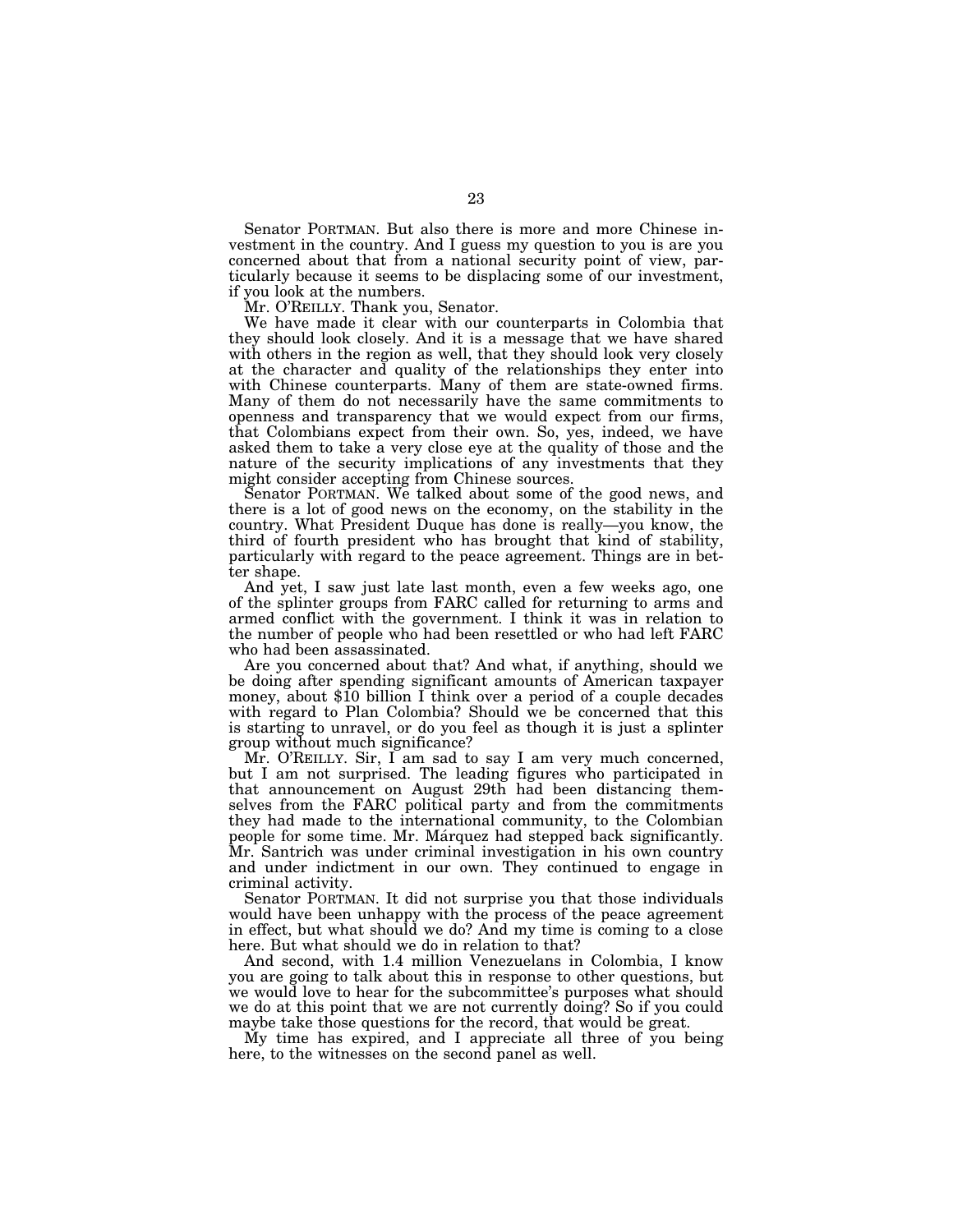Senator PORTMAN. But also there is more and more Chinese investment in the country. And I guess my question to you is are you concerned about that from a national security point of view, particularly because it seems to be displacing some of our investment, if you look at the numbers.

Mr. O'REILLY. Thank you, Senator.

We have made it clear with our counterparts in Colombia that they should look closely. And it is a message that we have shared with others in the region as well, that they should look very closely at the character and quality of the relationships they enter into with Chinese counterparts. Many of them are state-owned firms. Many of them do not necessarily have the same commitments to openness and transparency that we would expect from our firms, that Colombians expect from their own. So, yes, indeed, we have asked them to take a very close eye at the quality of those and the nature of the security implications of any investments that they might consider accepting from Chinese sources.

Senator PORTMAN. We talked about some of the good news, and there is a lot of good news on the economy, on the stability in the country. What President Duque has done is really—you know, the third of fourth president who has brought that kind of stability, particularly with regard to the peace agreement. Things are in better shape.

And yet, I saw just late last month, even a few weeks ago, one of the splinter groups from FARC called for returning to arms and armed conflict with the government. I think it was in relation to the number of people who had been resettled or who had left FARC who had been assassinated.

Are you concerned about that? And what, if anything, should we be doing after spending significant amounts of American taxpayer money, about $10 billion I think over a period of a couple decades with regard to Plan Colombia? Should we be concerned that this is starting to unravel, or do you feel as though it is just a splinter group without much significance?

Mr. O'REILLY. Sir, I am sad to say I am very much concerned, but I am not surprised. The leading figures who participated in that announcement on August 29th had been distancing themselves from the FARC political party and from the commitments they had made to the international community, to the Colombian people for some time. Mr. Márquez had stepped back significantly. Mr. Santrich was under criminal investigation in his own country and under indictment in our own. They continued to engage in criminal activity.

Senator PORTMAN. It did not surprise you that those individuals would have been unhappy with the process of the peace agreement in effect, but what should we do? And my time is coming to a close here. But what should we do in relation to that?

And second, with 1.4 million Venezuelans in Colombia, I know you are going to talk about this in response to other questions, but we would love to hear for the subcommittee's purposes what should we do at this point that we are not currently doing? So if you could maybe take those questions for the record, that would be great.

My time has expired, and I appreciate all three of you being here, to the witnesses on the second panel as well.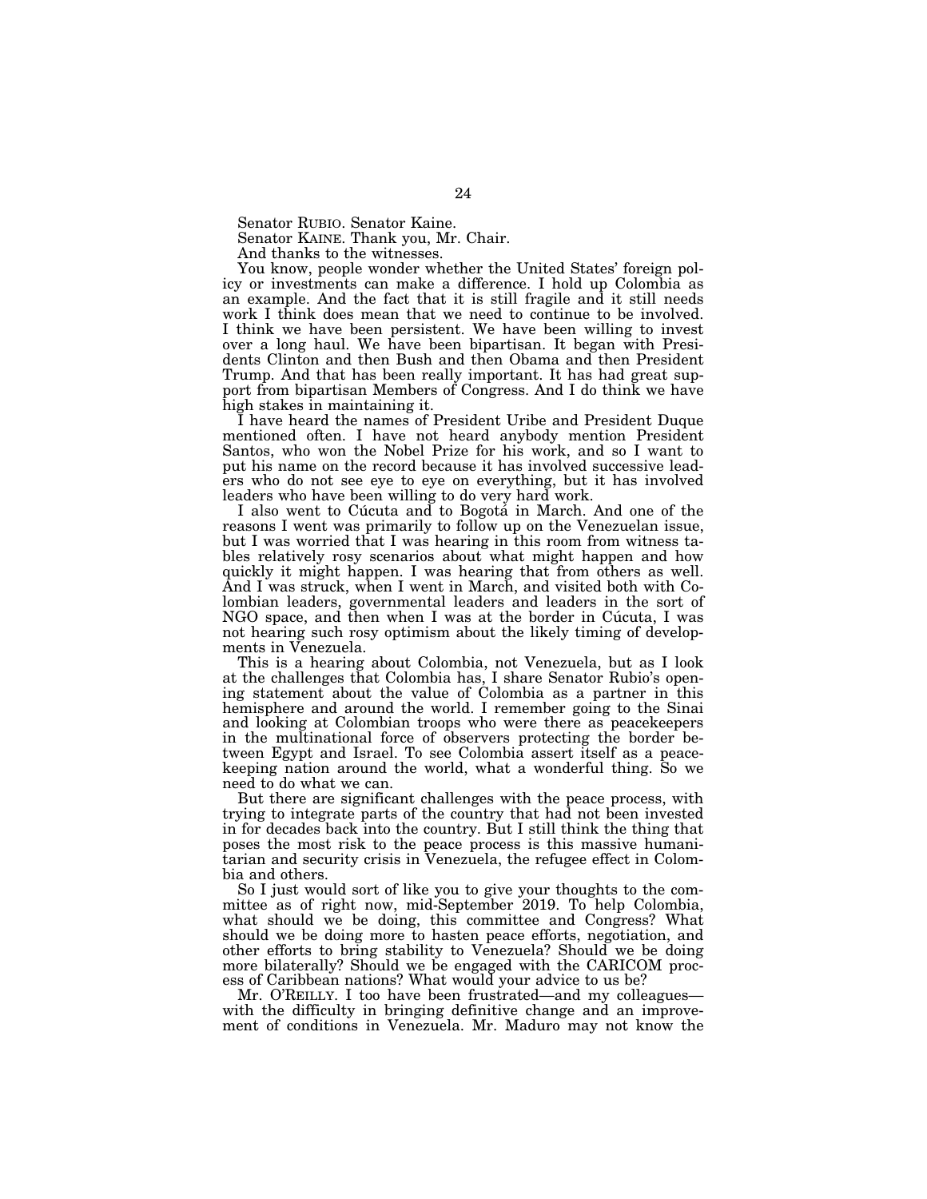Senator RUBIO. Senator Kaine.

Senator KAINE. Thank you, Mr. Chair.

And thanks to the witnesses.

You know, people wonder whether the United States' foreign policy or investments can make a difference. I hold up Colombia as an example. And the fact that it is still fragile and it still needs work I think does mean that we need to continue to be involved. I think we have been persistent. We have been willing to invest over a long haul. We have been bipartisan. It began with Presidents Clinton and then Bush and then Obama and then President Trump. And that has been really important. It has had great support from bipartisan Members of Congress. And I do think we have high stakes in maintaining it.

I have heard the names of President Uribe and President Duque mentioned often. I have not heard anybody mention President Santos, who won the Nobel Prize for his work, and so I want to put his name on the record because it has involved successive leaders who do not see eye to eye on everything, but it has involved leaders who have been willing to do very hard work.

I also went to Cúcuta and to Bogotá in March. And one of the reasons I went was primarily to follow up on the Venezuelan issue, but I was worried that I was hearing in this room from witness tables relatively rosy scenarios about what might happen and how quickly it might happen. I was hearing that from others as well. And I was struck, when I went in March, and visited both with Colombian leaders, governmental leaders and leaders in the sort of NGO space, and then when I was at the border in Cúcuta, I was not hearing such rosy optimism about the likely timing of developments in Venezuela.

This is a hearing about Colombia, not Venezuela, but as I look at the challenges that Colombia has, I share Senator Rubio's opening statement about the value of Colombia as a partner in this hemisphere and around the world. I remember going to the Sinai and looking at Colombian troops who were there as peacekeepers in the multinational force of observers protecting the border between Egypt and Israel. To see Colombia assert itself as a peacekeeping nation around the world, what a wonderful thing. So we need to do what we can.

But there are significant challenges with the peace process, with trying to integrate parts of the country that had not been invested in for decades back into the country. But I still think the thing that poses the most risk to the peace process is this massive humanitarian and security crisis in Venezuela, the refugee effect in Colombia and others.

So I just would sort of like you to give your thoughts to the committee as of right now, mid-September 2019. To help Colombia, what should we be doing, this committee and Congress? What should we be doing more to hasten peace efforts, negotiation, and other efforts to bring stability to Venezuela? Should we be doing more bilaterally? Should we be engaged with the CARICOM process of Caribbean nations? What would your advice to us be?

Mr. O'REILLY. I too have been frustrated—and my colleagues—with the difficulty in bringing definitive change and an improvement of conditions in Venezuela. Mr. Maduro may not know the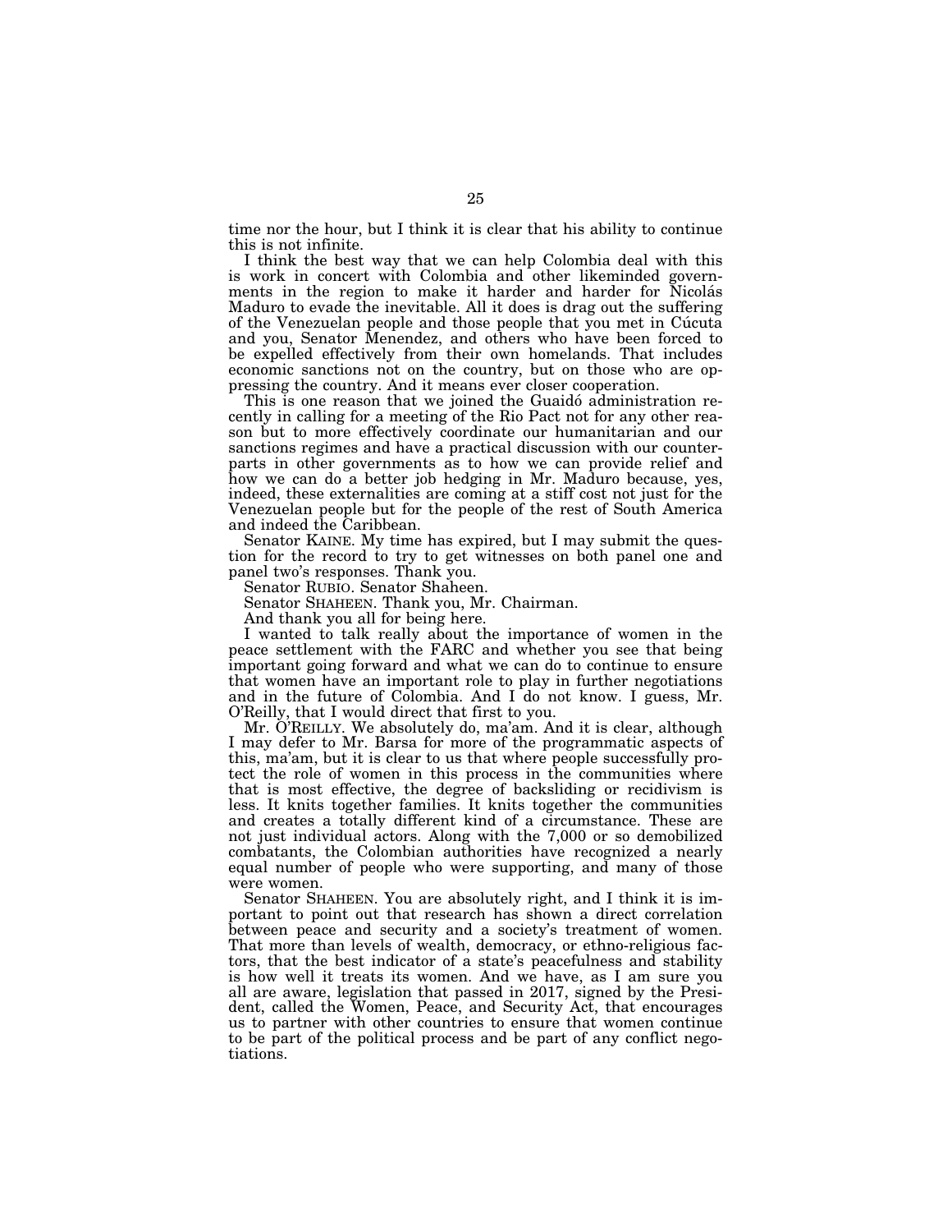time nor the hour, but I think it is clear that his ability to continue this is not infinite.

I think the best way that we can help Colombia deal with this is work in concert with Colombia and other likeminded governments in the region to make it harder and harder for Nicolás Maduro to evade the inevitable. All it does is drag out the suffering of the Venezuelan people and those people that you met in Cúcuta and you, Senator Menendez, and others who have been forced to be expelled effectively from their own homelands. That includes economic sanctions not on the country, but on those who are oppressing the country. And it means ever closer cooperation.

This is one reason that we joined the Guaidó administration recently in calling for a meeting of the Rio Pact not for any other reason but to more effectively coordinate our humanitarian and our sanctions regimes and have a practical discussion with our counterparts in other governments as to how we can provide relief and how we can do a better job hedging in Mr. Maduro because, yes, indeed, these externalities are coming at a stiff cost not just for the Venezuelan people but for the people of the rest of South America and indeed the Caribbean.

Senator KAINE. My time has expired, but I may submit the question for the record to try to get witnesses on both panel one and panel two's responses. Thank you.

Senator RUBIO. Senator Shaheen.

Senator SHAHEEN. Thank you, Mr. Chairman.

And thank you all for being here.

I wanted to talk really about the importance of women in the peace settlement with the FARC and whether you see that being important going forward and what we can do to continue to ensure that women have an important role to play in further negotiations and in the future of Colombia. And I do not know. I guess, Mr. O'Reilly, that I would direct that first to you.

Mr. O'REILLY. We absolutely do, ma'am. And it is clear, although I may defer to Mr. Barsa for more of the programmatic aspects of this, ma'am, but it is clear to us that where people successfully protect the role of women in this process in the communities where that is most effective, the degree of backsliding or recidivism is less. It knits together families. It knits together the communities and creates a totally different kind of a circumstance. These are not just individual actors. Along with the 7,000 or so demobilized combatants, the Colombian authorities have recognized a nearly equal number of people who were supporting, and many of those were women.

Senator SHAHEEN. You are absolutely right, and I think it is important to point out that research has shown a direct correlation between peace and security and a society's treatment of women. That more than levels of wealth, democracy, or ethno-religious factors, that the best indicator of a state's peacefulness and stability is how well it treats its women. And we have, as I am sure you all are aware, legislation that passed in 2017, signed by the President, called the Women, Peace, and Security Act, that encourages us to partner with other countries to ensure that women continue to be part of the political process and be part of any conflict negotiations.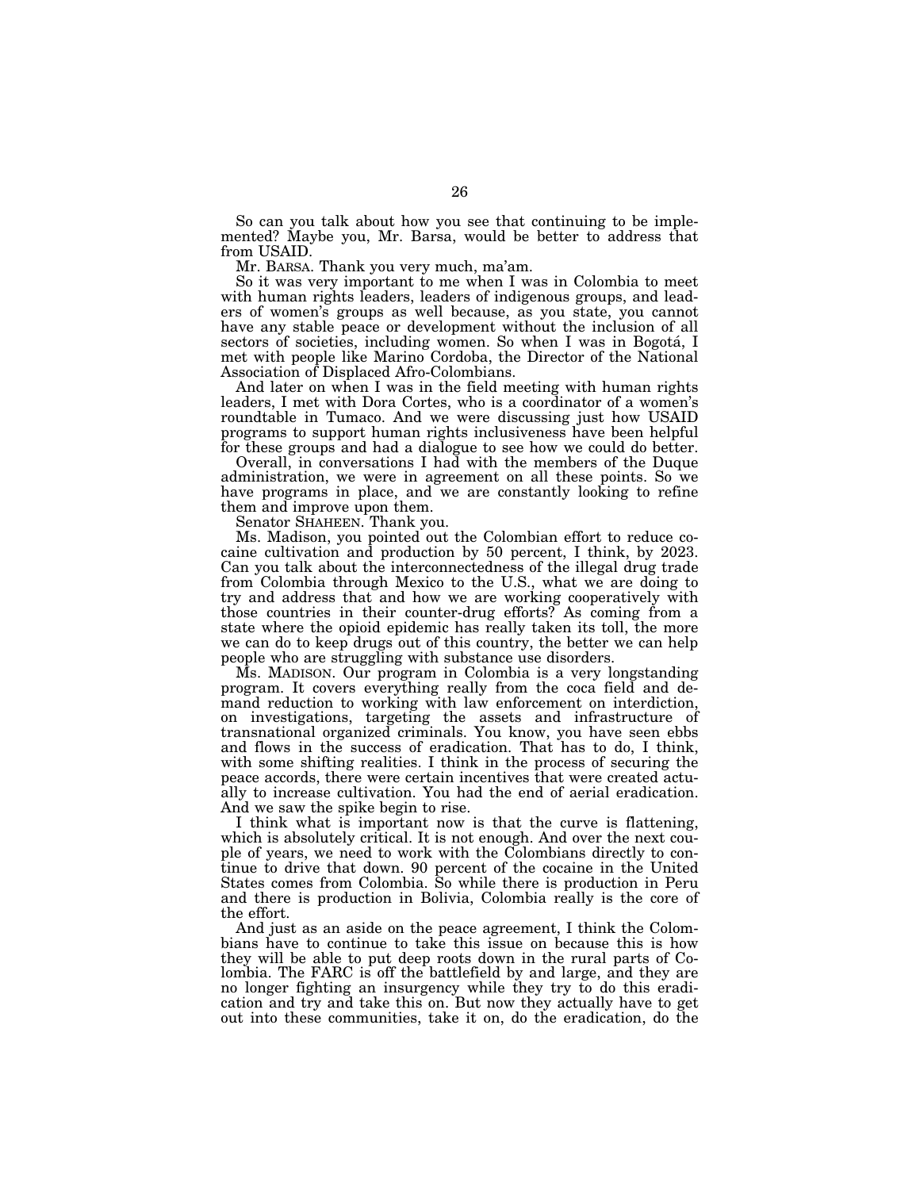So can you talk about how you see that continuing to be implemented? Maybe you, Mr. Barsa, would be better to address that from USAID.

Mr. BARSA. Thank you very much, ma'am.

So it was very important to me when I was in Colombia to meet with human rights leaders, leaders of indigenous groups, and leaders of women's groups as well because, as you state, you cannot have any stable peace or development without the inclusion of all sectors of societies, including women. So when I was in Bogotá, I met with people like Marino Cordoba, the Director of the National Association of Displaced Afro-Colombians.

And later on when I was in the field meeting with human rights leaders, I met with Dora Cortes, who is a coordinator of a women's roundtable in Tumaco. And we were discussing just how USAID programs to support human rights inclusiveness have been helpful for these groups and had a dialogue to see how we could do better.

Overall, in conversations I had with the members of the Duque administration, we were in agreement on all these points. So we have programs in place, and we are constantly looking to refine them and improve upon them.

Senator SHAHEEN. Thank you.

Ms. Madison, you pointed out the Colombian effort to reduce cocaine cultivation and production by 50 percent, I think, by 2023. Can you talk about the interconnectedness of the illegal drug trade from Colombia through Mexico to the U.S., what we are doing to try and address that and how we are working cooperatively with those countries in their counter-drug efforts? As coming from a state where the opioid epidemic has really taken its toll, the more we can do to keep drugs out of this country, the better we can help people who are struggling with substance use disorders.

Ms. MADISON. Our program in Colombia is a very longstanding program. It covers everything really from the coca field and demand reduction to working with law enforcement on interdiction, on investigations, targeting the assets and infrastructure of transnational organized criminals. You know, you have seen ebbs and flows in the success of eradication. That has to do, I think, with some shifting realities. I think in the process of securing the peace accords, there were certain incentives that were created actually to increase cultivation. You had the end of aerial eradication. And we saw the spike begin to rise.

I think what is important now is that the curve is flattening, which is absolutely critical. It is not enough. And over the next couple of years, we need to work with the Colombians directly to continue to drive that down. 90 percent of the cocaine in the United States comes from Colombia. So while there is production in Peru and there is production in Bolivia, Colombia really is the core of the effort.

And just as an aside on the peace agreement, I think the Colombians have to continue to take this issue on because this is how they will be able to put deep roots down in the rural parts of Colombia. The FARC is off the battlefield by and large, and they are no longer fighting an insurgency while they try to do this eradication and try and take this on. But now they actually have to get out into these communities, take it on, do the eradication, do the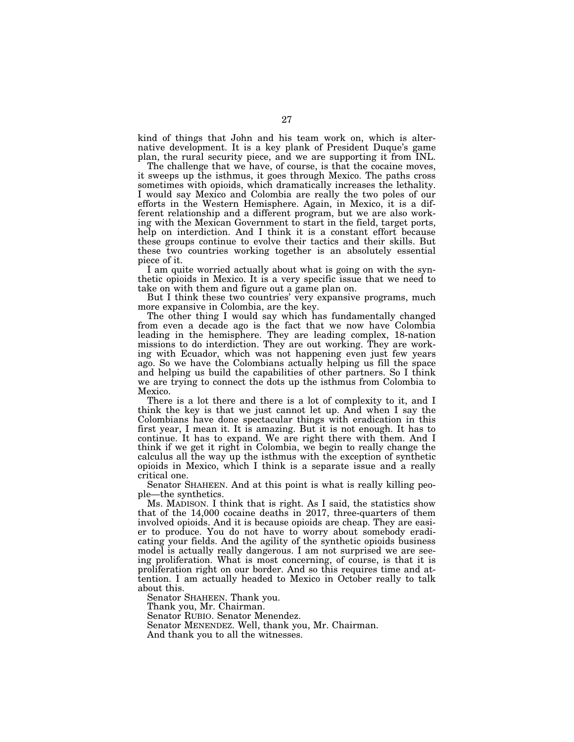kind of things that John and his team work on, which is alternative development. It is a key plank of President Duque's game plan, the rural security piece, and we are supporting it from INL.

The challenge that we have, of course, is that the cocaine moves, it sweeps up the isthmus, it goes through Mexico. The paths cross sometimes with opioids, which dramatically increases the lethality. I would say Mexico and Colombia are really the two poles of our efforts in the Western Hemisphere. Again, in Mexico, it is a different relationship and a different program, but we are also working with the Mexican Government to start in the field, target ports, help on interdiction. And I think it is a constant effort because these groups continue to evolve their tactics and their skills. But these two countries working together is an absolutely essential piece of it.

I am quite worried actually about what is going on with the synthetic opioids in Mexico. It is a very specific issue that we need to take on with them and figure out a game plan on.

But I think these two countries' very expansive programs, much more expansive in Colombia, are the key.

The other thing I would say which has fundamentally changed from even a decade ago is the fact that we now have Colombia leading in the hemisphere. They are leading complex, 18-nation missions to do interdiction. They are out working. They are working with Ecuador, which was not happening even just few years ago. So we have the Colombians actually helping us fill the space and helping us build the capabilities of other partners. So I think we are trying to connect the dots up the isthmus from Colombia to Mexico.

There is a lot there and there is a lot of complexity to it, and I think the key is that we just cannot let up. And when I say the Colombians have done spectacular things with eradication in this first year, I mean it. It is amazing. But it is not enough. It has to continue. It has to expand. We are right there with them. And I think if we get it right in Colombia, we begin to really change the calculus all the way up the isthmus with the exception of synthetic opioids in Mexico, which I think is a separate issue and a really critical one.

Senator SHAHEEN. And at this point is what is really killing people—the synthetics.

Ms. MADISON. I think that is right. As I said, the statistics show that of the 14,000 cocaine deaths in 2017, three-quarters of them involved opioids. And it is because opioids are cheap. They are easier to produce. You do not have to worry about somebody eradicating your fields. And the agility of the synthetic opioids business model is actually really dangerous. I am not surprised we are seeing proliferation. What is most concerning, of course, is that it is proliferation right on our border. And so this requires time and attention. I am actually headed to Mexico in October really to talk about this.

Senator SHAHEEN. Thank you.

Thank you, Mr. Chairman.

Senator RUBIO. Senator Menendez.

Senator MENENDEZ. Well, thank you, Mr. Chairman.

And thank you to all the witnesses.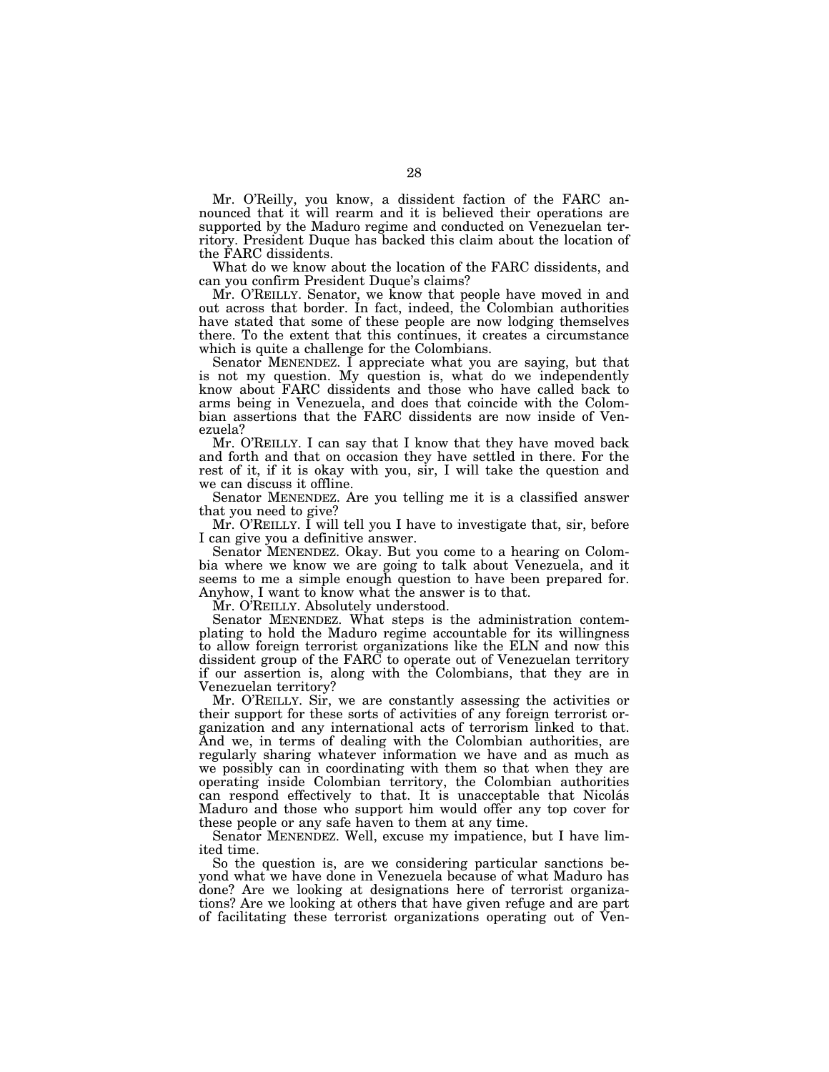Mr. O'Reilly, you know, a dissident faction of the FARC announced that it will rearm and it is believed their operations are supported by the Maduro regime and conducted on Venezuelan territory. President Duque has backed this claim about the location of the FARC dissidents.

What do we know about the location of the FARC dissidents, and can you confirm President Duque's claims?

Mr. O'REILLY. Senator, we know that people have moved in and out across that border. In fact, indeed, the Colombian authorities have stated that some of these people are now lodging themselves there. To the extent that this continues, it creates a circumstance which is quite a challenge for the Colombians.

Senator MENENDEZ. I appreciate what you are saying, but that is not my question. My question is, what do we independently know about FARC dissidents and those who have called back to arms being in Venezuela, and does that coincide with the Colombian assertions that the FARC dissidents are now inside of Venezuela?

Mr. O'REILLY. I can say that I know that they have moved back and forth and that on occasion they have settled in there. For the rest of it, if it is okay with you, sir, I will take the question and we can discuss it offline.

Senator MENENDEZ. Are you telling me it is a classified answer that you need to give?

Mr. O'REILLY. I will tell you I have to investigate that, sir, before I can give you a definitive answer.

Senator MENENDEZ. Okay. But you come to a hearing on Colombia where we know we are going to talk about Venezuela, and it seems to me a simple enough question to have been prepared for. Anyhow, I want to know what the answer is to that.

Mr. O'REILLY. Absolutely understood.

Senator MENENDEZ. What steps is the administration contemplating to hold the Maduro regime accountable for its willingness to allow foreign terrorist organizations like the ELN and now this dissident group of the FARC to operate out of Venezuelan territory if our assertion is, along with the Colombians, that they are in Venezuelan territory?

Mr. O'REILLY. Sir, we are constantly assessing the activities or their support for these sorts of activities of any foreign terrorist organization and any international acts of terrorism linked to that. And we, in terms of dealing with the Colombian authorities, are regularly sharing whatever information we have and as much as we possibly can in coordinating with them so that when they are operating inside Colombian territory, the Colombian authorities can respond effectively to that. It is unacceptable that Nicolás Maduro and those who support him would offer any top cover for these people or any safe haven to them at any time.

Senator MENENDEZ. Well, excuse my impatience, but I have limited time.

So the question is, are we considering particular sanctions beyond what we have done in Venezuela because of what Maduro has done? Are we looking at designations here of terrorist organizations? Are we looking at others that have given refuge and are part of facilitating these terrorist organizations operating out of Ven-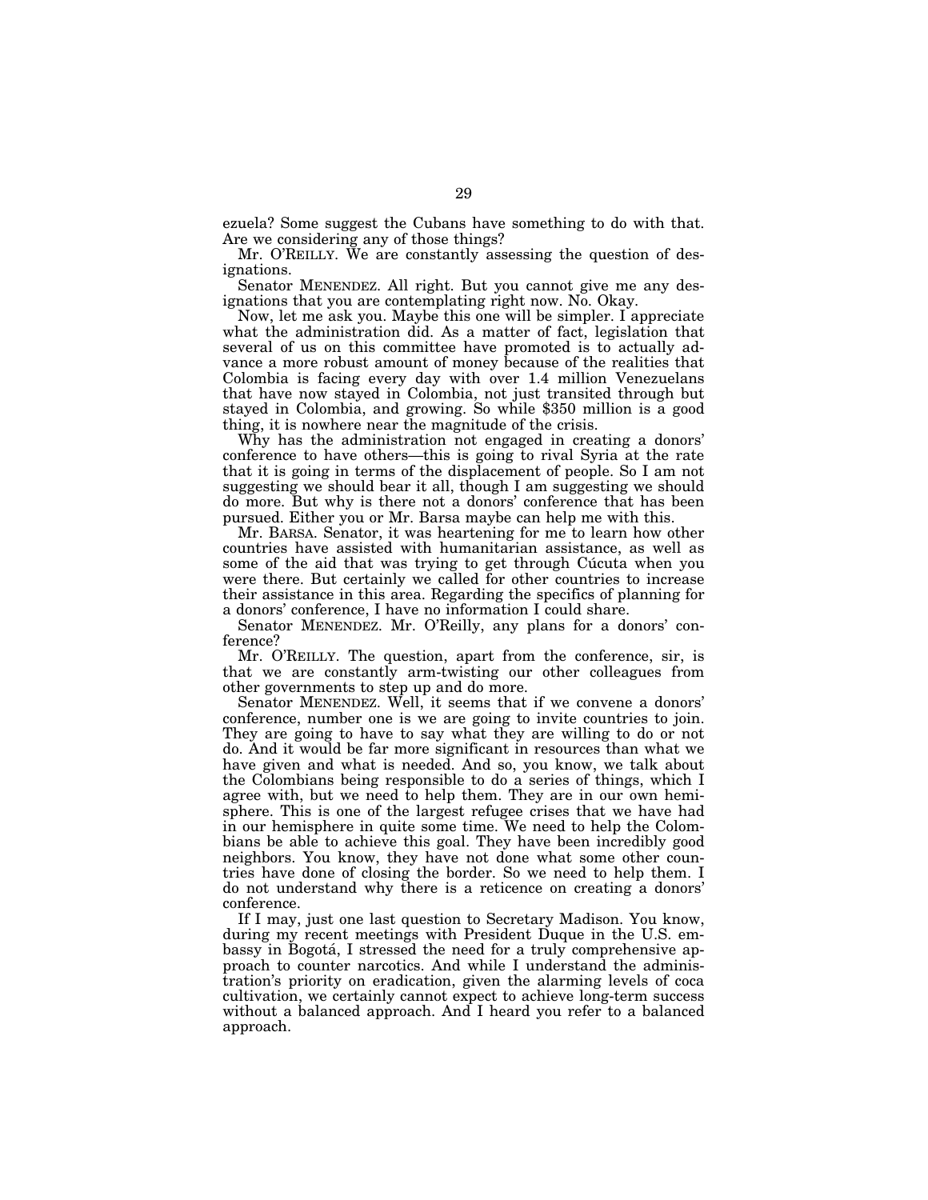ezuela? Some suggest the Cubans have something to do with that. Are we considering any of those things?

Mr. O'REILLY. We are constantly assessing the question of designations.

Senator MENENDEZ. All right. But you cannot give me any designations that you are contemplating right now. No. Okay.

Now, let me ask you. Maybe this one will be simpler. I appreciate what the administration did. As a matter of fact, legislation that several of us on this committee have promoted is to actually advance a more robust amount of money because of the realities that Colombia is facing every day with over 1.4 million Venezuelans that have now stayed in Colombia, not just transited through but stayed in Colombia, and growing. So while $350 million is a good thing, it is nowhere near the magnitude of the crisis.

Why has the administration not engaged in creating a donors' conference to have others—this is going to rival Syria at the rate that it is going in terms of the displacement of people. So I am not suggesting we should bear it all, though I am suggesting we should do more. But why is there not a donors' conference that has been pursued. Either you or Mr. Barsa maybe can help me with this.

Mr. BARSA. Senator, it was heartening for me to learn how other countries have assisted with humanitarian assistance, as well as some of the aid that was trying to get through Cúcuta when you were there. But certainly we called for other countries to increase their assistance in this area. Regarding the specifics of planning for a donors' conference, I have no information I could share.

Senator MENENDEZ. Mr. O'Reilly, any plans for a donors' conference?

Mr. O'REILLY. The question, apart from the conference, sir, is that we are constantly arm-twisting our other colleagues from other governments to step up and do more.

Senator MENENDEZ. Well, it seems that if we convene a donors' conference, number one is we are going to invite countries to join. They are going to have to say what they are willing to do or not do. And it would be far more significant in resources than what we have given and what is needed. And so, you know, we talk about the Colombians being responsible to do a series of things, which I agree with, but we need to help them. They are in our own hemisphere. This is one of the largest refugee crises that we have had in our hemisphere in quite some time. We need to help the Colombians be able to achieve this goal. They have been incredibly good neighbors. You know, they have not done what some other countries have done of closing the border. So we need to help them. I do not understand why there is a reticence on creating a donors' conference.

If I may, just one last question to Secretary Madison. You know, during my recent meetings with President Duque in the U.S. embassy in Bogotá, I stressed the need for a truly comprehensive approach to counter narcotics. And while I understand the administration's priority on eradication, given the alarming levels of coca cultivation, we certainly cannot expect to achieve long-term success without a balanced approach. And I heard you refer to a balanced approach.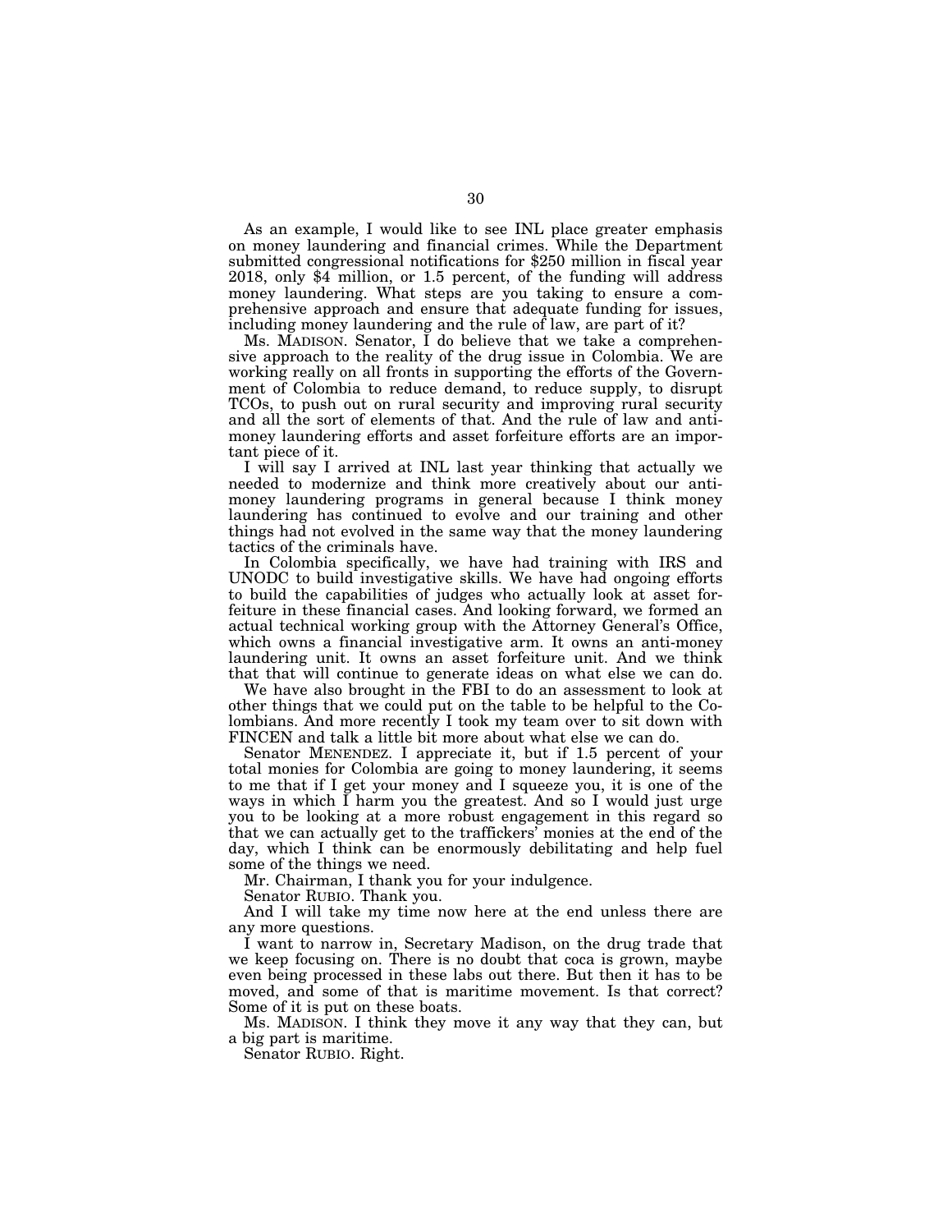As an example, I would like to see INL place greater emphasis on money laundering and financial crimes. While the Department submitted congressional notifications for $250 million in fiscal year 2018, only $4 million, or 1.5 percent, of the funding will address money laundering. What steps are you taking to ensure a comprehensive approach and ensure that adequate funding for issues, including money laundering and the rule of law, are part of it?

Ms. MADISON. Senator, I do believe that we take a comprehensive approach to the reality of the drug issue in Colombia. We are working really on all fronts in supporting the efforts of the Government of Colombia to reduce demand, to reduce supply, to disrupt TCOs, to push out on rural security and improving rural security and all the sort of elements of that. And the rule of law and anti-money laundering efforts and asset forfeiture efforts are an important piece of it.

I will say I arrived at INL last year thinking that actually we needed to modernize and think more creatively about our anti-money laundering programs in general because I think money laundering has continued to evolve and our training and other things had not evolved in the same way that the money laundering tactics of the criminals have.

In Colombia specifically, we have had training with IRS and UNODC to build investigative skills. We have had ongoing efforts to build the capabilities of judges who actually look at asset forfeiture in these financial cases. And looking forward, we formed an actual technical working group with the Attorney General's Office, which owns a financial investigative arm. It owns an anti-money laundering unit. It owns an asset forfeiture unit. And we think that that will continue to generate ideas on what else we can do.

We have also brought in the FBI to do an assessment to look at other things that we could put on the table to be helpful to the Colombians. And more recently I took my team over to sit down with FINCEN and talk a little bit more about what else we can do.

Senator MENENDEZ. I appreciate it, but if 1.5 percent of your total monies for Colombia are going to money laundering, it seems to me that if I get your money and I squeeze you, it is one of the ways in which I harm you the greatest. And so I would just urge you to be looking at a more robust engagement in this regard so that we can actually get to the traffickers' monies at the end of the day, which I think can be enormously debilitating and help fuel some of the things we need.

Mr. Chairman, I thank you for your indulgence.

Senator RUBIO. Thank you.

And I will take my time now here at the end unless there are any more questions.

I want to narrow in, Secretary Madison, on the drug trade that we keep focusing on. There is no doubt that coca is grown, maybe even being processed in these labs out there. But then it has to be moved, and some of that is maritime movement. Is that correct? Some of it is put on these boats.

Ms. MADISON. I think they move it any way that they can, but a big part is maritime.

Senator RUBIO. Right.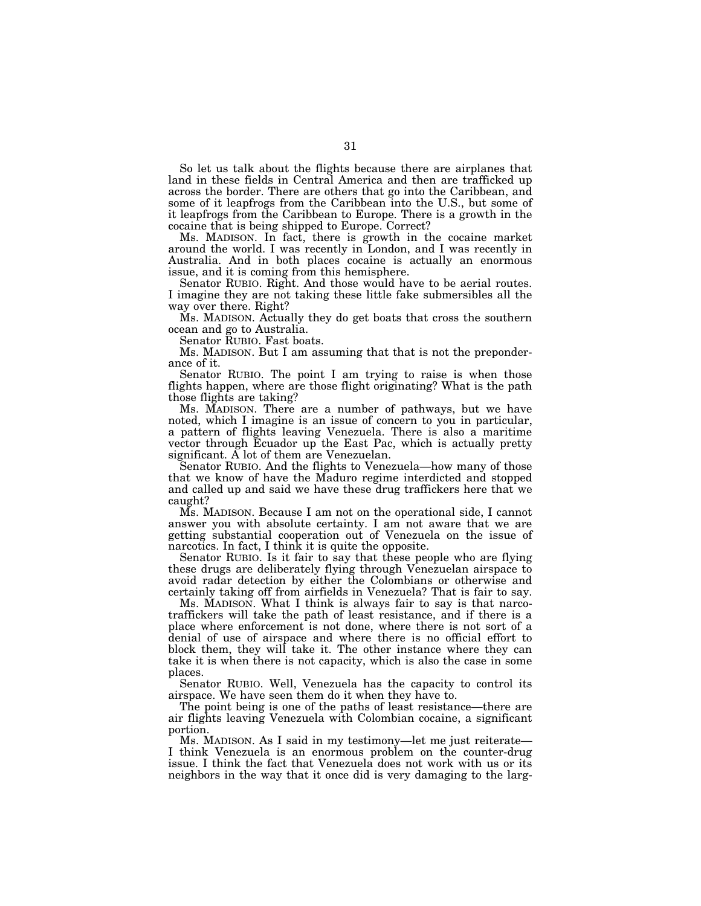So let us talk about the flights because there are airplanes that land in these fields in Central America and then are trafficked up across the border. There are others that go into the Caribbean, and some of it leapfrogs from the Caribbean into the U.S., but some of it leapfrogs from the Caribbean to Europe. There is a growth in the cocaine that is being shipped to Europe. Correct?

Ms. MADISON. In fact, there is growth in the cocaine market around the world. I was recently in London, and I was recently in Australia. And in both places cocaine is actually an enormous issue, and it is coming from this hemisphere.

Senator RUBIO. Right. And those would have to be aerial routes. I imagine they are not taking these little fake submersibles all the way over there. Right?

Ms. MADISON. Actually they do get boats that cross the southern ocean and go to Australia.

Senator RUBIO. Fast boats.

Ms. MADISON. But I am assuming that that is not the preponderance of it.

Senator RUBIO. The point I am trying to raise is when those flights happen, where are those flight originating? What is the path those flights are taking?

Ms. MADISON. There are a number of pathways, but we have noted, which I imagine is an issue of concern to you in particular, a pattern of flights leaving Venezuela. There is also a maritime vector through Ecuador up the East Pac, which is actually pretty significant. A lot of them are Venezuelan.

Senator RUBIO. And the flights to Venezuela—how many of those that we know of have the Maduro regime interdicted and stopped and called up and said we have these drug traffickers here that we caught?

Ms. MADISON. Because I am not on the operational side, I cannot answer you with absolute certainty. I am not aware that we are getting substantial cooperation out of Venezuela on the issue of narcotics. In fact, I think it is quite the opposite.

Senator RUBIO. Is it fair to say that these people who are flying these drugs are deliberately flying through Venezuelan airspace to avoid radar detection by either the Colombians or otherwise and certainly taking off from airfields in Venezuela? That is fair to say.

Ms. MADISON. What I think is always fair to say is that narco-traffickers will take the path of least resistance, and if there is a place where enforcement is not done, where there is not sort of a denial of use of airspace and where there is no official effort to block them, they will take it. The other instance where they can take it is when there is not capacity, which is also the case in some places.

Senator RUBIO. Well, Venezuela has the capacity to control its airspace. We have seen them do it when they have to.

The point being is one of the paths of least resistance—there are air flights leaving Venezuela with Colombian cocaine, a significant portion.

Ms. MADISON. As I said in my testimony—let me just reiterate—I think Venezuela is an enormous problem on the counter-drug issue. I think the fact that Venezuela does not work with us or its neighbors in the way that it once did is very damaging to the larg-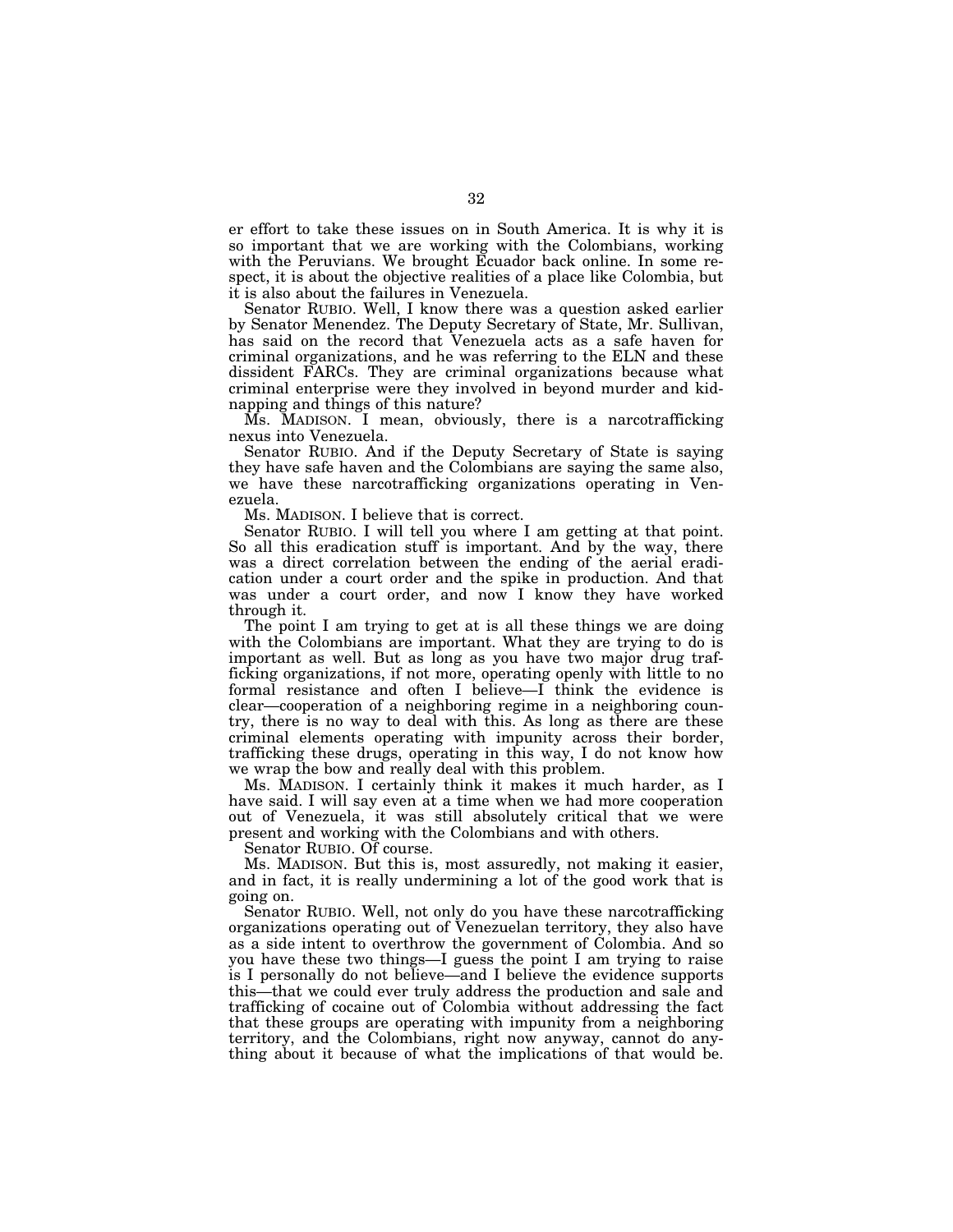er effort to take these issues on in South America. It is why it is so important that we are working with the Colombians, working with the Peruvians. We brought Ecuador back online. In some respect, it is about the objective realities of a place like Colombia, but it is also about the failures in Venezuela.

Senator RUBIO. Well, I know there was a question asked earlier by Senator Menendez. The Deputy Secretary of State, Mr. Sullivan, has said on the record that Venezuela acts as a safe haven for criminal organizations, and he was referring to the ELN and these dissident FARCs. They are criminal organizations because what criminal enterprise were they involved in beyond murder and kidnapping and things of this nature?

Ms. MADISON. I mean, obviously, there is a narcotrafficking nexus into Venezuela.

Senator RUBIO. And if the Deputy Secretary of State is saying they have safe haven and the Colombians are saying the same also, we have these narcotrafficking organizations operating in Venezuela.

Ms. MADISON. I believe that is correct.

Senator RUBIO. I will tell you where I am getting at that point. So all this eradication stuff is important. And by the way, there was a direct correlation between the ending of the aerial eradication under a court order and the spike in production. And that was under a court order, and now I know they have worked through it.

The point I am trying to get at is all these things we are doing with the Colombians are important. What they are trying to do is important as well. But as long as you have two major drug trafficking organizations, if not more, operating openly with little to no formal resistance and often I believe—I think the evidence is clear—cooperation of a neighboring regime in a neighboring country, there is no way to deal with this. As long as there are these criminal elements operating with impunity across their border, trafficking these drugs, operating in this way, I do not know how we wrap the bow and really deal with this problem.

Ms. MADISON. I certainly think it makes it much harder, as I have said. I will say even at a time when we had more cooperation out of Venezuela, it was still absolutely critical that we were present and working with the Colombians and with others.

Senator RUBIO. Of course.

Ms. MADISON. But this is, most assuredly, not making it easier, and in fact, it is really undermining a lot of the good work that is going on.

Senator RUBIO. Well, not only do you have these narcotrafficking organizations operating out of Venezuelan territory, they also have as a side intent to overthrow the government of Colombia. And so you have these two things—I guess the point I am trying to raise is I personally do not believe—and I believe the evidence supports this—that we could ever truly address the production and sale and trafficking of cocaine out of Colombia without addressing the fact that these groups are operating with impunity from a neighboring territory, and the Colombians, right now anyway, cannot do anything about it because of what the implications of that would be.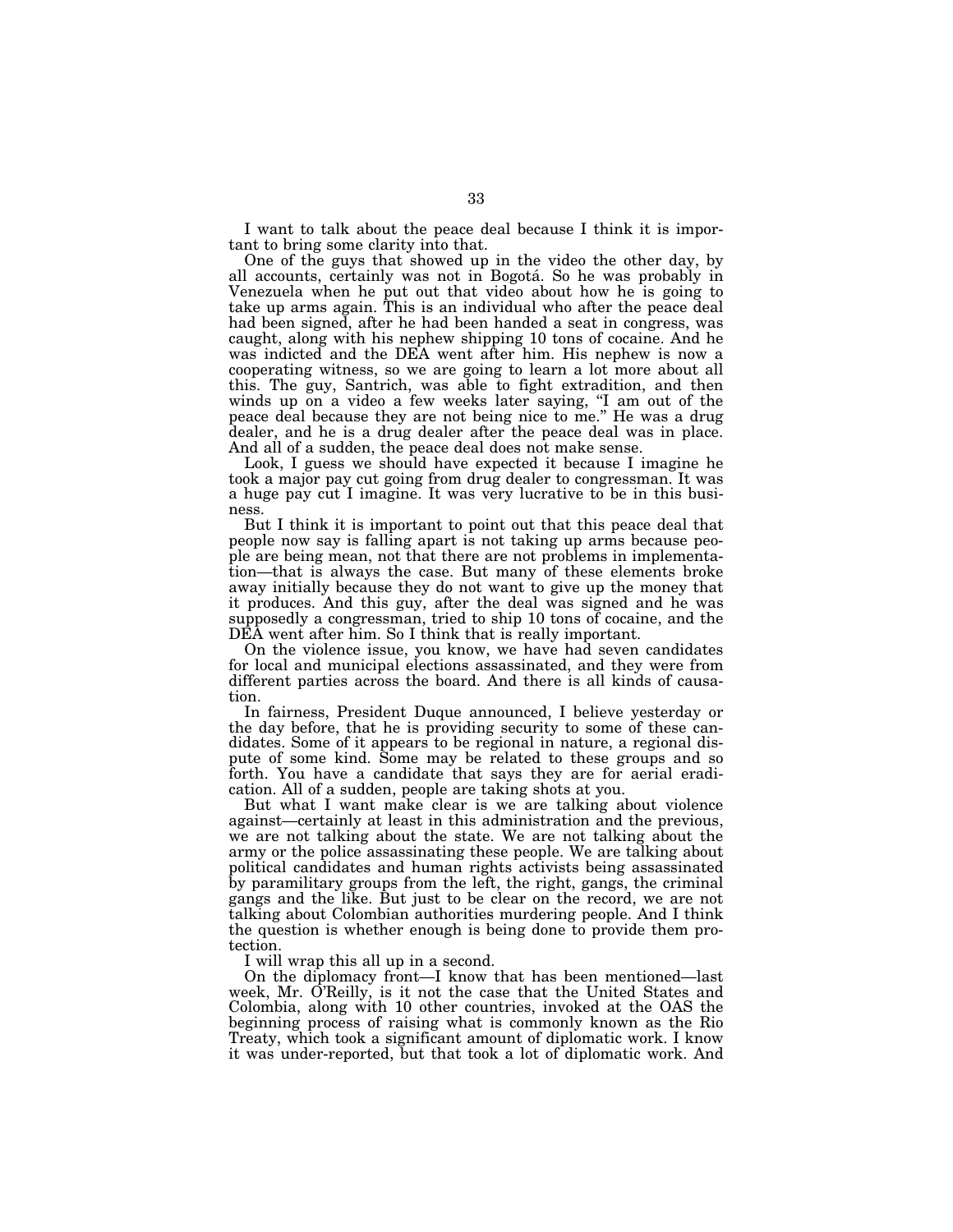I want to talk about the peace deal because I think it is important to bring some clarity into that.

One of the guys that showed up in the video the other day, by all accounts, certainly was not in Bogotá. So he was probably in Venezuela when he put out that video about how he is going to take up arms again. This is an individual who after the peace deal had been signed, after he had been handed a seat in congress, was caught, along with his nephew shipping 10 tons of cocaine. And he was indicted and the DEA went after him. His nephew is now a cooperating witness, so we are going to learn a lot more about all this. The guy, Santrich, was able to fight extradition, and then winds up on a video a few weeks later saying, "I am out of the peace deal because they are not being nice to me." He was a drug dealer, and he is a drug dealer after the peace deal was in place. And all of a sudden, the peace deal does not make sense.

Look, I guess we should have expected it because I imagine he took a major pay cut going from drug dealer to congressman. It was a huge pay cut I imagine. It was very lucrative to be in this business.

But I think it is important to point out that this peace deal that people now say is falling apart is not taking up arms because people are being mean, not that there are not problems in implementation—that is always the case. But many of these elements broke away initially because they do not want to give up the money that it produces. And this guy, after the deal was signed and he was supposedly a congressman, tried to ship 10 tons of cocaine, and the DEA went after him. So I think that is really important.

On the violence issue, you know, we have had seven candidates for local and municipal elections assassinated, and they were from different parties across the board. And there is all kinds of causation.

In fairness, President Duque announced, I believe yesterday or the day before, that he is providing security to some of these candidates. Some of it appears to be regional in nature, a regional dispute of some kind. Some may be related to these groups and so forth. You have a candidate that says they are for aerial eradication. All of a sudden, people are taking shots at you.

But what I want make clear is we are talking about violence against—certainly at least in this administration and the previous, we are not talking about the state. We are not talking about the army or the police assassinating these people. We are talking about political candidates and human rights activists being assassinated by paramilitary groups from the left, the right, gangs, the criminal gangs and the like. But just to be clear on the record, we are not talking about Colombian authorities murdering people. And I think the question is whether enough is being done to provide them protection.

I will wrap this all up in a second.

On the diplomacy front—I know that has been mentioned—last week, Mr. O'Reilly, is it not the case that the United States and Colombia, along with 10 other countries, invoked at the OAS the beginning process of raising what is commonly known as the Rio Treaty, which took a significant amount of diplomatic work. I know it was under-reported, but that took a lot of diplomatic work. And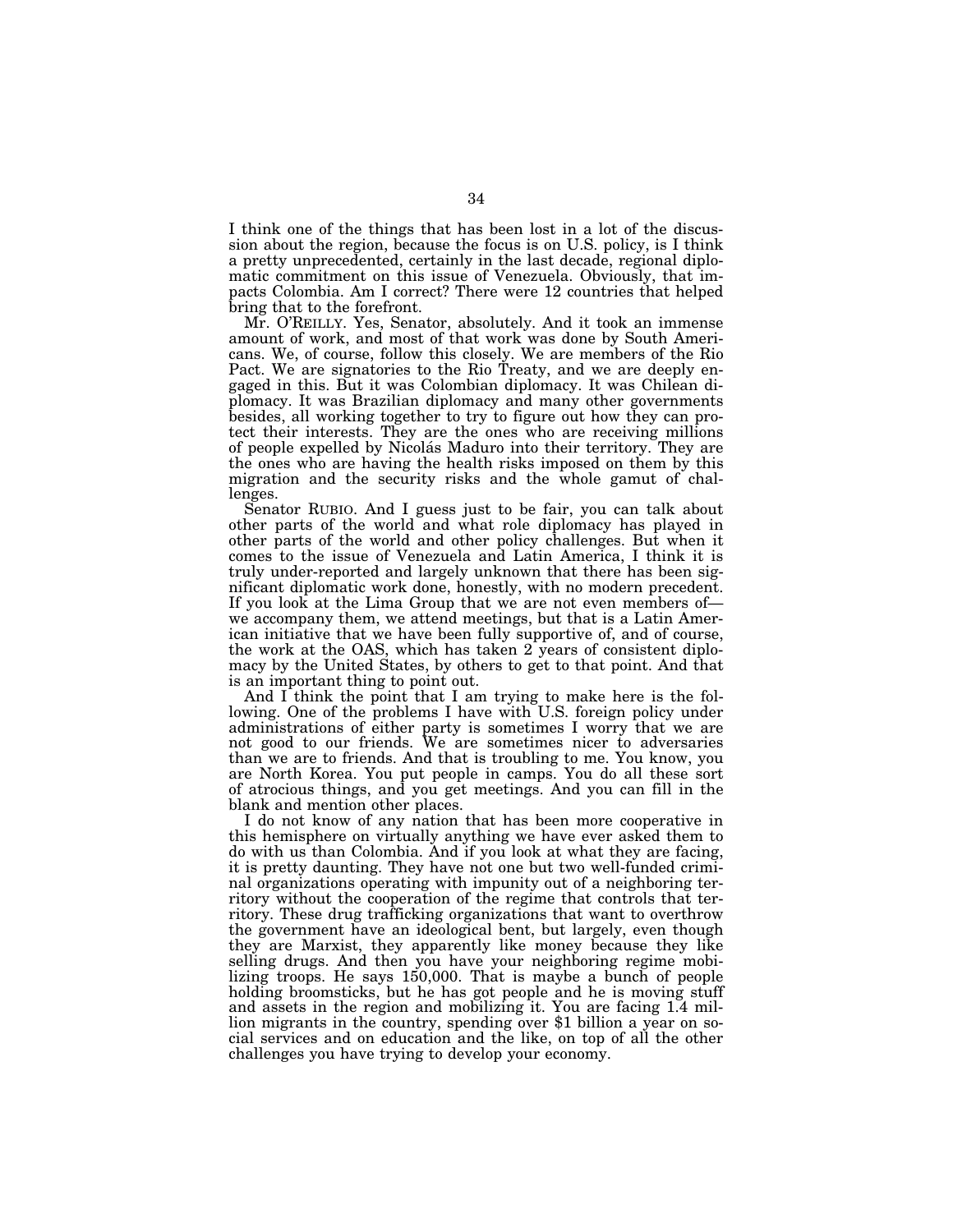I think one of the things that has been lost in a lot of the discussion about the region, because the focus is on U.S. policy, is I think a pretty unprecedented, certainly in the last decade, regional diplomatic commitment on this issue of Venezuela. Obviously, that impacts Colombia. Am I correct? There were 12 countries that helped bring that to the forefront.

Mr. O'REILLY. Yes, Senator, absolutely. And it took an immense amount of work, and most of that work was done by South Americans. We, of course, follow this closely. We are members of the Rio Pact. We are signatories to the Rio Treaty, and we are deeply engaged in this. But it was Colombian diplomacy. It was Chilean diplomacy. It was Brazilian diplomacy and many other governments besides, all working together to try to figure out how they can protect their interests. They are the ones who are receiving millions of people expelled by Nicolás Maduro into their territory. They are the ones who are having the health risks imposed on them by this migration and the security risks and the whole gamut of challenges.

Senator RUBIO. And I guess just to be fair, you can talk about other parts of the world and what role diplomacy has played in other parts of the world and other policy challenges. But when it comes to the issue of Venezuela and Latin America, I think it is truly under-reported and largely unknown that there has been significant diplomatic work done, honestly, with no modern precedent. If you look at the Lima Group that we are not even members of—we accompany them, we attend meetings, but that is a Latin American initiative that we have been fully supportive of, and of course, the work at the OAS, which has taken 2 years of consistent diplomacy by the United States, by others to get to that point. And that is an important thing to point out.

And I think the point that I am trying to make here is the following. One of the problems I have with U.S. foreign policy under administrations of either party is sometimes I worry that we are not good to our friends. We are sometimes nicer to adversaries than we are to friends. And that is troubling to me. You know, you are North Korea. You put people in camps. You do all these sort of atrocious things, and you get meetings. And you can fill in the blank and mention other places.

I do not know of any nation that has been more cooperative in this hemisphere on virtually anything we have ever asked them to do with us than Colombia. And if you look at what they are facing, it is pretty daunting. They have not one but two well-funded criminal organizations operating with impunity out of a neighboring territory without the cooperation of the regime that controls that territory. These drug trafficking organizations that want to overthrow the government have an ideological bent, but largely, even though they are Marxist, they apparently like money because they like selling drugs. And then you have your neighboring regime mobilizing troops. He says 150,000. That is maybe a bunch of people holding broomsticks, but he has got people and he is moving stuff and assets in the region and mobilizing it. You are facing 1.4 million migrants in the country, spending over $1 billion a year on social services and on education and the like, on top of all the other challenges you have trying to develop your economy.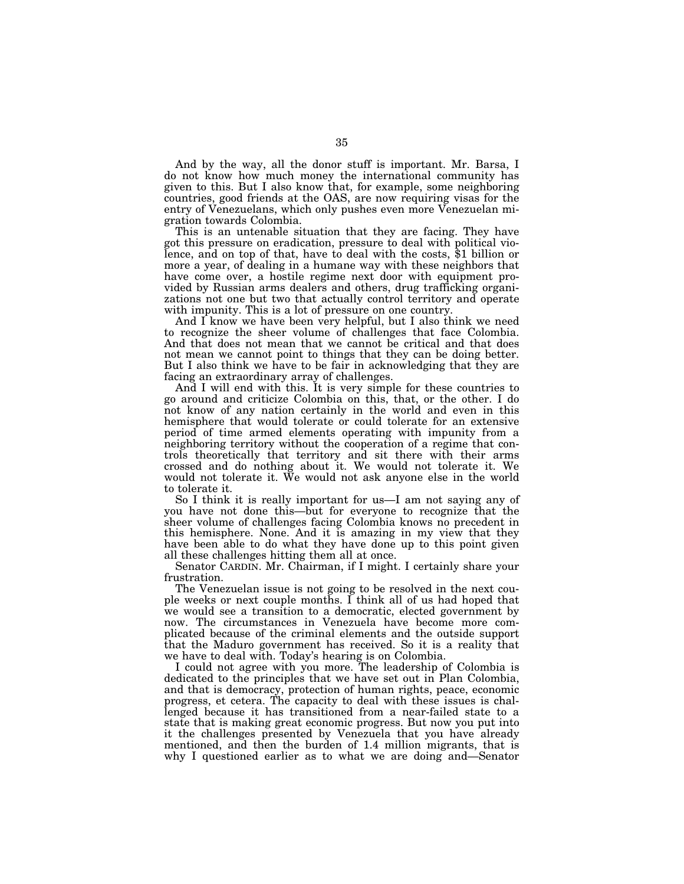And by the way, all the donor stuff is important. Mr. Barsa, I do not know how much money the international community has given to this. But I also know that, for example, some neighboring countries, good friends at the OAS, are now requiring visas for the entry of Venezuelans, which only pushes even more Venezuelan migration towards Colombia.

This is an untenable situation that they are facing. They have got this pressure on eradication, pressure to deal with political violence, and on top of that, have to deal with the costs, $1 billion or more a year, of dealing in a humane way with these neighbors that have come over, a hostile regime next door with equipment provided by Russian arms dealers and others, drug trafficking organizations not one but two that actually control territory and operate with impunity. This is a lot of pressure on one country.

And I know we have been very helpful, but I also think we need to recognize the sheer volume of challenges that face Colombia. And that does not mean that we cannot be critical and that does not mean we cannot point to things that they can be doing better. But I also think we have to be fair in acknowledging that they are facing an extraordinary array of challenges.

And I will end with this. It is very simple for these countries to go around and criticize Colombia on this, that, or the other. I do not know of any nation certainly in the world and even in this hemisphere that would tolerate or could tolerate for an extensive period of time armed elements operating with impunity from a neighboring territory without the cooperation of a regime that controls theoretically that territory and sit there with their arms crossed and do nothing about it. We would not tolerate it. We would not tolerate it. We would not ask anyone else in the world to tolerate it.

So I think it is really important for us—I am not saying any of you have not done this—but for everyone to recognize that the sheer volume of challenges facing Colombia knows no precedent in this hemisphere. None. And it is amazing in my view that they have been able to do what they have done up to this point given all these challenges hitting them all at once.

Senator CARDIN. Mr. Chairman, if I might. I certainly share your frustration.

The Venezuelan issue is not going to be resolved in the next couple weeks or next couple months. I think all of us had hoped that we would see a transition to a democratic, elected government by now. The circumstances in Venezuela have become more complicated because of the criminal elements and the outside support that the Maduro government has received. So it is a reality that we have to deal with. Today's hearing is on Colombia.

I could not agree with you more. The leadership of Colombia is dedicated to the principles that we have set out in Plan Colombia, and that is democracy, protection of human rights, peace, economic progress, et cetera. The capacity to deal with these issues is challenged because it has transitioned from a near-failed state to a state that is making great economic progress. But now you put into it the challenges presented by Venezuela that you have already mentioned, and then the burden of 1.4 million migrants, that is why I questioned earlier as to what we are doing and—Senator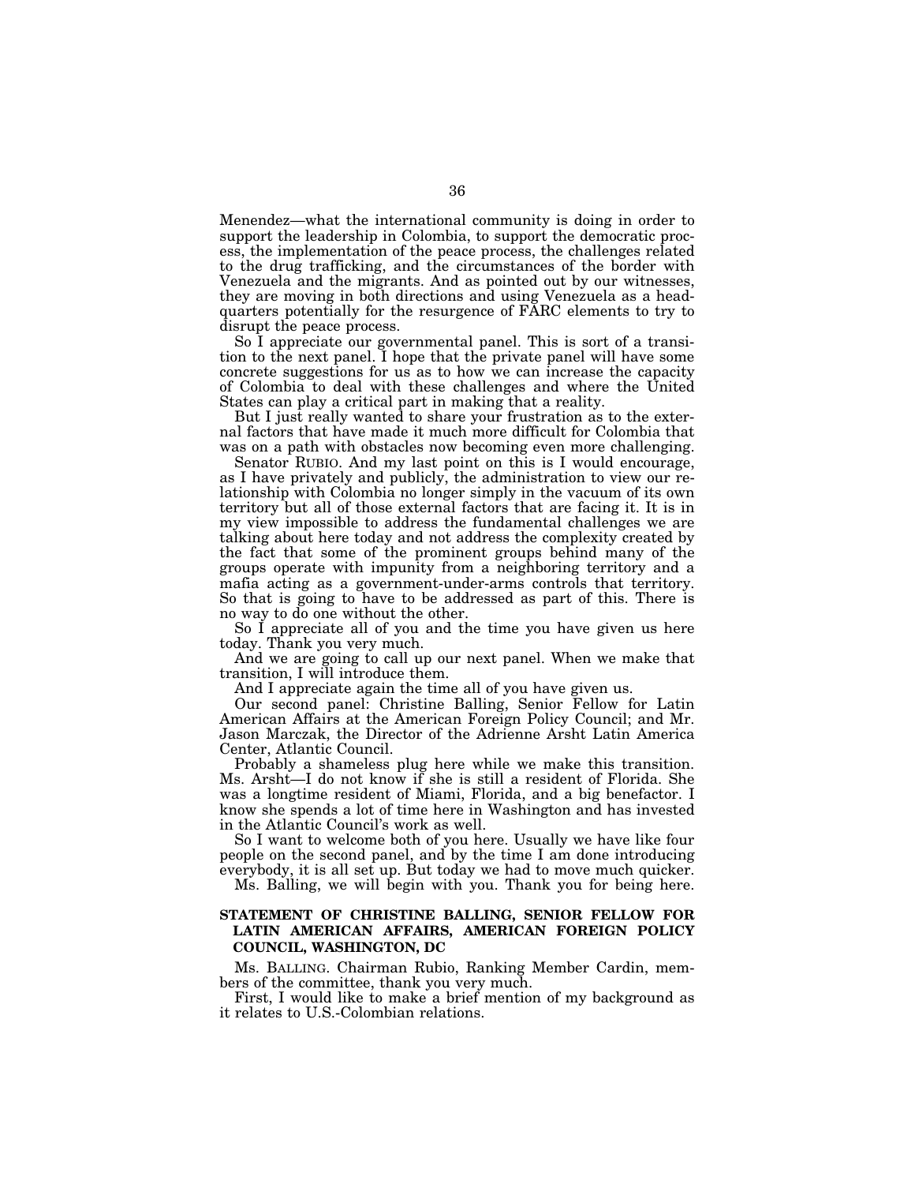Menendez—what the international community is doing in order to support the leadership in Colombia, to support the democratic process, the implementation of the peace process, the challenges related to the drug trafficking, and the circumstances of the border with Venezuela and the migrants. And as pointed out by our witnesses, they are moving in both directions and using Venezuela as a headquarters potentially for the resurgence of FARC elements to try to disrupt the peace process.

So I appreciate our governmental panel. This is sort of a transition to the next panel. I hope that the private panel will have some concrete suggestions for us as to how we can increase the capacity of Colombia to deal with these challenges and where the United States can play a critical part in making that a reality.

But I just really wanted to share your frustration as to the external factors that have made it much more difficult for Colombia that was on a path with obstacles now becoming even more challenging.

Senator RUBIO. And my last point on this is I would encourage, as I have privately and publicly, the administration to view our relationship with Colombia no longer simply in the vacuum of its own territory but all of those external factors that are facing it. It is in my view impossible to address the fundamental challenges we are talking about here today and not address the complexity created by the fact that some of the prominent groups behind many of the groups operate with impunity from a neighboring territory and a mafia acting as a government-under-arms controls that territory. So that is going to have to be addressed as part of this. There is no way to do one without the other.

So I appreciate all of you and the time you have given us here today. Thank you very much.

And we are going to call up our next panel. When we make that transition, I will introduce them.

And I appreciate again the time all of you have given us.

Our second panel: Christine Balling, Senior Fellow for Latin American Affairs at the American Foreign Policy Council; and Mr. Jason Marczak, the Director of the Adrienne Arsht Latin America Center, Atlantic Council.

Probably a shameless plug here while we make this transition. Ms. Arsht—I do not know if she is still a resident of Florida. She was a longtime resident of Miami, Florida, and a big benefactor. I know she spends a lot of time here in Washington and has invested in the Atlantic Council's work as well.

So I want to welcome both of you here. Usually we have like four people on the second panel, and by the time I am done introducing everybody, it is all set up. But today we had to move much quicker.

Ms. Balling, we will begin with you. Thank you for being here.

## STATEMENT OF CHRISTINE BALLING, SENIOR FELLOW FOR LATIN AMERICAN AFFAIRS, AMERICAN FOREIGN POLICY COUNCIL, WASHINGTON, DC

Ms. BALLING. Chairman Rubio, Ranking Member Cardin, members of the committee, thank you very much.

First, I would like to make a brief mention of my background as it relates to U.S.-Colombian relations.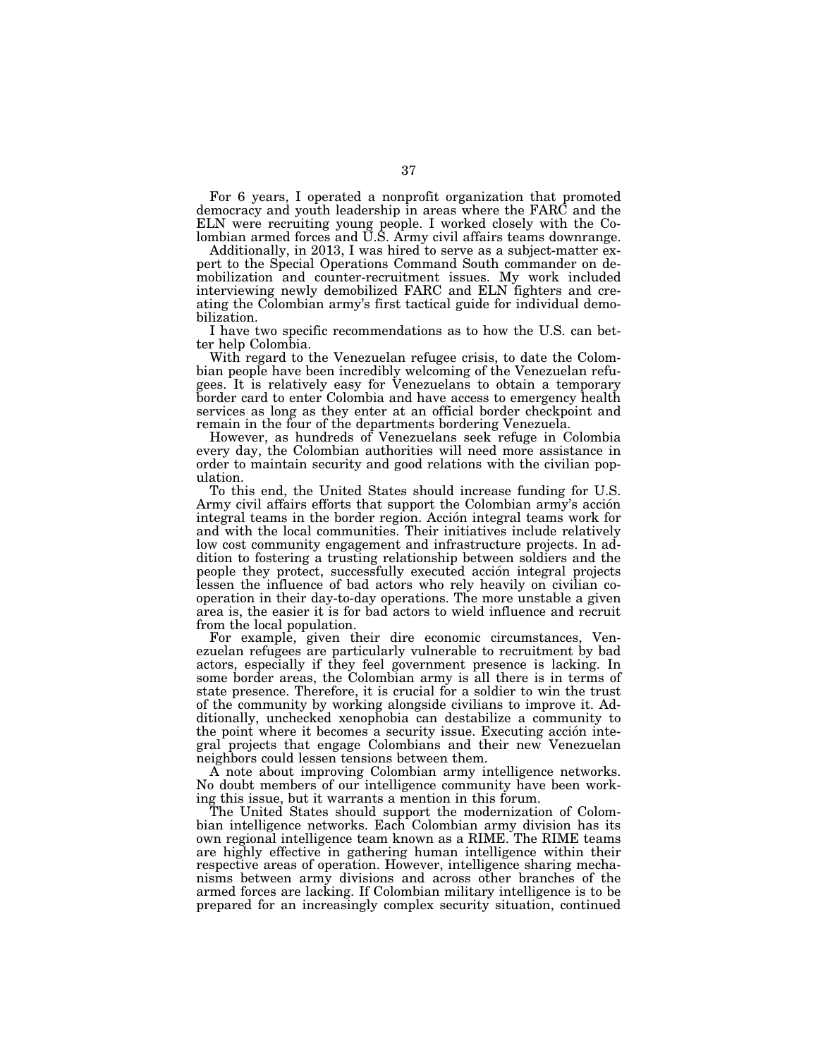For 6 years, I operated a nonprofit organization that promoted democracy and youth leadership in areas where the FARC and the ELN were recruiting young people. I worked closely with the Colombian armed forces and U.S. Army civil affairs teams downrange.

Additionally, in 2013, I was hired to serve as a subject-matter expert to the Special Operations Command South commander on demobilization and counter-recruitment issues. My work included interviewing newly demobilized FARC and ELN fighters and creating the Colombian army's first tactical guide for individual demobilization.

I have two specific recommendations as to how the U.S. can better help Colombia.

With regard to the Venezuelan refugee crisis, to date the Colombian people have been incredibly welcoming of the Venezuelan refugees. It is relatively easy for Venezuelans to obtain a temporary border card to enter Colombia and have access to emergency health services as long as they enter at an official border checkpoint and remain in the four of the departments bordering Venezuela.

However, as hundreds of Venezuelans seek refuge in Colombia every day, the Colombian authorities will need more assistance in order to maintain security and good relations with the civilian population.

To this end, the United States should increase funding for U.S. Army civil affairs efforts that support the Colombian army's acción integral teams in the border region. Acción integral teams work for and with the local communities. Their initiatives include relatively low cost community engagement and infrastructure projects. In addition to fostering a trusting relationship between soldiers and the people they protect, successfully executed acción integral projects lessen the influence of bad actors who rely heavily on civilian cooperation in their day-to-day operations. The more unstable a given area is, the easier it is for bad actors to wield influence and recruit from the local population.

For example, given their dire economic circumstances, Venezuelan refugees are particularly vulnerable to recruitment by bad actors, especially if they feel government presence is lacking. In some border areas, the Colombian army is all there is in terms of state presence. Therefore, it is crucial for a soldier to win the trust of the community by working alongside civilians to improve it. Additionally, unchecked xenophobia can destabilize a community to the point where it becomes a security issue. Executing acción integral projects that engage Colombians and their new Venezuelan neighbors could lessen tensions between them.

A note about improving Colombian army intelligence networks. No doubt members of our intelligence community have been working this issue, but it warrants a mention in this forum.

The United States should support the modernization of Colombian intelligence networks. Each Colombian army division has its own regional intelligence team known as a RIME. The RIME teams are highly effective in gathering human intelligence within their respective areas of operation. However, intelligence sharing mechanisms between army divisions and across other branches of the armed forces are lacking. If Colombian military intelligence is to be prepared for an increasingly complex security situation, continued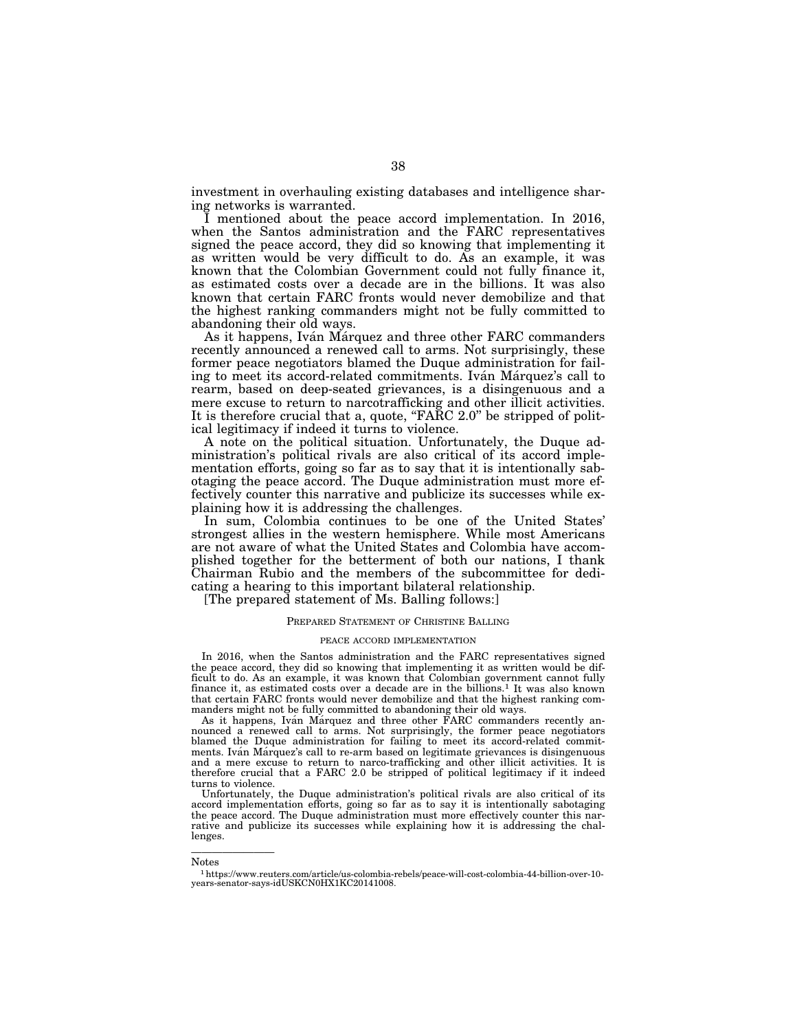investment in overhauling existing databases and intelligence sharing networks is warranted.

I mentioned about the peace accord implementation. In 2016, when the Santos administration and the FARC representatives signed the peace accord, they did so knowing that implementing it as written would be very difficult to do. As an example, it was known that the Colombian Government could not fully finance it, as estimated costs over a decade are in the billions. It was also known that certain FARC fronts would never demobilize and that the highest ranking commanders might not be fully committed to abandoning their old ways.

As it happens, Iván Márquez and three other FARC commanders recently announced a renewed call to arms. Not surprisingly, these former peace negotiators blamed the Duque administration for failing to meet its accord-related commitments. Iván Márquez's call to rearm, based on deep-seated grievances, is a disingenuous and a mere excuse to return to narcotrafficking and other illicit activities. It is therefore crucial that a, quote, "FARC 2.0" be stripped of political legitimacy if indeed it turns to violence.

A note on the political situation. Unfortunately, the Duque administration's political rivals are also critical of its accord implementation efforts, going so far as to say that it is intentionally sabotaging the peace accord. The Duque administration must more effectively counter this narrative and publicize its successes while explaining how it is addressing the challenges.

In sum, Colombia continues to be one of the United States' strongest allies in the western hemisphere. While most Americans are not aware of what the United States and Colombia have accomplished together for the betterment of both our nations, I thank Chairman Rubio and the members of the subcommittee for dedicating a hearing to this important bilateral relationship.

[The prepared statement of Ms. Balling follows:]

### PREPARED STATEMENT OF CHRISTINE BALLING

#### PEACE ACCORD IMPLEMENTATION

In 2016, when the Santos administration and the FARC representatives signed the peace accord, they did so knowing that implementing it as written would be difficult to do. As an example, it was known that Colombian government cannot fully finance it, as estimated costs over a decade are in the billions.[1] It was also known that certain FARC fronts would never demobilize and that the highest ranking commanders might not be fully committed to abandoning their old ways.

As it happens, Iván Márquez and three other FARC commanders recently announced a renewed call to arms. Not surprisingly, the former peace negotiators blamed the Duque administration for failing to meet its accord-related commitments. Iván Márquez's call to re-arm based on legitimate grievances is disingenuous and a mere excuse to return to narco-trafficking and other illicit activities. It is therefore crucial that a FARC 2.0 be stripped of political legitimacy if it indeed turns to violence.

Unfortunately, the Duque administration's political rivals are also critical of its accord implementation efforts, going so far as to say it is intentionally sabotaging the peace accord. The Duque administration must more effectively counter this narrative and publicize its successes while explaining how it is addressing the challenges.

---

Notes

[1] https://www.reuters.com/article/us-colombia-rebels/peace-will-cost-colombia-44-billion-over-10-years-senator-says-idUSKCN0HX1KC20141008.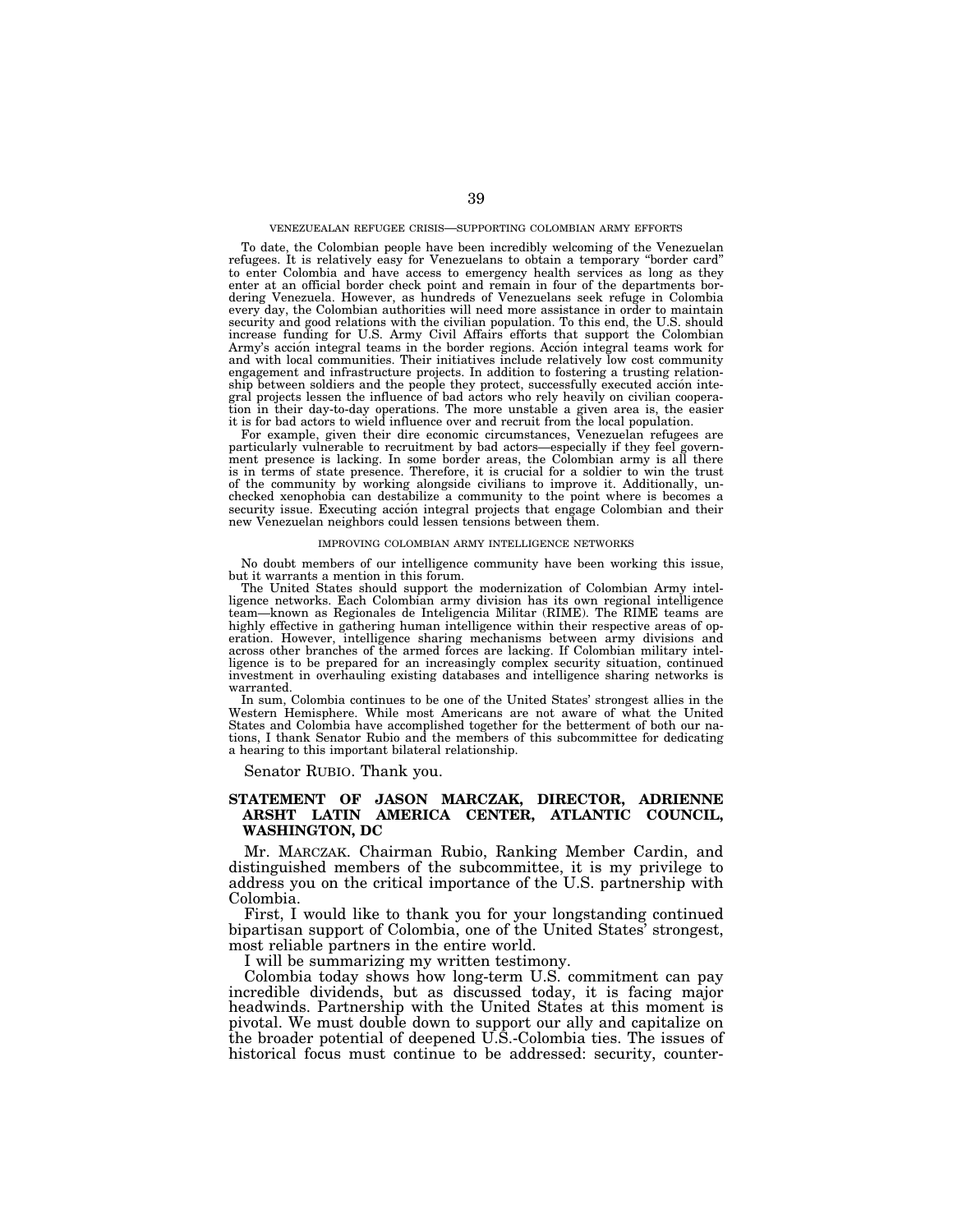### VENEZUEALAN REFUGEE CRISIS—SUPPORTING COLOMBIAN ARMY EFFORTS

To date, the Colombian people have been incredibly welcoming of the Venezuelan refugees. It is relatively easy for Venezuelans to obtain a temporary "border card" to enter Colombia and have access to emergency health services as long as they enter at an official border check point and remain in four of the departments bordering Venezuela. However, as hundreds of Venezuelans seek refuge in Colombia every day, the Colombian authorities will need more assistance in order to maintain security and good relations with the civilian population. To this end, the U.S. should increase funding for U.S. Army Civil Affairs efforts that support the Colombian Army's acción integral teams in the border regions. Acción integral teams work for and with local communities. Their initiatives include relatively low cost community engagement and infrastructure projects. In addition to fostering a trusting relationship between soldiers and the people they protect, successfully executed acción integral projects lessen the influence of bad actors who rely heavily on civilian cooperation in their day-to-day operations. The more unstable a given area is, the easier it is for bad actors to wield influence over and recruit from the local population.

For example, given their dire economic circumstances, Venezuelan refugees are particularly vulnerable to recruitment by bad actors—especially if they feel government presence is lacking. In some border areas, the Colombian army is all there is in terms of state presence. Therefore, it is crucial for a soldier to win the trust of the community by working alongside civilians to improve it. Additionally, unchecked xenophobia can destabilize a community to the point where is becomes a security issue. Executing acción integral projects that engage Colombian and their new Venezuelan neighbors could lessen tensions between them.

### IMPROVING COLOMBIAN ARMY INTELLIGENCE NETWORKS

No doubt members of our intelligence community have been working this issue, but it warrants a mention in this forum.

The United States should support the modernization of Colombian Army intelligence networks. Each Colombian army division has its own regional intelligence team—known as Regionales de Inteligencia Militar (RIME). The RIME teams are highly effective in gathering human intelligence within their respective areas of operation. However, intelligence sharing mechanisms between army divisions and across other branches of the armed forces are lacking. If Colombian military intelligence is to be prepared for an increasingly complex security situation, continued investment in overhauling existing databases and intelligence sharing networks is warranted.

In sum, Colombia continues to be one of the United States' strongest allies in the Western Hemisphere. While most Americans are not aware of what the United States and Colombia have accomplished together for the betterment of both our nations, I thank Senator Rubio and the members of this subcommittee for dedicating a hearing to this important bilateral relationship.

Senator RUBIO. Thank you.

## STATEMENT OF JASON MARCZAK, DIRECTOR, ADRIENNE ARSHT LATIN AMERICA CENTER, ATLANTIC COUNCIL, WASHINGTON, DC

Mr. MARCZAK. Chairman Rubio, Ranking Member Cardin, and distinguished members of the subcommittee, it is my privilege to address you on the critical importance of the U.S. partnership with Colombia.

First, I would like to thank you for your longstanding continued bipartisan support of Colombia, one of the United States' strongest, most reliable partners in the entire world.

I will be summarizing my written testimony.

Colombia today shows how long-term U.S. commitment can pay incredible dividends, but as discussed today, it is facing major headwinds. Partnership with the United States at this moment is pivotal. We must double down to support our ally and capitalize on the broader potential of deepened U.S.-Colombia ties. The issues of historical focus must continue to be addressed: security, counter-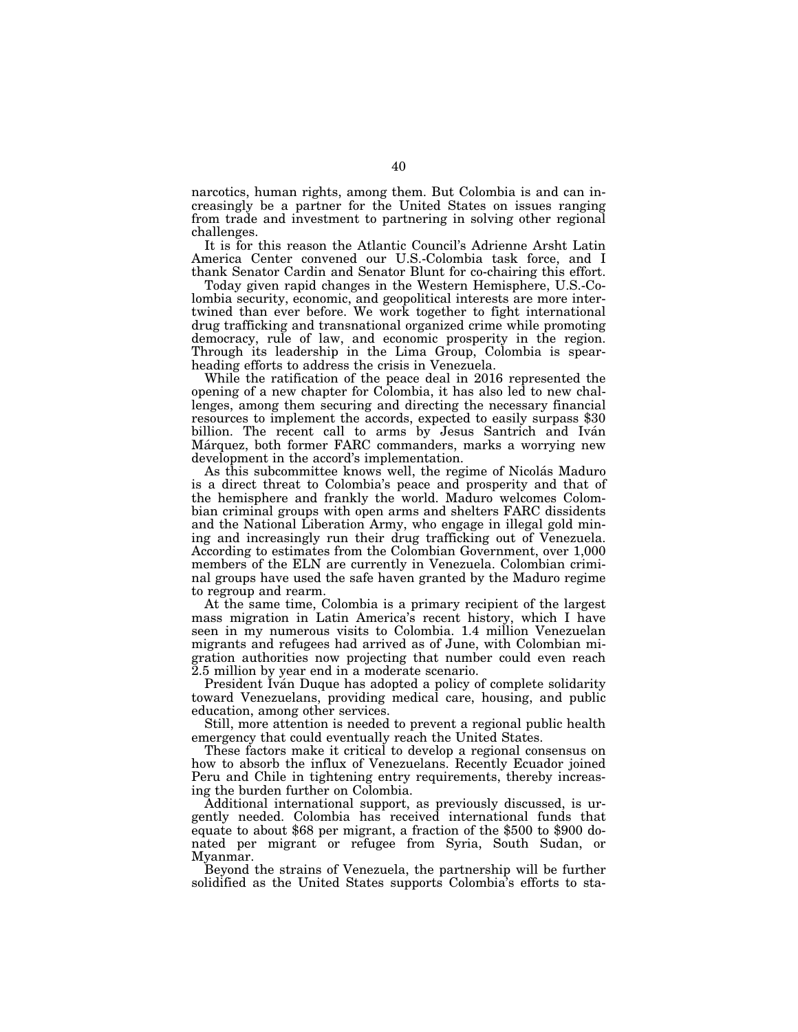narcotics, human rights, among them. But Colombia is and can increasingly be a partner for the United States on issues ranging from trade and investment to partnering in solving other regional challenges.

It is for this reason the Atlantic Council's Adrienne Arsht Latin America Center convened our U.S.-Colombia task force, and I thank Senator Cardin and Senator Blunt for co-chairing this effort.

Today given rapid changes in the Western Hemisphere, U.S.-Colombia security, economic, and geopolitical interests are more intertwined than ever before. We work together to fight international drug trafficking and transnational organized crime while promoting democracy, rule of law, and economic prosperity in the region. Through its leadership in the Lima Group, Colombia is spearheading efforts to address the crisis in Venezuela.

While the ratification of the peace deal in 2016 represented the opening of a new chapter for Colombia, it has also led to new challenges, among them securing and directing the necessary financial resources to implement the accords, expected to easily surpass $30 billion. The recent call to arms by Jesus Santrich and Iván Márquez, both former FARC commanders, marks a worrying new development in the accord's implementation.

As this subcommittee knows well, the regime of Nicolás Maduro is a direct threat to Colombia's peace and prosperity and that of the hemisphere and frankly the world. Maduro welcomes Colombian criminal groups with open arms and shelters FARC dissidents and the National Liberation Army, who engage in illegal gold mining and increasingly run their drug trafficking out of Venezuela. According to estimates from the Colombian Government, over 1,000 members of the ELN are currently in Venezuela. Colombian criminal groups have used the safe haven granted by the Maduro regime to regroup and rearm.

At the same time, Colombia is a primary recipient of the largest mass migration in Latin America's recent history, which I have seen in my numerous visits to Colombia. 1.4 million Venezuelan migrants and refugees had arrived as of June, with Colombian migration authorities now projecting that number could even reach 2.5 million by year end in a moderate scenario.

President Iván Duque has adopted a policy of complete solidarity toward Venezuelans, providing medical care, housing, and public education, among other services.

Still, more attention is needed to prevent a regional public health emergency that could eventually reach the United States.

These factors make it critical to develop a regional consensus on how to absorb the influx of Venezuelans. Recently Ecuador joined Peru and Chile in tightening entry requirements, thereby increasing the burden further on Colombia.

Additional international support, as previously discussed, is urgently needed. Colombia has received international funds that equate to about $68 per migrant, a fraction of the $500 to $900 donated per migrant or refugee from Syria, South Sudan, or Myanmar.

Beyond the strains of Venezuela, the partnership will be further solidified as the United States supports Colombia's efforts to sta-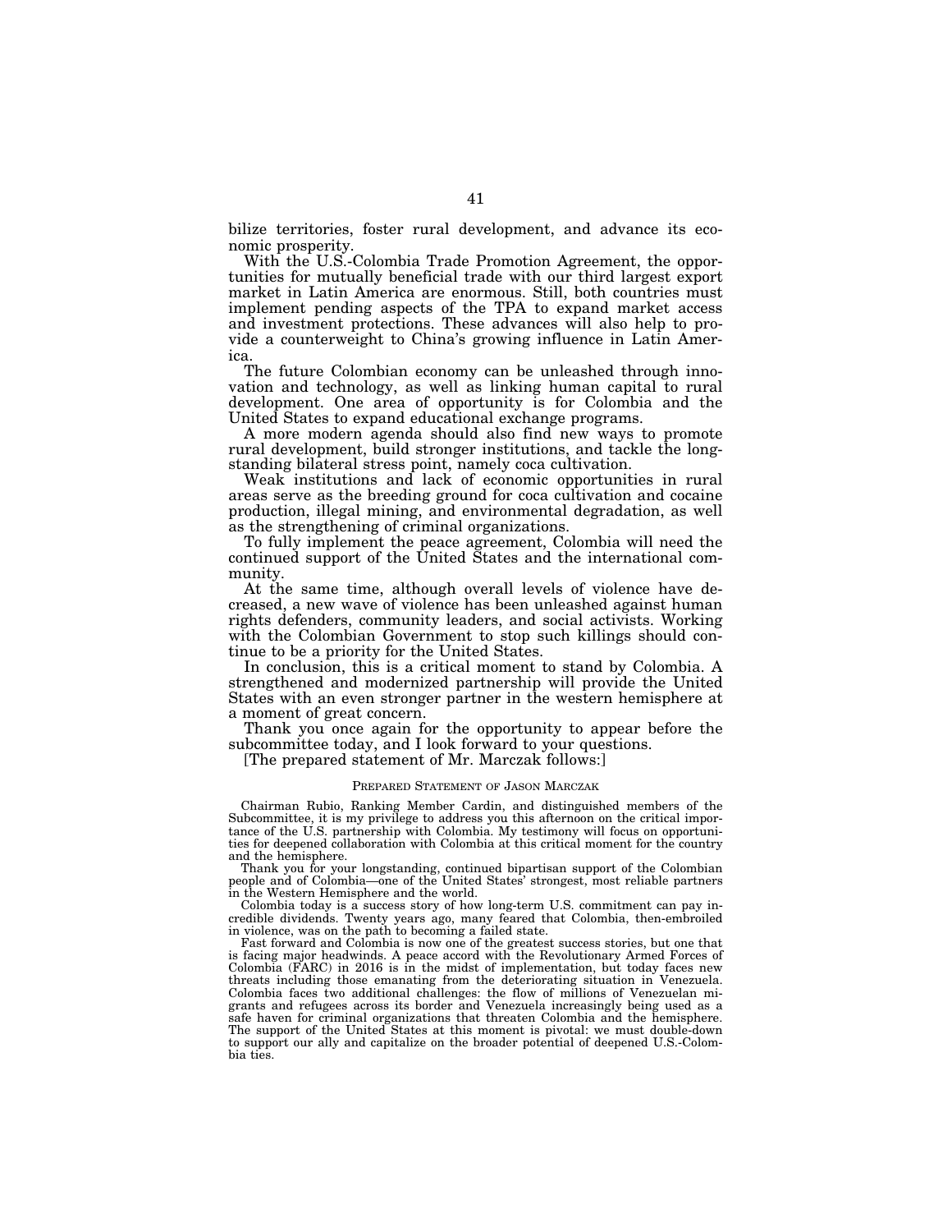bilize territories, foster rural development, and advance its economic prosperity.

With the U.S.-Colombia Trade Promotion Agreement, the opportunities for mutually beneficial trade with our third largest export market in Latin America are enormous. Still, both countries must implement pending aspects of the TPA to expand market access and investment protections. These advances will also help to provide a counterweight to China's growing influence in Latin America.

The future Colombian economy can be unleashed through innovation and technology, as well as linking human capital to rural development. One area of opportunity is for Colombia and the United States to expand educational exchange programs.

A more modern agenda should also find new ways to promote rural development, build stronger institutions, and tackle the longstanding bilateral stress point, namely coca cultivation.

Weak institutions and lack of economic opportunities in rural areas serve as the breeding ground for coca cultivation and cocaine production, illegal mining, and environmental degradation, as well as the strengthening of criminal organizations.

To fully implement the peace agreement, Colombia will need the continued support of the United States and the international community.

At the same time, although overall levels of violence have decreased, a new wave of violence has been unleashed against human rights defenders, community leaders, and social activists. Working with the Colombian Government to stop such killings should continue to be a priority for the United States.

In conclusion, this is a critical moment to stand by Colombia. A strengthened and modernized partnership will provide the United States with an even stronger partner in the western hemisphere at a moment of great concern.

Thank you once again for the opportunity to appear before the subcommittee today, and I look forward to your questions.

[The prepared statement of Mr. Marczak follows:]

PREPARED STATEMENT OF JASON MARCZAK

Chairman Rubio, Ranking Member Cardin, and distinguished members of the Subcommittee, it is my privilege to address you this afternoon on the critical importance of the U.S. partnership with Colombia. My testimony will focus on opportunities for deepened collaboration with Colombia at this critical moment for the country and the hemisphere.

Thank you for your longstanding, continued bipartisan support of the Colombian people and of Colombia—one of the United States' strongest, most reliable partners in the Western Hemisphere and the world.

Colombia today is a success story of how long-term U.S. commitment can pay incredible dividends. Twenty years ago, many feared that Colombia, then-embroiled in violence, was on the path to becoming a failed state.

Fast forward and Colombia is now one of the greatest success stories, but one that is facing major headwinds. A peace accord with the Revolutionary Armed Forces of Colombia (FARC) in 2016 is in the midst of implementation, but today faces new threats including those emanating from the deteriorating situation in Venezuela. Colombia faces two additional challenges: the flow of millions of Venezuelan migrants and refugees across its border and Venezuela increasingly being used as a safe haven for criminal organizations that threaten Colombia and the hemisphere. The support of the United States at this moment is pivotal: we must double-down to support our ally and capitalize on the broader potential of deepened U.S.-Colombia ties.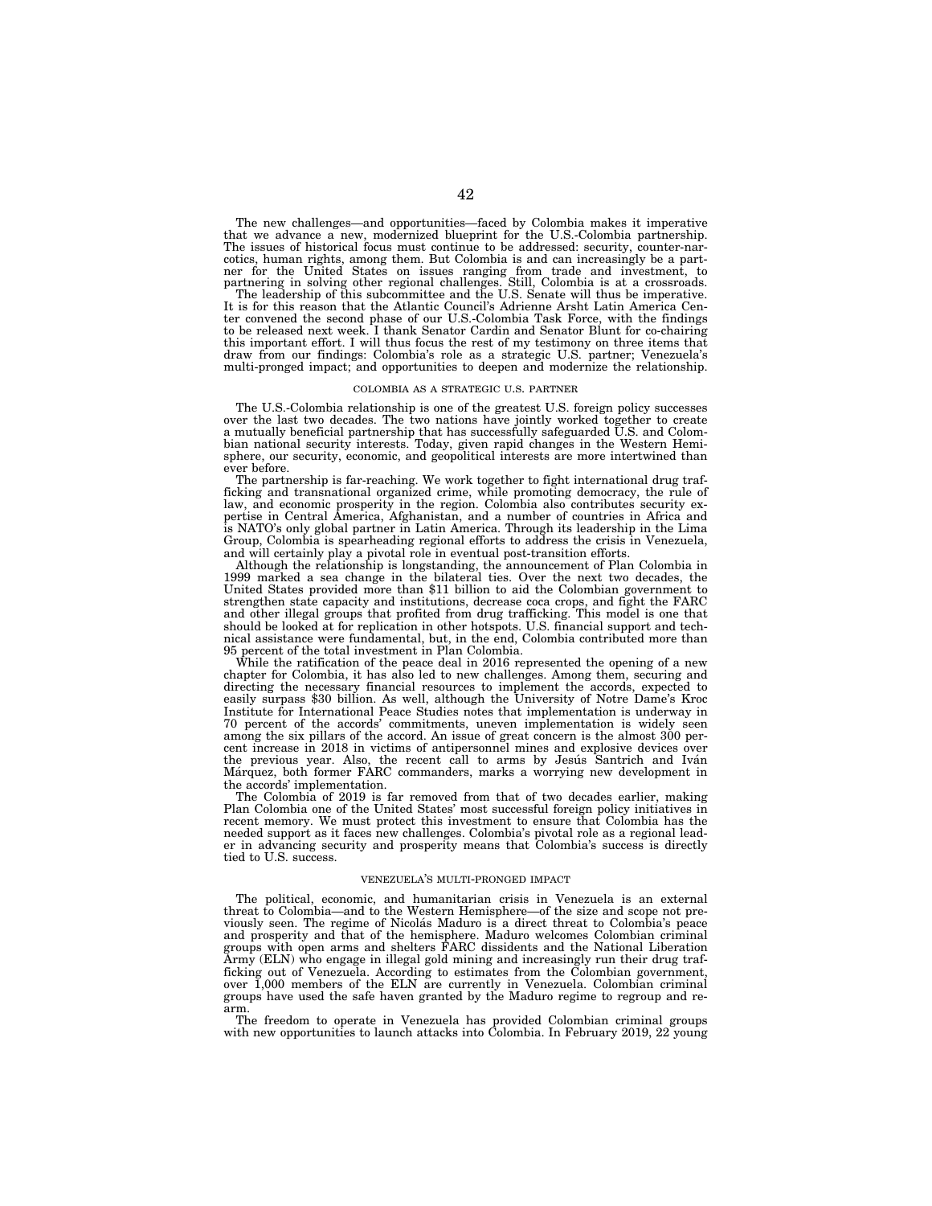The new challenges—and opportunities—faced by Colombia makes it imperative that we advance a new, modernized blueprint for the U.S.-Colombia partnership. The issues of historical focus must continue to be addressed: security, counter-narcotics, human rights, among them. But Colombia is and can increasingly be a partner for the United States on issues ranging from trade and investment, to partnering in solving other regional challenges. Still, Colombia is at a crossroads.

The leadership of this subcommittee and the U.S. Senate will thus be imperative. It is for this reason that the Atlantic Council's Adrienne Arsht Latin America Center convened the second phase of our U.S.-Colombia Task Force, with the findings to be released next week. I thank Senator Cardin and Senator Blunt for co-chairing this important effort. I will thus focus the rest of my testimony on three items that draw from our findings: Colombia's role as a strategic U.S. partner; Venezuela's multi-pronged impact; and opportunities to deepen and modernize the relationship.

## COLOMBIA AS A STRATEGIC U.S. PARTNER

The U.S.-Colombia relationship is one of the greatest U.S. foreign policy successes over the last two decades. The two nations have jointly worked together to create a mutually beneficial partnership that has successfully safeguarded U.S. and Colombian national security interests. Today, given rapid changes in the Western Hemisphere, our security, economic, and geopolitical interests are more intertwined than ever before.

The partnership is far-reaching. We work together to fight international drug trafficking and transnational organized crime, while promoting democracy, the rule of law, and economic prosperity in the region. Colombia also contributes security expertise in Central America, Afghanistan, and a number of countries in Africa and is NATO's only global partner in Latin America. Through its leadership in the Lima Group, Colombia is spearheading regional efforts to address the crisis in Venezuela, and will certainly play a pivotal role in eventual post-transition efforts.

Although the relationship is longstanding, the announcement of Plan Colombia in 1999 marked a sea change in the bilateral ties. Over the next two decades, the United States provided more than $11 billion to aid the Colombian government to strengthen state capacity and institutions, decrease coca crops, and fight the FARC and other illegal groups that profited from drug trafficking. This model is one that should be looked at for replication in other hotspots. U.S. financial support and technical assistance were fundamental, but, in the end, Colombia contributed more than 95 percent of the total investment in Plan Colombia.

While the ratification of the peace deal in 2016 represented the opening of a new chapter for Colombia, it has also led to new challenges. Among them, securing and directing the necessary financial resources to implement the accords, expected to easily surpass $30 billion. As well, although the University of Notre Dame's Kroc Institute for International Peace Studies notes that implementation is underway in 70 percent of the accords' commitments, uneven implementation is widely seen among the six pillars of the accord. An issue of great concern is the almost 300 percent increase in 2018 in victims of antipersonnel mines and explosive devices over the previous year. Also, the recent call to arms by Jesús Santrich and Iván Márquez, both former FARC commanders, marks a worrying new development in the accords' implementation.

The Colombia of 2019 is far removed from that of two decades earlier, making Plan Colombia one of the United States' most successful foreign policy initiatives in recent memory. We must protect this investment to ensure that Colombia has the needed support as it faces new challenges. Colombia's pivotal role as a regional leader in advancing security and prosperity means that Colombia's success is directly tied to U.S. success.

## VENEZUELA'S MULTI-PRONGED IMPACT

The political, economic, and humanitarian crisis in Venezuela is an external threat to Colombia—and to the Western Hemisphere—of the size and scope not previously seen. The regime of Nicolás Maduro is a direct threat to Colombia's peace and prosperity and that of the hemisphere. Maduro welcomes Colombian criminal groups with open arms and shelters FARC dissidents and the National Liberation Army (ELN) who engage in illegal gold mining and increasingly run their drug trafficking out of Venezuela. According to estimates from the Colombian government, over 1,000 members of the ELN are currently in Venezuela. Colombian criminal groups have used the safe haven granted by the Maduro regime to regroup and rearm.

The freedom to operate in Venezuela has provided Colombian criminal groups with new opportunities to launch attacks into Colombia. In February 2019, 22 young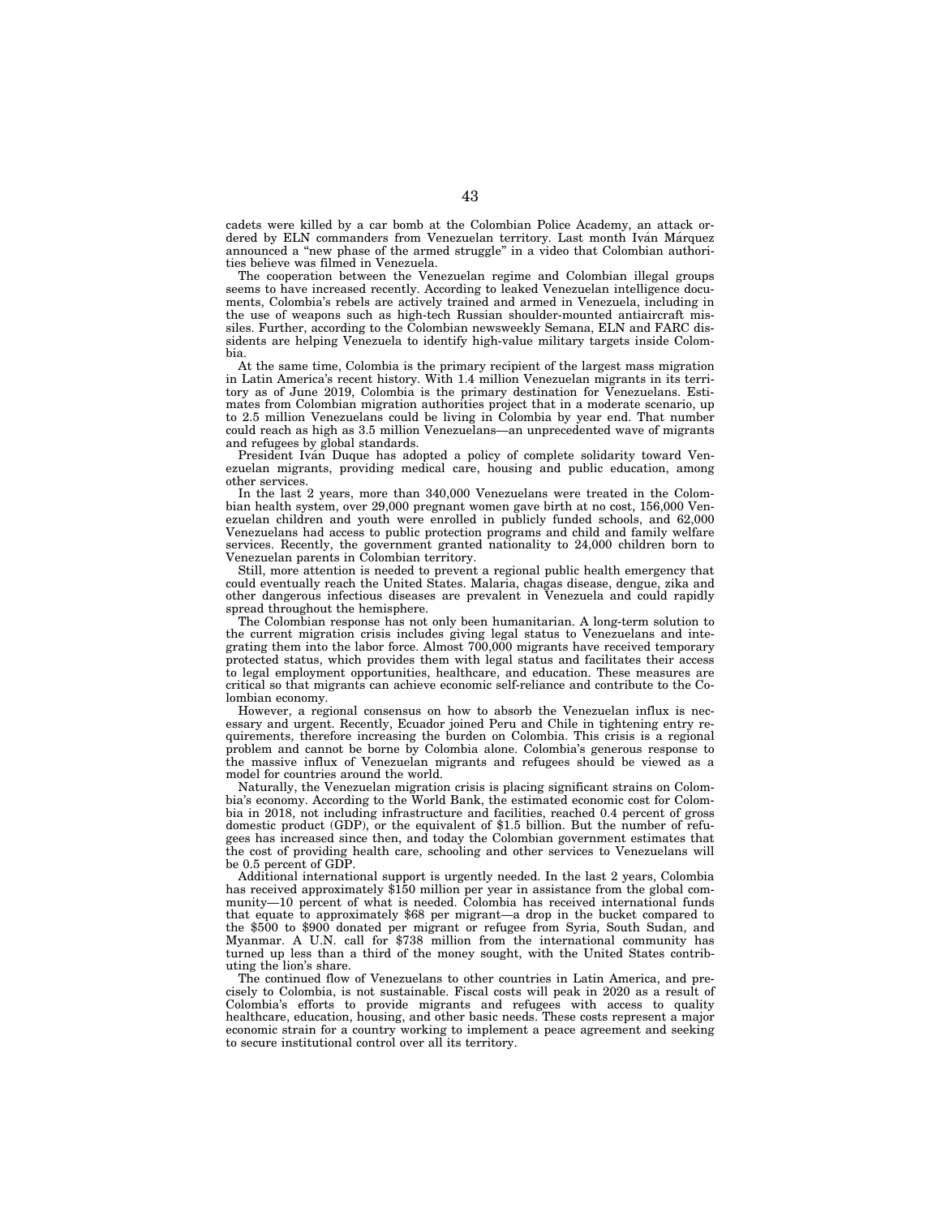cadets were killed by a car bomb at the Colombian Police Academy, an attack ordered by ELN commanders from Venezuelan territory. Last month Iván Márquez announced a "new phase of the armed struggle" in a video that Colombian authorities believe was filmed in Venezuela.

The cooperation between the Venezuelan regime and Colombian illegal groups seems to have increased recently. According to leaked Venezuelan intelligence documents, Colombia's rebels are actively trained and armed in Venezuela, including in the use of weapons such as high-tech Russian shoulder-mounted antiaircraft missiles. Further, according to the Colombian newsweekly Semana, ELN and FARC dissidents are helping Venezuela to identify high-value military targets inside Colombia.

At the same time, Colombia is the primary recipient of the largest mass migration in Latin America's recent history. With 1.4 million Venezuelan migrants in its territory as of June 2019, Colombia is the primary destination for Venezuelans. Estimates from Colombian migration authorities project that in a moderate scenario, up to 2.5 million Venezuelans could be living in Colombia by year end. That number could reach as high as 3.5 million Venezuelans—an unprecedented wave of migrants and refugees by global standards.

President Iván Duque has adopted a policy of complete solidarity toward Venezuelan migrants, providing medical care, housing and public education, among other services.

In the last 2 years, more than 340,000 Venezuelans were treated in the Colombian health system, over 29,000 pregnant women gave birth at no cost, 156,000 Venezuelan children and youth were enrolled in publicly funded schools, and 62,000 Venezuelans had access to public protection programs and child and family welfare services. Recently, the government granted nationality to 24,000 children born to Venezuelan parents in Colombian territory.

Still, more attention is needed to prevent a regional public health emergency that could eventually reach the United States. Malaria, chagas disease, dengue, zika and other dangerous infectious diseases are prevalent in Venezuela and could rapidly spread throughout the hemisphere.

The Colombian response has not only been humanitarian. A long-term solution to the current migration crisis includes giving legal status to Venezuelans and integrating them into the labor force. Almost 700,000 migrants have received temporary protected status, which provides them with legal status and facilitates their access to legal employment opportunities, healthcare, and education. These measures are critical so that migrants can achieve economic self-reliance and contribute to the Colombian economy.

However, a regional consensus on how to absorb the Venezuelan influx is necessary and urgent. Recently, Ecuador joined Peru and Chile in tightening entry requirements, therefore increasing the burden on Colombia. This crisis is a regional problem and cannot be borne by Colombia alone. Colombia's generous response to the massive influx of Venezuelan migrants and refugees should be viewed as a model for countries around the world.

Naturally, the Venezuelan migration crisis is placing significant strains on Colombia's economy. According to the World Bank, the estimated economic cost for Colombia in 2018, not including infrastructure and facilities, reached 0.4 percent of gross domestic product (GDP), or the equivalent of $1.5 billion. But the number of refugees has increased since then, and today the Colombian government estimates that the cost of providing health care, schooling and other services to Venezuelans will be 0.5 percent of GDP.

Additional international support is urgently needed. In the last 2 years, Colombia has received approximately $150 million per year in assistance from the global community—10 percent of what is needed. Colombia has received international funds that equate to approximately $68 per migrant—a drop in the bucket compared to the $500 to $900 donated per migrant or refugee from Syria, South Sudan, and Myanmar. A U.N. call for $738 million from the international community has turned up less than a third of the money sought, with the United States contributing the lion's share.

The continued flow of Venezuelans to other countries in Latin America, and precisely to Colombia, is not sustainable. Fiscal costs will peak in 2020 as a result of Colombia's efforts to provide migrants and refugees with access to quality healthcare, education, housing, and other basic needs. These costs represent a major economic strain for a country working to implement a peace agreement and seeking to secure institutional control over all its territory.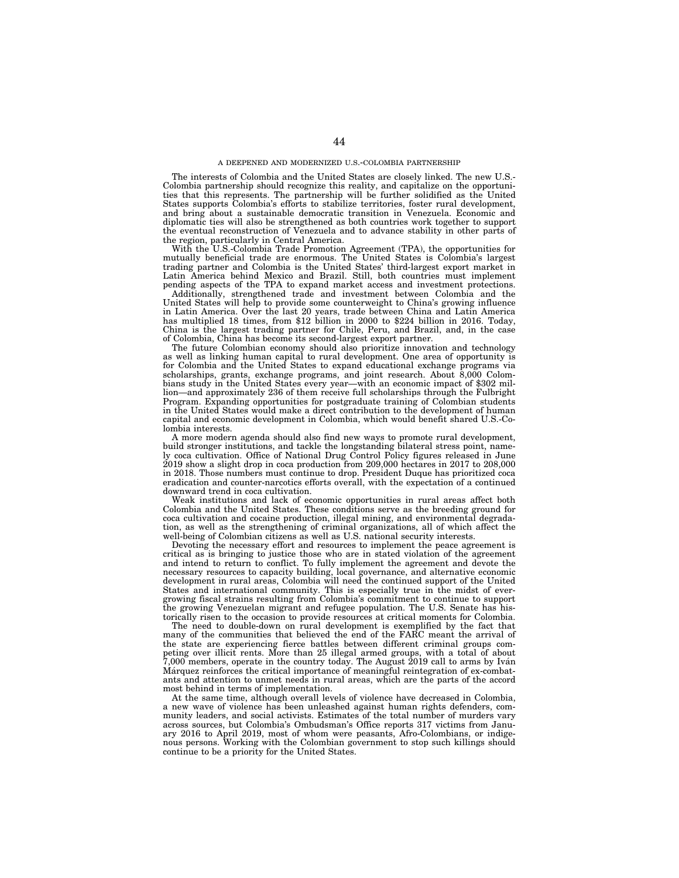## A DEEPENED AND MODERNIZED U.S.-COLOMBIA PARTNERSHIP

The interests of Colombia and the United States are closely linked. The new U.S.-Colombia partnership should recognize this reality, and capitalize on the opportunities that this represents. The partnership will be further solidified as the United States supports Colombia's efforts to stabilize territories, foster rural development, and bring about a sustainable democratic transition in Venezuela. Economic and diplomatic ties will also be strengthened as both countries work together to support the eventual reconstruction of Venezuela and to advance stability in other parts of the region, particularly in Central America.

With the U.S.-Colombia Trade Promotion Agreement (TPA), the opportunities for mutually beneficial trade are enormous. The United States is Colombia's largest trading partner and Colombia is the United States' third-largest export market in Latin America behind Mexico and Brazil. Still, both countries must implement pending aspects of the TPA to expand market access and investment protections.

Additionally, strengthened trade and investment between Colombia and the United States will help to provide some counterweight to China's growing influence in Latin America. Over the last 20 years, trade between China and Latin America has multiplied 18 times, from $12 billion in 2000 to $224 billion in 2016. Today, China is the largest trading partner for Chile, Peru, and Brazil, and, in the case of Colombia, China has become its second-largest export partner.

The future Colombian economy should also prioritize innovation and technology as well as linking human capital to rural development. One area of opportunity is for Colombia and the United States to expand educational exchange programs via scholarships, grants, exchange programs, and joint research. About 8,000 Colombians study in the United States every year—with an economic impact of $302 million—and approximately 236 of them receive full scholarships through the Fulbright Program. Expanding opportunities for postgraduate training of Colombian students in the United States would make a direct contribution to the development of human capital and economic development in Colombia, which would benefit shared U.S.-Colombia interests.

A more modern agenda should also find new ways to promote rural development, build stronger institutions, and tackle the longstanding bilateral stress point, namely coca cultivation. Office of National Drug Control Policy figures released in June 2019 show a slight drop in coca production from 209,000 hectares in 2017 to 208,000 in 2018. Those numbers must continue to drop. President Duque has prioritized coca eradication and counter-narcotics efforts overall, with the expectation of a continued downward trend in coca cultivation.

Weak institutions and lack of economic opportunities in rural areas affect both Colombia and the United States. These conditions serve as the breeding ground for coca cultivation and cocaine production, illegal mining, and environmental degradation, as well as the strengthening of criminal organizations, all of which affect the well-being of Colombian citizens as well as U.S. national security interests.

Devoting the necessary effort and resources to implement the peace agreement is critical as is bringing to justice those who are in stated violation of the agreement and intend to return to conflict. To fully implement the agreement and devote the necessary resources to capacity building, local governance, and alternative economic development in rural areas, Colombia will need the continued support of the United States and international community. This is especially true in the midst of ever-growing fiscal strains resulting from Colombia's commitment to continue to support the growing Venezuelan migrant and refugee population. The U.S. Senate has historically risen to the occasion to provide resources at critical moments for Colombia.

The need to double-down on rural development is exemplified by the fact that many of the communities that believed the end of the FARC meant the arrival of the state are experiencing fierce battles between different criminal groups competing over illicit rents. More than 25 illegal armed groups, with a total of about 7,000 members, operate in the country today. The August 2019 call to arms by Iván Márquez reinforces the critical importance of meaningful reintegration of ex-combatants and attention to unmet needs in rural areas, which are the parts of the accord most behind in terms of implementation.

At the same time, although overall levels of violence have decreased in Colombia, a new wave of violence has been unleashed against human rights defenders, community leaders, and social activists. Estimates of the total number of murders vary across sources, but Colombia's Ombudsman's Office reports 317 victims from January 2016 to April 2019, most of whom were peasants, Afro-Colombians, or indigenous persons. Working with the Colombian government to stop such killings should continue to be a priority for the United States.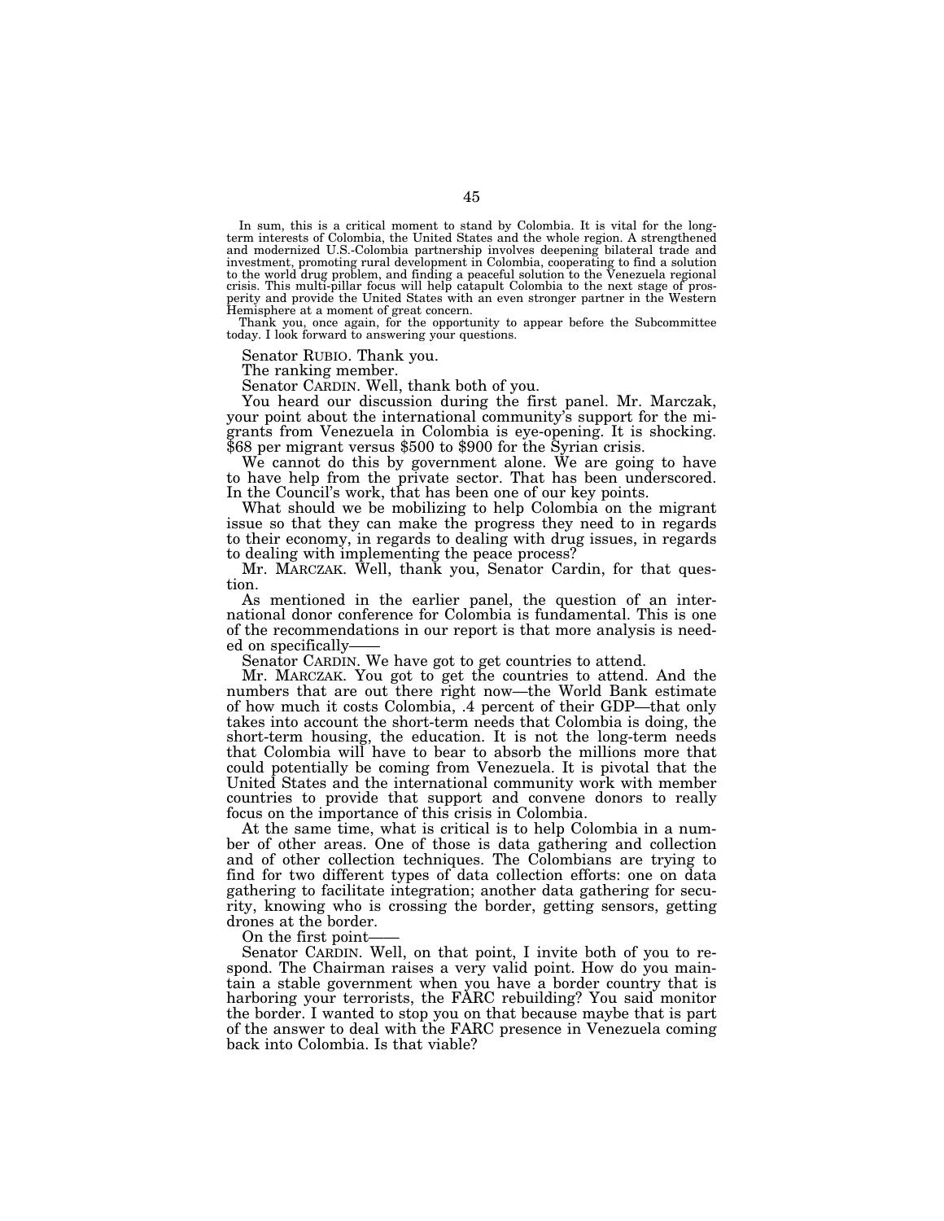In sum, this is a critical moment to stand by Colombia. It is vital for the long-term interests of Colombia, the United States and the whole region. A strengthened and modernized U.S.-Colombia partnership involves deepening bilateral trade and investment, promoting rural development in Colombia, cooperating to find a solution to the world drug problem, and finding a peaceful solution to the Venezuela regional crisis. This multi-pillar focus will help catapult Colombia to the next stage of prosperity and provide the United States with an even stronger partner in the Western Hemisphere at a moment of great concern.

Thank you, once again, for the opportunity to appear before the Subcommittee today. I look forward to answering your questions.

Senator RUBIO. Thank you.

The ranking member.

Senator CARDIN. Well, thank both of you.

You heard our discussion during the first panel. Mr. Marczak, your point about the international community's support for the migrants from Venezuela in Colombia is eye-opening. It is shocking. $68 per migrant versus $500 to $900 for the Syrian crisis.

We cannot do this by government alone. We are going to have to have help from the private sector. That has been underscored. In the Council's work, that has been one of our key points.

What should we be mobilizing to help Colombia on the migrant issue so that they can make the progress they need to in regards to their economy, in regards to dealing with drug issues, in regards to dealing with implementing the peace process?

Mr. MARCZAK. Well, thank you, Senator Cardin, for that question.

As mentioned in the earlier panel, the question of an international donor conference for Colombia is fundamental. This is one of the recommendations in our report is that more analysis is needed on specifically——

Senator CARDIN. We have got to get countries to attend.

Mr. MARCZAK. You got to get the countries to attend. And the numbers that are out there right now—the World Bank estimate of how much it costs Colombia, .4 percent of their GDP—that only takes into account the short-term needs that Colombia is doing, the short-term housing, the education. It is not the long-term needs that Colombia will have to bear to absorb the millions more that could potentially be coming from Venezuela. It is pivotal that the United States and the international community work with member countries to provide that support and convene donors to really focus on the importance of this crisis in Colombia.

At the same time, what is critical is to help Colombia in a number of other areas. One of those is data gathering and collection and of other collection techniques. The Colombians are trying to find for two different types of data collection efforts: one on data gathering to facilitate integration; another data gathering for security, knowing who is crossing the border, getting sensors, getting drones at the border.

On the first point——

Senator CARDIN. Well, on that point, I invite both of you to respond. The Chairman raises a very valid point. How do you maintain a stable government when you have a border country that is harboring your terrorists, the FARC rebuilding? You said monitor the border. I wanted to stop you on that because maybe that is part of the answer to deal with the FARC presence in Venezuela coming back into Colombia. Is that viable?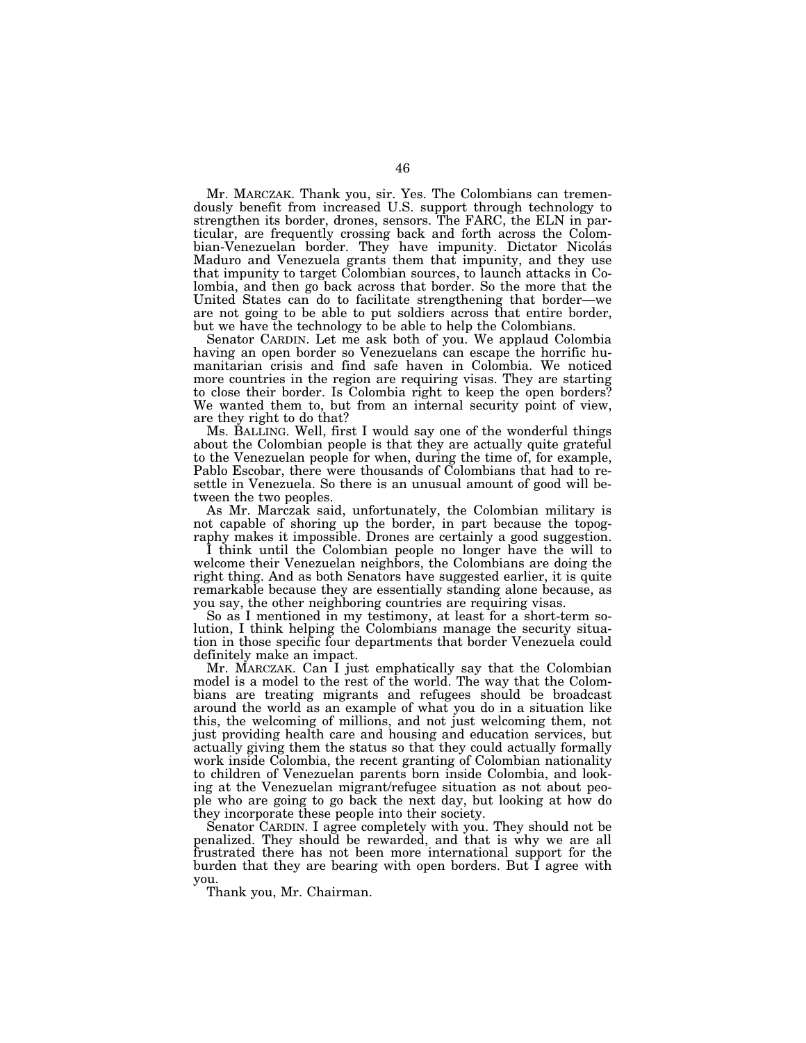Mr. MARCZAK. Thank you, sir. Yes. The Colombians can tremendously benefit from increased U.S. support through technology to strengthen its border, drones, sensors. The FARC, the ELN in particular, are frequently crossing back and forth across the Colombian-Venezuelan border. They have impunity. Dictator Nicolás Maduro and Venezuela grants them that impunity, and they use that impunity to target Colombian sources, to launch attacks in Colombia, and then go back across that border. So the more that the United States can do to facilitate strengthening that border—we are not going to be able to put soldiers across that entire border, but we have the technology to be able to help the Colombians.

Senator CARDIN. Let me ask both of you. We applaud Colombia having an open border so Venezuelans can escape the horrific humanitarian crisis and find safe haven in Colombia. We noticed more countries in the region are requiring visas. They are starting to close their border. Is Colombia right to keep the open borders? We wanted them to, but from an internal security point of view, are they right to do that?

Ms. BALLING. Well, first I would say one of the wonderful things about the Colombian people is that they are actually quite grateful to the Venezuelan people for when, during the time of, for example, Pablo Escobar, there were thousands of Colombians that had to resettle in Venezuela. So there is an unusual amount of good will between the two peoples.

As Mr. Marczak said, unfortunately, the Colombian military is not capable of shoring up the border, in part because the topography makes it impossible. Drones are certainly a good suggestion.

I think until the Colombian people no longer have the will to welcome their Venezuelan neighbors, the Colombians are doing the right thing. And as both Senators have suggested earlier, it is quite remarkable because they are essentially standing alone because, as you say, the other neighboring countries are requiring visas.

So as I mentioned in my testimony, at least for a short-term solution, I think helping the Colombians manage the security situation in those specific four departments that border Venezuela could definitely make an impact.

Mr. MARCZAK. Can I just emphatically say that the Colombian model is a model to the rest of the world. The way that the Colombians are treating migrants and refugees should be broadcast around the world as an example of what you do in a situation like this, the welcoming of millions, and not just welcoming them, not just providing health care and housing and education services, but actually giving them the status so that they could actually formally work inside Colombia, the recent granting of Colombian nationality to children of Venezuelan parents born inside Colombia, and looking at the Venezuelan migrant/refugee situation as not about people who are going to go back the next day, but looking at how do they incorporate these people into their society.

Senator CARDIN. I agree completely with you. They should not be penalized. They should be rewarded, and that is why we are all frustrated there has not been more international support for the burden that they are bearing with open borders. But I agree with you.

Thank you, Mr. Chairman.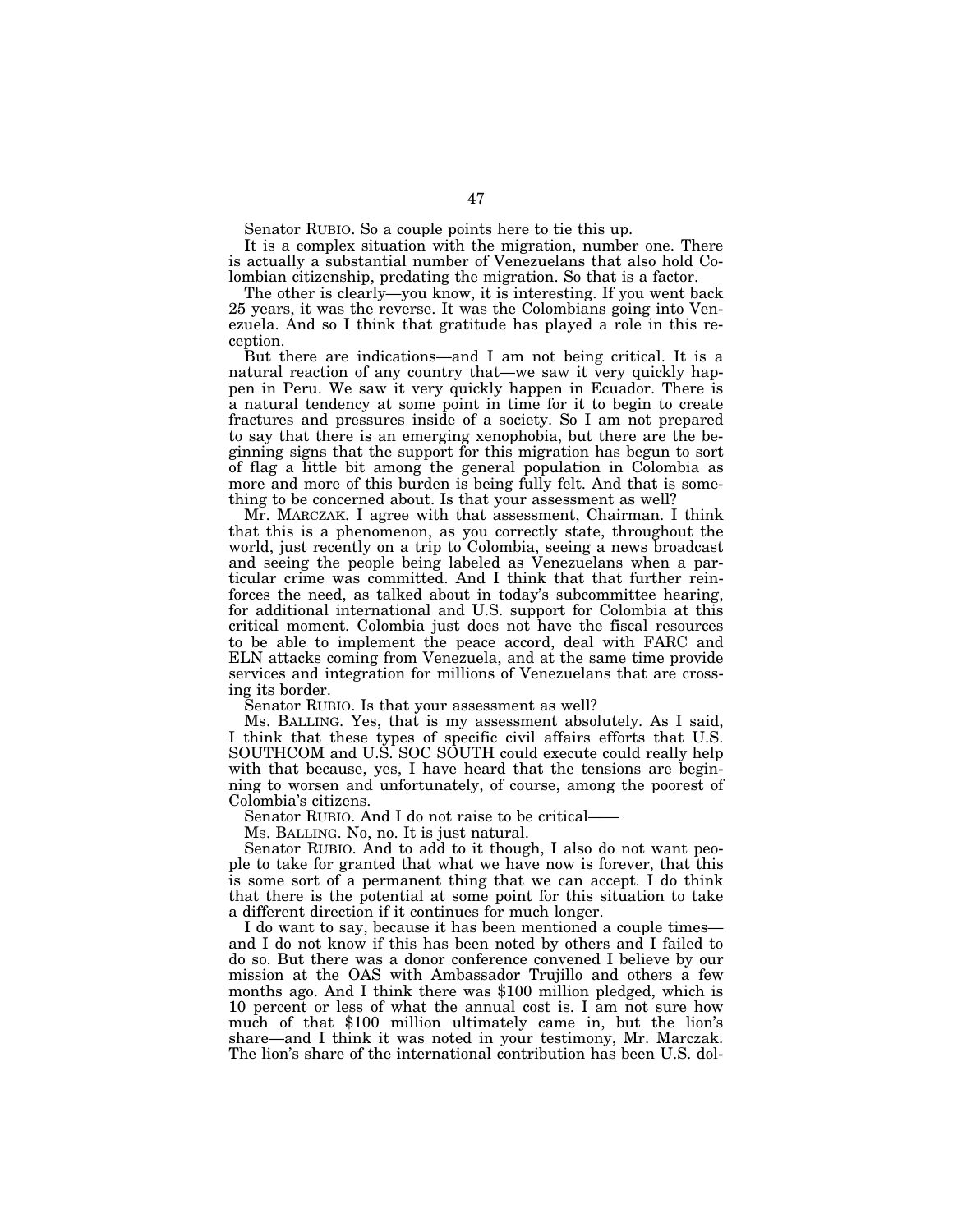Senator RUBIO. So a couple points here to tie this up.

It is a complex situation with the migration, number one. There is actually a substantial number of Venezuelans that also hold Colombian citizenship, predating the migration. So that is a factor.

The other is clearly—you know, it is interesting. If you went back 25 years, it was the reverse. It was the Colombians going into Venezuela. And so I think that gratitude has played a role in this reception.

But there are indications—and I am not being critical. It is a natural reaction of any country that—we saw it very quickly happen in Peru. We saw it very quickly happen in Ecuador. There is a natural tendency at some point in time for it to begin to create fractures and pressures inside of a society. So I am not prepared to say that there is an emerging xenophobia, but there are the beginning signs that the support for this migration has begun to sort of flag a little bit among the general population in Colombia as more and more of this burden is being fully felt. And that is something to be concerned about. Is that your assessment as well?

Mr. MARCZAK. I agree with that assessment, Chairman. I think that this is a phenomenon, as you correctly state, throughout the world, just recently on a trip to Colombia, seeing a news broadcast and seeing the people being labeled as Venezuelans when a particular crime was committed. And I think that that further reinforces the need, as talked about in today's subcommittee hearing, for additional international and U.S. support for Colombia at this critical moment. Colombia just does not have the fiscal resources to be able to implement the peace accord, deal with FARC and ELN attacks coming from Venezuela, and at the same time provide services and integration for millions of Venezuelans that are crossing its border.

Senator RUBIO. Is that your assessment as well?

Ms. BALLING. Yes, that is my assessment absolutely. As I said, I think that these types of specific civil affairs efforts that U.S. SOUTHCOM and U.S. SOC SOUTH could execute could really help with that because, yes, I have heard that the tensions are beginning to worsen and unfortunately, of course, among the poorest of Colombia's citizens.

Senator RUBIO. And I do not raise to be critical——

Ms. BALLING. No, no. It is just natural.

Senator RUBIO. And to add to it though, I also do not want people to take for granted that what we have now is forever, that this is some sort of a permanent thing that we can accept. I do think that there is the potential at some point for this situation to take a different direction if it continues for much longer.

I do want to say, because it has been mentioned a couple times—and I do not know if this has been noted by others and I failed to do so. But there was a donor conference convened I believe by our mission at the OAS with Ambassador Trujillo and others a few months ago. And I think there was $100 million pledged, which is 10 percent or less of what the annual cost is. I am not sure how much of that $100 million ultimately came in, but the lion's share—and I think it was noted in your testimony, Mr. Marczak. The lion's share of the international contribution has been U.S. dol-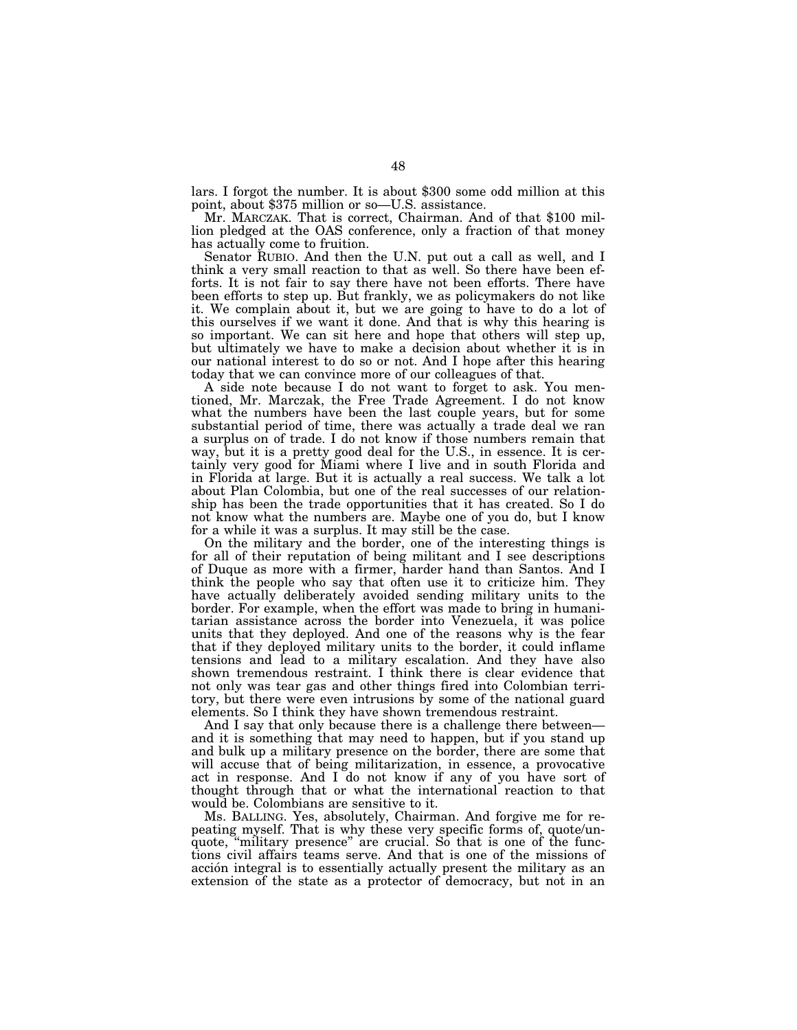lars. I forgot the number. It is about $300 some odd million at this point, about $375 million or so—U.S. assistance.

Mr. MARCZAK. That is correct, Chairman. And of that $100 million pledged at the OAS conference, only a fraction of that money has actually come to fruition.

Senator RUBIO. And then the U.N. put out a call as well, and I think a very small reaction to that as well. So there have been efforts. It is not fair to say there have not been efforts. There have been efforts to step up. But frankly, we as policymakers do not like it. We complain about it, but we are going to have to do a lot of this ourselves if we want it done. And that is why this hearing is so important. We can sit here and hope that others will step up, but ultimately we have to make a decision about whether it is in our national interest to do so or not. And I hope after this hearing today that we can convince more of our colleagues of that.

A side note because I do not want to forget to ask. You mentioned, Mr. Marczak, the Free Trade Agreement. I do not know what the numbers have been the last couple years, but for some substantial period of time, there was actually a trade deal we ran a surplus on of trade. I do not know if those numbers remain that way, but it is a pretty good deal for the U.S., in essence. It is certainly very good for Miami where I live and in south Florida and in Florida at large. But it is actually a real success. We talk a lot about Plan Colombia, but one of the real successes of our relationship has been the trade opportunities that it has created. So I do not know what the numbers are. Maybe one of you do, but I know for a while it was a surplus. It may still be the case.

On the military and the border, one of the interesting things is for all of their reputation of being militant and I see descriptions of Duque as more with a firmer, harder hand than Santos. And I think the people who say that often use it to criticize him. They have actually deliberately avoided sending military units to the border. For example, when the effort was made to bring in humanitarian assistance across the border into Venezuela, it was police units that they deployed. And one of the reasons why is the fear that if they deployed military units to the border, it could inflame tensions and lead to a military escalation. And they have also shown tremendous restraint. I think there is clear evidence that not only was tear gas and other things fired into Colombian territory, but there were even intrusions by some of the national guard elements. So I think they have shown tremendous restraint.

And I say that only because there is a challenge there between—and it is something that may need to happen, but if you stand up and bulk up a military presence on the border, there are some that will accuse that of being militarization, in essence, a provocative act in response. And I do not know if any of you have sort of thought through that or what the international reaction to that would be. Colombians are sensitive to it.

Ms. BALLING. Yes, absolutely, Chairman. And forgive me for repeating myself. That is why these very specific forms of, quote/unquote, "military presence" are crucial. So that is one of the functions civil affairs teams serve. And that is one of the missions of acción integral is to essentially actually present the military as an extension of the state as a protector of democracy, but not in an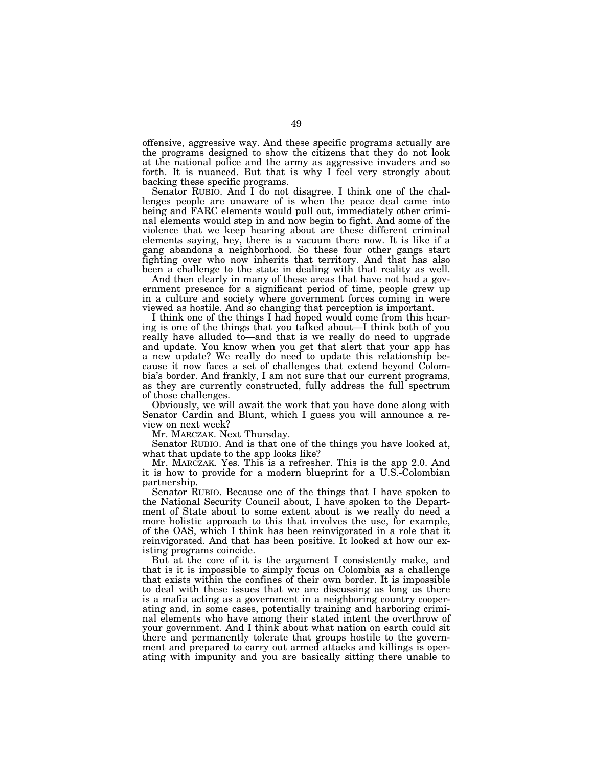offensive, aggressive way. And these specific programs actually are the programs designed to show the citizens that they do not look at the national police and the army as aggressive invaders and so forth. It is nuanced. But that is why I feel very strongly about backing these specific programs.

Senator RUBIO. And I do not disagree. I think one of the challenges people are unaware of is when the peace deal came into being and FARC elements would pull out, immediately other criminal elements would step in and now begin to fight. And some of the violence that we keep hearing about are these different criminal elements saying, hey, there is a vacuum there now. It is like if a gang abandons a neighborhood. So these four other gangs start fighting over who now inherits that territory. And that has also been a challenge to the state in dealing with that reality as well.

And then clearly in many of these areas that have not had a government presence for a significant period of time, people grew up in a culture and society where government forces coming in were viewed as hostile. And so changing that perception is important.

I think one of the things I had hoped would come from this hearing is one of the things that you talked about—I think both of you really have alluded to—and that is we really do need to upgrade and update. You know when you get that alert that your app has a new update? We really do need to update this relationship because it now faces a set of challenges that extend beyond Colombia's border. And frankly, I am not sure that our current programs, as they are currently constructed, fully address the full spectrum of those challenges.

Obviously, we will await the work that you have done along with Senator Cardin and Blunt, which I guess you will announce a review on next week?

Mr. MARCZAK. Next Thursday.

Senator RUBIO. And is that one of the things you have looked at, what that update to the app looks like?

Mr. MARCZAK. Yes. This is a refresher. This is the app 2.0. And it is how to provide for a modern blueprint for a U.S.-Colombian partnership.

Senator RUBIO. Because one of the things that I have spoken to the National Security Council about, I have spoken to the Department of State about to some extent about is we really do need a more holistic approach to this that involves the use, for example, of the OAS, which I think has been reinvigorated in a role that it reinvigorated. And that has been positive. It looked at how our existing programs coincide.

But at the core of it is the argument I consistently make, and that is it is impossible to simply focus on Colombia as a challenge that exists within the confines of their own border. It is impossible to deal with these issues that we are discussing as long as there is a mafia acting as a government in a neighboring country cooperating and, in some cases, potentially training and harboring criminal elements who have among their stated intent the overthrow of your government. And I think about what nation on earth could sit there and permanently tolerate that groups hostile to the government and prepared to carry out armed attacks and killings is operating with impunity and you are basically sitting there unable to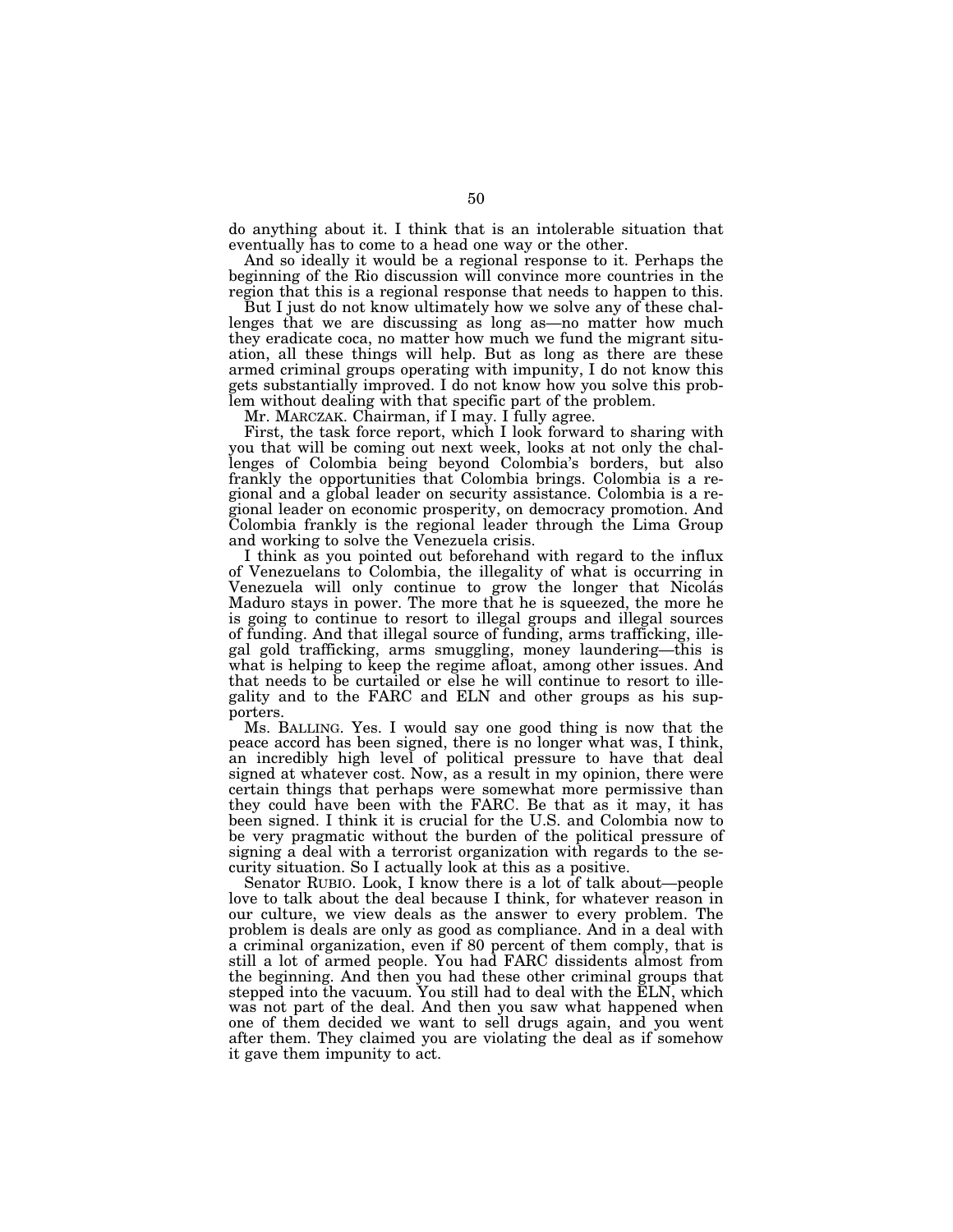do anything about it. I think that is an intolerable situation that eventually has to come to a head one way or the other.

And so ideally it would be a regional response to it. Perhaps the beginning of the Rio discussion will convince more countries in the region that this is a regional response that needs to happen to this.

But I just do not know ultimately how we solve any of these challenges that we are discussing as long as—no matter how much they eradicate coca, no matter how much we fund the migrant situation, all these things will help. But as long as there are these armed criminal groups operating with impunity, I do not know this gets substantially improved. I do not know how you solve this problem without dealing with that specific part of the problem.

Mr. MARCZAK. Chairman, if I may. I fully agree.

First, the task force report, which I look forward to sharing with you that will be coming out next week, looks at not only the challenges of Colombia being beyond Colombia's borders, but also frankly the opportunities that Colombia brings. Colombia is a regional and a global leader on security assistance. Colombia is a regional leader on economic prosperity, on democracy promotion. And Colombia frankly is the regional leader through the Lima Group and working to solve the Venezuela crisis.

I think as you pointed out beforehand with regard to the influx of Venezuelans to Colombia, the illegality of what is occurring in Venezuela will only continue to grow the longer that Nicolás Maduro stays in power. The more that he is squeezed, the more he is going to continue to resort to illegal groups and illegal sources of funding. And that illegal source of funding, arms trafficking, illegal gold trafficking, arms smuggling, money laundering—this is what is helping to keep the regime afloat, among other issues. And that needs to be curtailed or else he will continue to resort to illegality and to the FARC and ELN and other groups as his supporters.

Ms. BALLING. Yes. I would say one good thing is now that the peace accord has been signed, there is no longer what was, I think, an incredibly high level of political pressure to have that deal signed at whatever cost. Now, as a result in my opinion, there were certain things that perhaps were somewhat more permissive than they could have been with the FARC. Be that as it may, it has been signed. I think it is crucial for the U.S. and Colombia now to be very pragmatic without the burden of the political pressure of signing a deal with a terrorist organization with regards to the security situation. So I actually look at this as a positive.

Senator RUBIO. Look, I know there is a lot of talk about—people love to talk about the deal because I think, for whatever reason in our culture, we view deals as the answer to every problem. The problem is deals are only as good as compliance. And in a deal with a criminal organization, even if 80 percent of them comply, that is still a lot of armed people. You had FARC dissidents almost from the beginning. And then you had these other criminal groups that stepped into the vacuum. You still had to deal with the ELN, which was not part of the deal. And then you saw what happened when one of them decided we want to sell drugs again, and you went after them. They claimed you are violating the deal as if somehow it gave them impunity to act.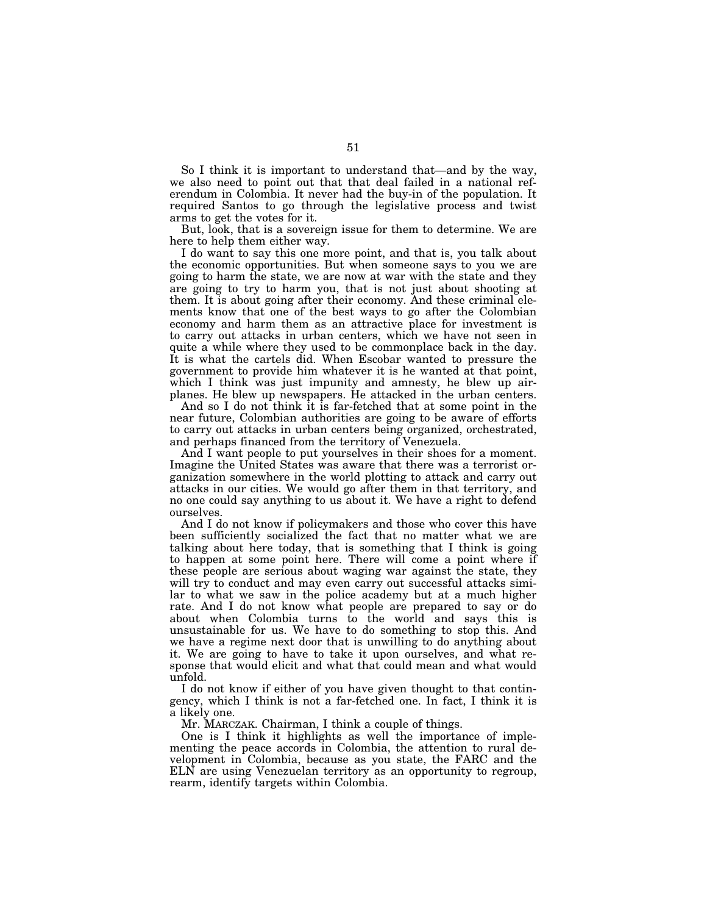So I think it is important to understand that—and by the way, we also need to point out that that deal failed in a national referendum in Colombia. It never had the buy-in of the population. It required Santos to go through the legislative process and twist arms to get the votes for it.

But, look, that is a sovereign issue for them to determine. We are here to help them either way.

I do want to say this one more point, and that is, you talk about the economic opportunities. But when someone says to you we are going to harm the state, we are now at war with the state and they are going to try to harm you, that is not just about shooting at them. It is about going after their economy. And these criminal elements know that one of the best ways to go after the Colombian economy and harm them as an attractive place for investment is to carry out attacks in urban centers, which we have not seen in quite a while where they used to be commonplace back in the day. It is what the cartels did. When Escobar wanted to pressure the government to provide him whatever it is he wanted at that point, which I think was just impunity and amnesty, he blew up airplanes. He blew up newspapers. He attacked in the urban centers.

And so I do not think it is far-fetched that at some point in the near future, Colombian authorities are going to be aware of efforts to carry out attacks in urban centers being organized, orchestrated, and perhaps financed from the territory of Venezuela.

And I want people to put yourselves in their shoes for a moment. Imagine the United States was aware that there was a terrorist organization somewhere in the world plotting to attack and carry out attacks in our cities. We would go after them in that territory, and no one could say anything to us about it. We have a right to defend ourselves.

And I do not know if policymakers and those who cover this have been sufficiently socialized the fact that no matter what we are talking about here today, that is something that I think is going to happen at some point here. There will come a point where if these people are serious about waging war against the state, they will try to conduct and may even carry out successful attacks similar to what we saw in the police academy but at a much higher rate. And I do not know what people are prepared to say or do about when Colombia turns to the world and says this is unsustainable for us. We have to do something to stop this. And we have a regime next door that is unwilling to do anything about it. We are going to have to take it upon ourselves, and what response that would elicit and what that could mean and what would unfold.

I do not know if either of you have given thought to that contingency, which I think is not a far-fetched one. In fact, I think it is a likely one.

Mr. MARCZAK. Chairman, I think a couple of things.

One is I think it highlights as well the importance of implementing the peace accords in Colombia, the attention to rural development in Colombia, because as you state, the FARC and the ELN are using Venezuelan territory as an opportunity to regroup, rearm, identify targets within Colombia.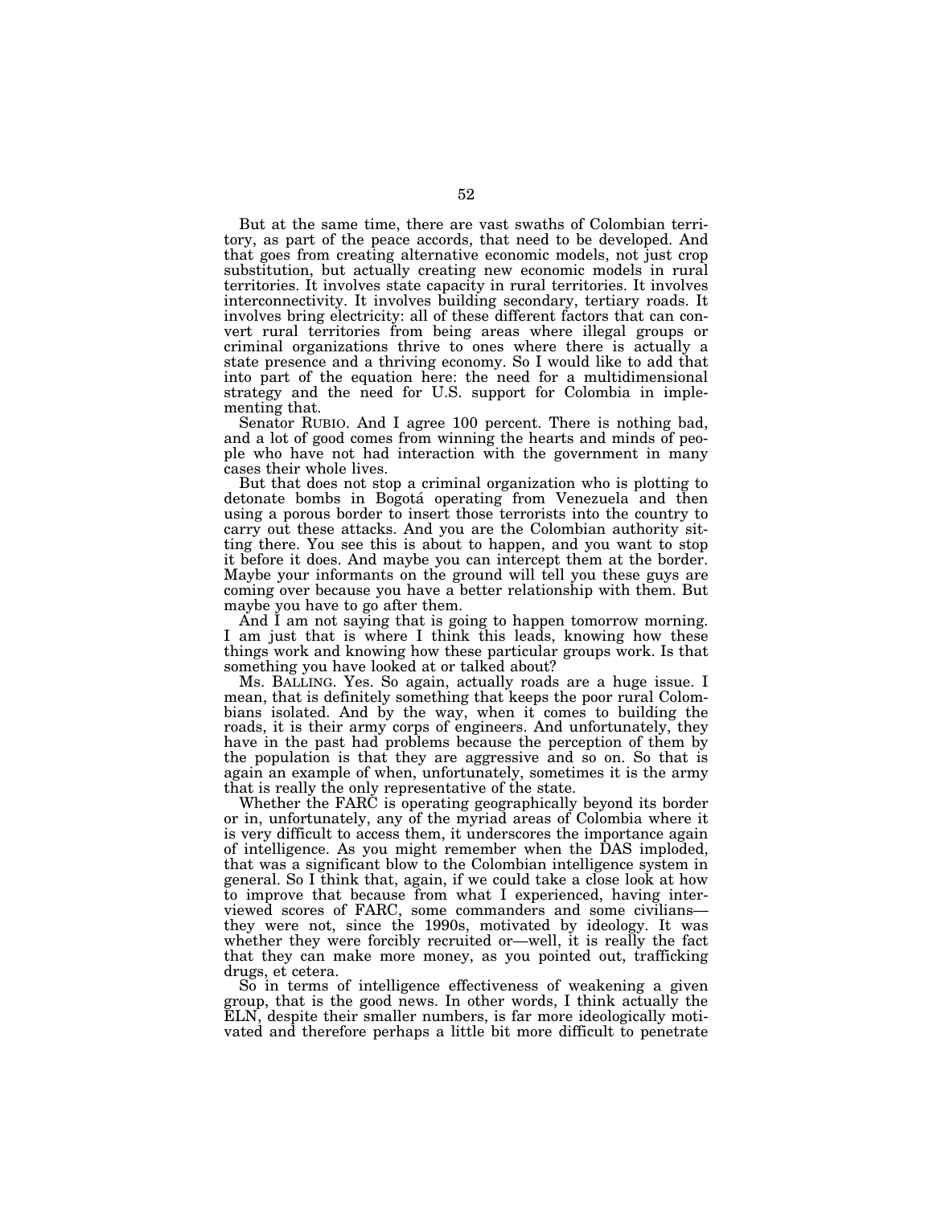But at the same time, there are vast swaths of Colombian territory, as part of the peace accords, that need to be developed. And that goes from creating alternative economic models, not just crop substitution, but actually creating new economic models in rural territories. It involves state capacity in rural territories. It involves interconnectivity. It involves building secondary, tertiary roads. It involves bring electricity: all of these different factors that can convert rural territories from being areas where illegal groups or criminal organizations thrive to ones where there is actually a state presence and a thriving economy. So I would like to add that into part of the equation here: the need for a multidimensional strategy and the need for U.S. support for Colombia in implementing that.

Senator RUBIO. And I agree 100 percent. There is nothing bad, and a lot of good comes from winning the hearts and minds of people who have not had interaction with the government in many cases their whole lives.

But that does not stop a criminal organization who is plotting to detonate bombs in Bogotá operating from Venezuela and then using a porous border to insert those terrorists into the country to carry out these attacks. And you are the Colombian authority sitting there. You see this is about to happen, and you want to stop it before it does. And maybe you can intercept them at the border. Maybe your informants on the ground will tell you these guys are coming over because you have a better relationship with them. But maybe you have to go after them.

And I am not saying that is going to happen tomorrow morning. I am just that is where I think this leads, knowing how these things work and knowing how these particular groups work. Is that something you have looked at or talked about?

Ms. BALLING. Yes. So again, actually roads are a huge issue. I mean, that is definitely something that keeps the poor rural Colombians isolated. And by the way, when it comes to building the roads, it is their army corps of engineers. And unfortunately, they have in the past had problems because the perception of them by the population is that they are aggressive and so on. So that is again an example of when, unfortunately, sometimes it is the army that is really the only representative of the state.

Whether the FARC is operating geographically beyond its border or in, unfortunately, any of the myriad areas of Colombia where it is very difficult to access them, it underscores the importance again of intelligence. As you might remember when the DAS imploded, that was a significant blow to the Colombian intelligence system in general. So I think that, again, if we could take a close look at how to improve that because from what I experienced, having interviewed scores of FARC, some commanders and some civilians—they were not, since the 1990s, motivated by ideology. It was whether they were forcibly recruited or—well, it is really the fact that they can make more money, as you pointed out, trafficking drugs, et cetera.

So in terms of intelligence effectiveness of weakening a given group, that is the good news. In other words, I think actually the ELN, despite their smaller numbers, is far more ideologically motivated and therefore perhaps a little bit more difficult to penetrate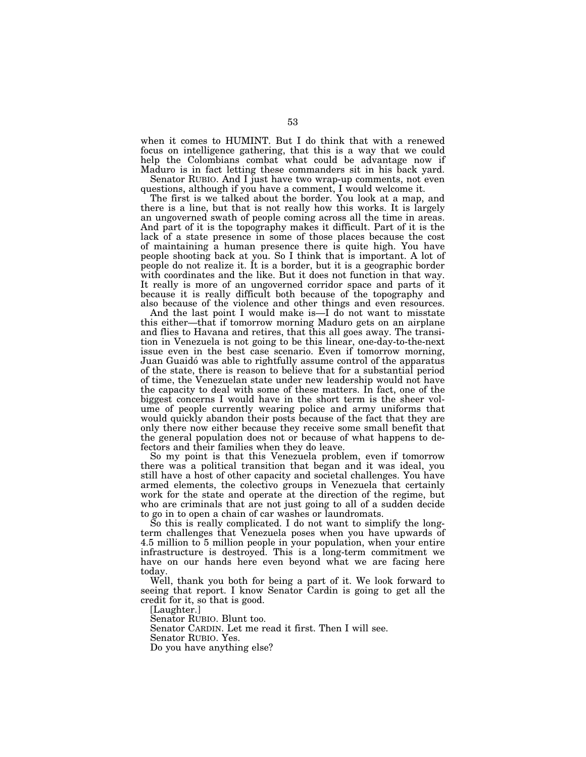when it comes to HUMINT. But I do think that with a renewed focus on intelligence gathering, that this is a way that we could help the Colombians combat what could be advantage now if Maduro is in fact letting these commanders sit in his back yard.

Senator RUBIO. And I just have two wrap-up comments, not even questions, although if you have a comment, I would welcome it.

The first is we talked about the border. You look at a map, and there is a line, but that is not really how this works. It is largely an ungoverned swath of people coming across all the time in areas. And part of it is the topography makes it difficult. Part of it is the lack of a state presence in some of those places because the cost of maintaining a human presence there is quite high. You have people shooting back at you. So I think that is important. A lot of people do not realize it. It is a border, but it is a geographic border with coordinates and the like. But it does not function in that way. It really is more of an ungoverned corridor space and parts of it because it is really difficult both because of the topography and also because of the violence and other things and even resources.

And the last point I would make is—I do not want to misstate this either—that if tomorrow morning Maduro gets on an airplane and flies to Havana and retires, that this all goes away. The transition in Venezuela is not going to be this linear, one-day-to-the-next issue even in the best case scenario. Even if tomorrow morning, Juan Guaidó was able to rightfully assume control of the apparatus of the state, there is reason to believe that for a substantial period of time, the Venezuelan state under new leadership would not have the capacity to deal with some of these matters. In fact, one of the biggest concerns I would have in the short term is the sheer volume of people currently wearing police and army uniforms that would quickly abandon their posts because of the fact that they are only there now either because they receive some small benefit that the general population does not or because of what happens to defectors and their families when they do leave.

So my point is that this Venezuela problem, even if tomorrow there was a political transition that began and it was ideal, you still have a host of other capacity and societal challenges. You have armed elements, the colectivo groups in Venezuela that certainly work for the state and operate at the direction of the regime, but who are criminals that are not just going to all of a sudden decide to go in to open a chain of car washes or laundromats.

So this is really complicated. I do not want to simplify the long-term challenges that Venezuela poses when you have upwards of 4.5 million to 5 million people in your population, when your entire infrastructure is destroyed. This is a long-term commitment we have on our hands here even beyond what we are facing here today.

Well, thank you both for being a part of it. We look forward to seeing that report. I know Senator Cardin is going to get all the credit for it, so that is good.

[Laughter.]

Senator RUBIO. Blunt too.

Senator CARDIN. Let me read it first. Then I will see.

Senator RUBIO. Yes.

Do you have anything else?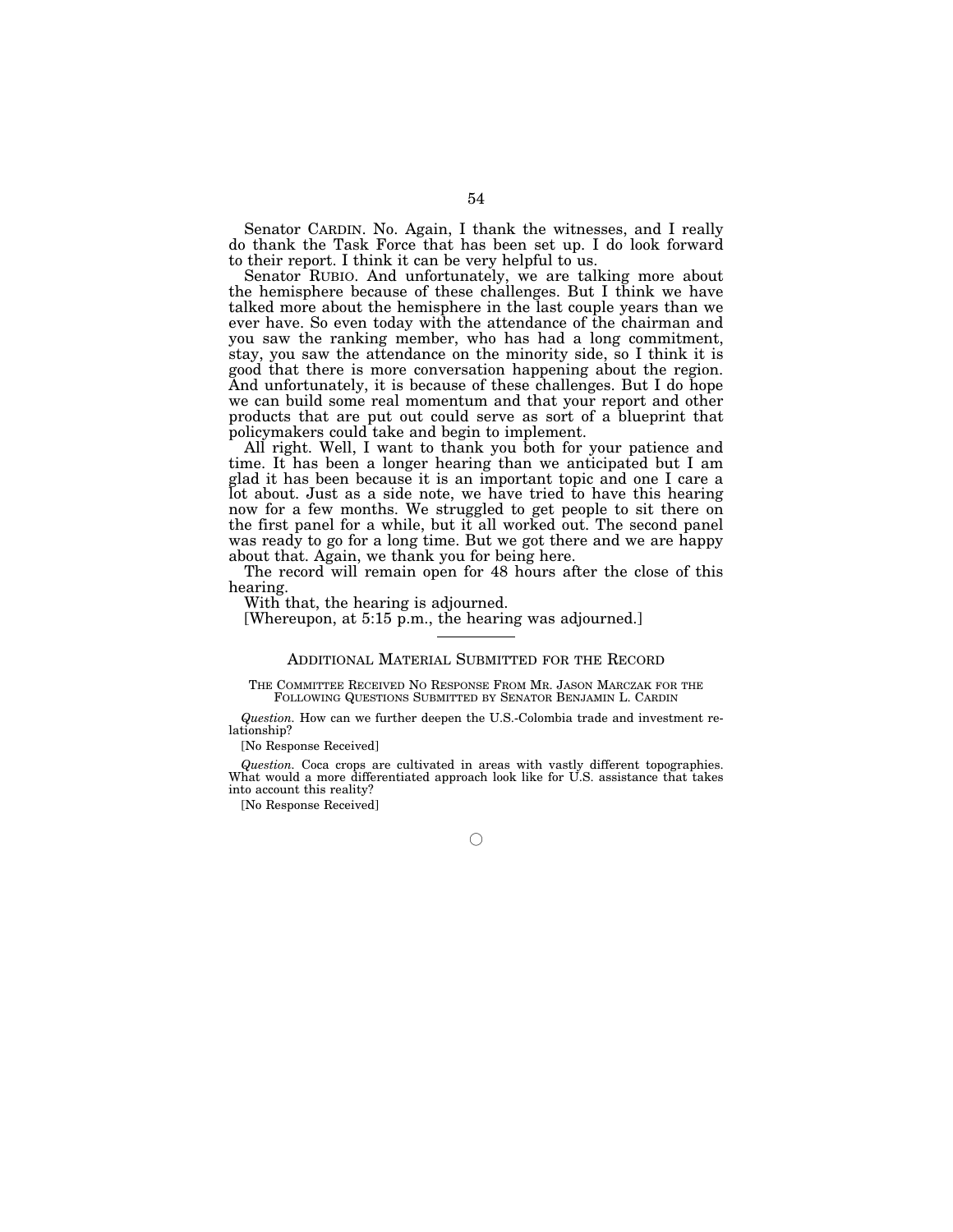Senator CARDIN. No. Again, I thank the witnesses, and I really do thank the Task Force that has been set up. I do look forward to their report. I think it can be very helpful to us.

Senator RUBIO. And unfortunately, we are talking more about the hemisphere because of these challenges. But I think we have talked more about the hemisphere in the last couple years than we ever have. So even today with the attendance of the chairman and you saw the ranking member, who has had a long commitment, stay, you saw the attendance on the minority side, so I think it is good that there is more conversation happening about the region. And unfortunately, it is because of these challenges. But I do hope we can build some real momentum and that your report and other products that are put out could serve as sort of a blueprint that policymakers could take and begin to implement.

All right. Well, I want to thank you both for your patience and time. It has been a longer hearing than we anticipated but I am glad it has been because it is an important topic and one I care a lot about. Just as a side note, we have tried to have this hearing now for a few months. We struggled to get people to sit there on the first panel for a while, but it all worked out. The second panel was ready to go for a long time. But we got there and we are happy about that. Again, we thank you for being here.

The record will remain open for 48 hours after the close of this hearing.

With that, the hearing is adjourned.

[Whereupon, at 5:15 p.m., the hearing was adjourned.]

---

## ADDITIONAL MATERIAL SUBMITTED FOR THE RECORD

THE COMMITTEE RECEIVED NO RESPONSE FROM MR. JASON MARCZAK FOR THE FOLLOWING QUESTIONS SUBMITTED BY SENATOR BENJAMIN L. CARDIN

*Question.* How can we further deepen the U.S.-Colombia trade and investment relationship?

[No Response Received]

*Question.* Coca crops are cultivated in areas with vastly different topographies. What would a more differentiated approach look like for U.S. assistance that takes into account this reality?

[No Response Received]